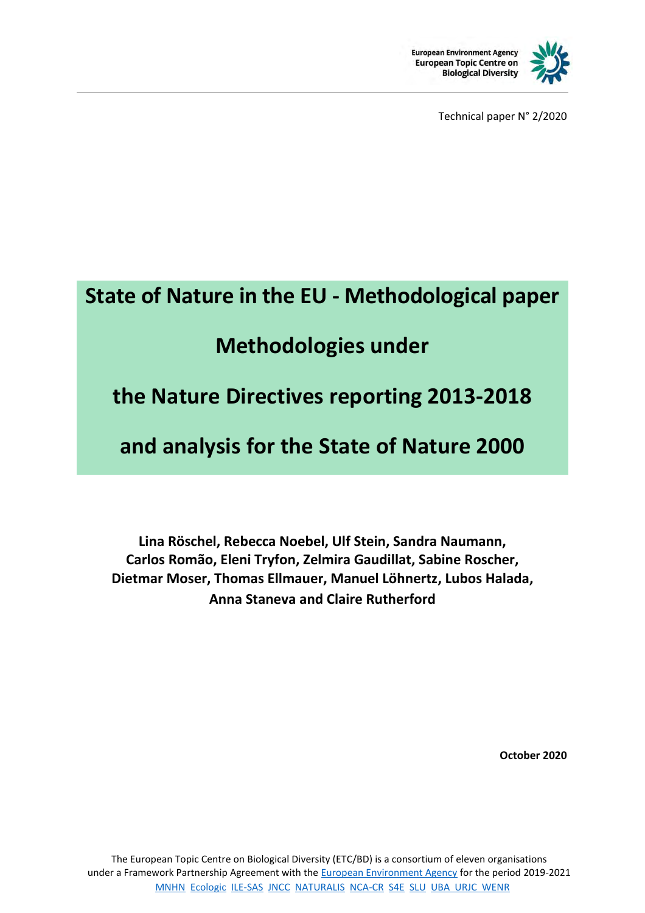European Environment Agency
European Topic Centre on
Biological Diversity

Technical paper N° 2/2020

# State of Nature in the EU - Methodological paper

# Methodologies under

# the Nature Directives reporting 2013-2018

# and analysis for the State of Nature 2000

**Lina Röschel, Rebecca Noebel, Ulf Stein, Sandra Naumann, Carlos Romão, Eleni Tryfon, Zelmira Gaudillat, Sabine Roscher, Dietmar Moser, Thomas Ellmauer, Manuel Löhnertz, Lubos Halada, Anna Staneva and Claire Rutherford**

**October 2020**

The European Topic Centre on Biological Diversity (ETC/BD) is a consortium of eleven organisations under a Framework Partnership Agreement with the European Environment Agency for the period 2019-2021
MNHN Ecologic ILE-SAS JNCC NATURALIS NCA-CR S4E SLU UBA URJC WENR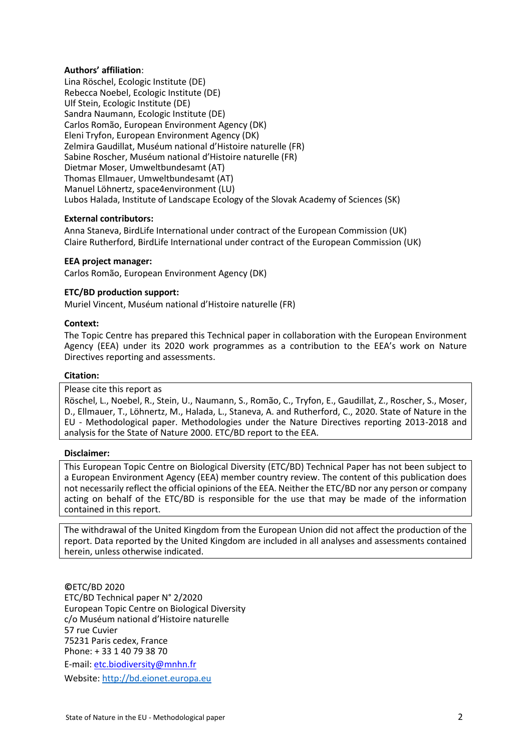**Authors' affiliation**:
Lina Röschel, Ecologic Institute (DE)
Rebecca Noebel, Ecologic Institute (DE)
Ulf Stein, Ecologic Institute (DE)
Sandra Naumann, Ecologic Institute (DE)
Carlos Romão, European Environment Agency (DK)
Eleni Tryfon, European Environment Agency (DK)
Zelmira Gaudillat, Muséum national d'Histoire naturelle (FR)
Sabine Roscher, Muséum national d'Histoire naturelle (FR)
Dietmar Moser, Umweltbundesamt (AT)
Thomas Ellmauer, Umweltbundesamt (AT)
Manuel Löhnertz, space4environment (LU)
Lubos Halada, Institute of Landscape Ecology of the Slovak Academy of Sciences (SK)

**External contributors:**
Anna Staneva, BirdLife International under contract of the European Commission (UK)
Claire Rutherford, BirdLife International under contract of the European Commission (UK)

**EEA project manager:**
Carlos Romão, European Environment Agency (DK)

**ETC/BD production support:**
Muriel Vincent, Muséum national d'Histoire naturelle (FR)

**Context:**
The Topic Centre has prepared this Technical paper in collaboration with the European Environment Agency (EEA) under its 2020 work programmes as a contribution to the EEA's work on Nature Directives reporting and assessments.

**Citation:**

Please cite this report as
Röschel, L., Noebel, R., Stein, U., Naumann, S., Romão, C., Tryfon, E., Gaudillat, Z., Roscher, S., Moser, D., Ellmauer, T., Löhnertz, M., Halada, L., Staneva, A. and Rutherford, C., 2020. State of Nature in the EU - Methodological paper. Methodologies under the Nature Directives reporting 2013-2018 and analysis for the State of Nature 2000. ETC/BD report to the EEA.

**Disclaimer:**

This European Topic Centre on Biological Diversity (ETC/BD) Technical Paper has not been subject to a European Environment Agency (EEA) member country review. The content of this publication does not necessarily reflect the official opinions of the EEA. Neither the ETC/BD nor any person or company acting on behalf of the ETC/BD is responsible for the use that may be made of the information contained in this report.

The withdrawal of the United Kingdom from the European Union did not affect the production of the report. Data reported by the United Kingdom are included in all analyses and assessments contained herein, unless otherwise indicated.

**©**ETC/BD 2020
ETC/BD Technical paper N° 2/2020
European Topic Centre on Biological Diversity
c/o Muséum national d'Histoire naturelle
57 rue Cuvier
75231 Paris cedex, France
Phone: + 33 1 40 79 38 70
E-mail: etc.biodiversity@mnhn.fr
Website: http://bd.eionet.europa.eu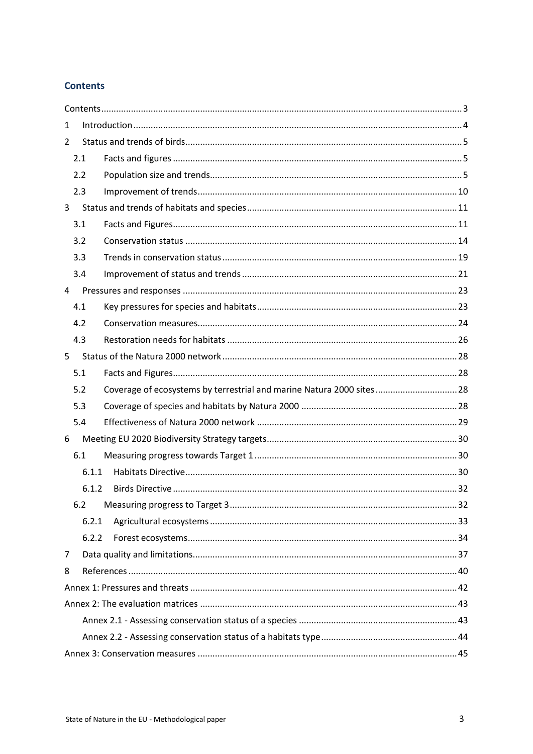## Contents

Contents ........................................................................................................................................ 3

1 Introduction ........................................................................................................................... 4

2 Status and trends of birds ..................................................................................................... 5

  2.1 Facts and figures ............................................................................................................. 5

  2.2 Population size and trends ............................................................................................... 5

  2.3 Improvement of trends .................................................................................................... 10

3 Status and trends of habitats and species ........................................................................... 11

  3.1 Facts and Figures ............................................................................................................ 11

  3.2 Conservation status ......................................................................................................... 14

  3.3 Trends in conservation status .......................................................................................... 19

  3.4 Improvement of status and trends .................................................................................. 21

4 Pressures and responses ..................................................................................................... 23

  4.1 Key pressures for species and habitats ........................................................................... 23

  4.2 Conservation measures ................................................................................................... 24

  4.3 Restoration needs for habitats ........................................................................................ 26

5 Status of the Natura 2000 network ...................................................................................... 28

  5.1 Facts and Figures ............................................................................................................ 28

  5.2 Coverage of ecosystems by terrestrial and marine Natura 2000 sites ............................ 28

  5.3 Coverage of species and habitats by Natura 2000 .......................................................... 28

  5.4 Effectiveness of Natura 2000 network ............................................................................ 29

6 Meeting EU 2020 Biodiversity Strategy targets .................................................................. 30

  6.1 Measuring progress towards Target 1 ............................................................................ 30

    6.1.1 Habitats Directive ....................................................................................................... 30

    6.1.2 Birds Directive ............................................................................................................ 32

  6.2 Measuring progress to Target 3 ...................................................................................... 32

    6.2.1 Agricultural ecosystems .............................................................................................. 33

    6.2.2 Forest ecosystems ....................................................................................................... 34

7 Data quality and limitations ................................................................................................. 37

8 References ............................................................................................................................ 40

Annex 1: Pressures and threats ............................................................................................... 42

Annex 2: The evaluation matrices ........................................................................................... 43

  Annex 2.1 - Assessing conservation status of a species ......................................................... 43

  Annex 2.2 - Assessing conservation status of a habitats type ................................................ 44

Annex 3: Conservation measures ............................................................................................ 45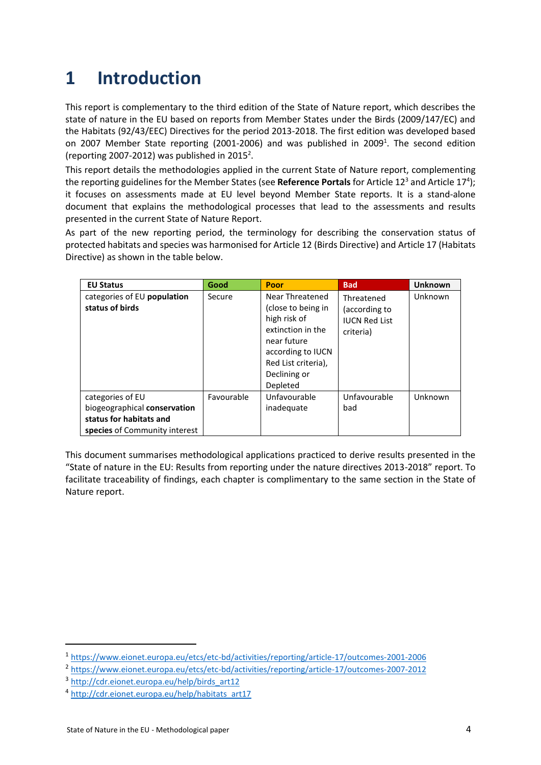# 1 Introduction

This report is complementary to the third edition of the State of Nature report, which describes the state of nature in the EU based on reports from Member States under the Birds (2009/147/EC) and the Habitats (92/43/EEC) Directives for the period 2013-2018. The first edition was developed based on 2007 Member State reporting (2001-2006) and was published in 2009[1]. The second edition (reporting 2007-2012) was published in 2015[2].

This report details the methodologies applied in the current State of Nature report, complementing the reporting guidelines for the Member States (see **Reference Portals** for Article 12[3] and Article 17[4]); it focuses on assessments made at EU level beyond Member State reports. It is a stand-alone document that explains the methodological processes that lead to the assessments and results presented in the current State of Nature Report.

As part of the new reporting period, the terminology for describing the conservation status of protected habitats and species was harmonised for Article 12 (Birds Directive) and Article 17 (Habitats Directive) as shown in the table below.

| EU Status | Good | Poor | Bad | Unknown |
|---|---|---|---|---|
| categories of EU **population status of birds** | Secure | Near Threatened (close to being in high risk of extinction in the near future according to IUCN Red List criteria), Declining or Depleted | Threatened (according to IUCN Red List criteria) | Unknown |
| categories of EU biogeographical **conservation status for habitats and species** of Community interest | Favourable | Unfavourable inadequate | Unfavourable bad | Unknown |

This document summarises methodological applications practiced to derive results presented in the "State of nature in the EU: Results from reporting under the nature directives 2013-2018" report. To facilitate traceability of findings, each chapter is complimentary to the same section in the State of Nature report.

[1] https://www.eionet.europa.eu/etcs/etc-bd/activities/reporting/article-17/outcomes-2001-2006

[2] https://www.eionet.europa.eu/etcs/etc-bd/activities/reporting/article-17/outcomes-2007-2012

[3] http://cdr.eionet.europa.eu/help/birds_art12

[4] http://cdr.eionet.europa.eu/help/habitats_art17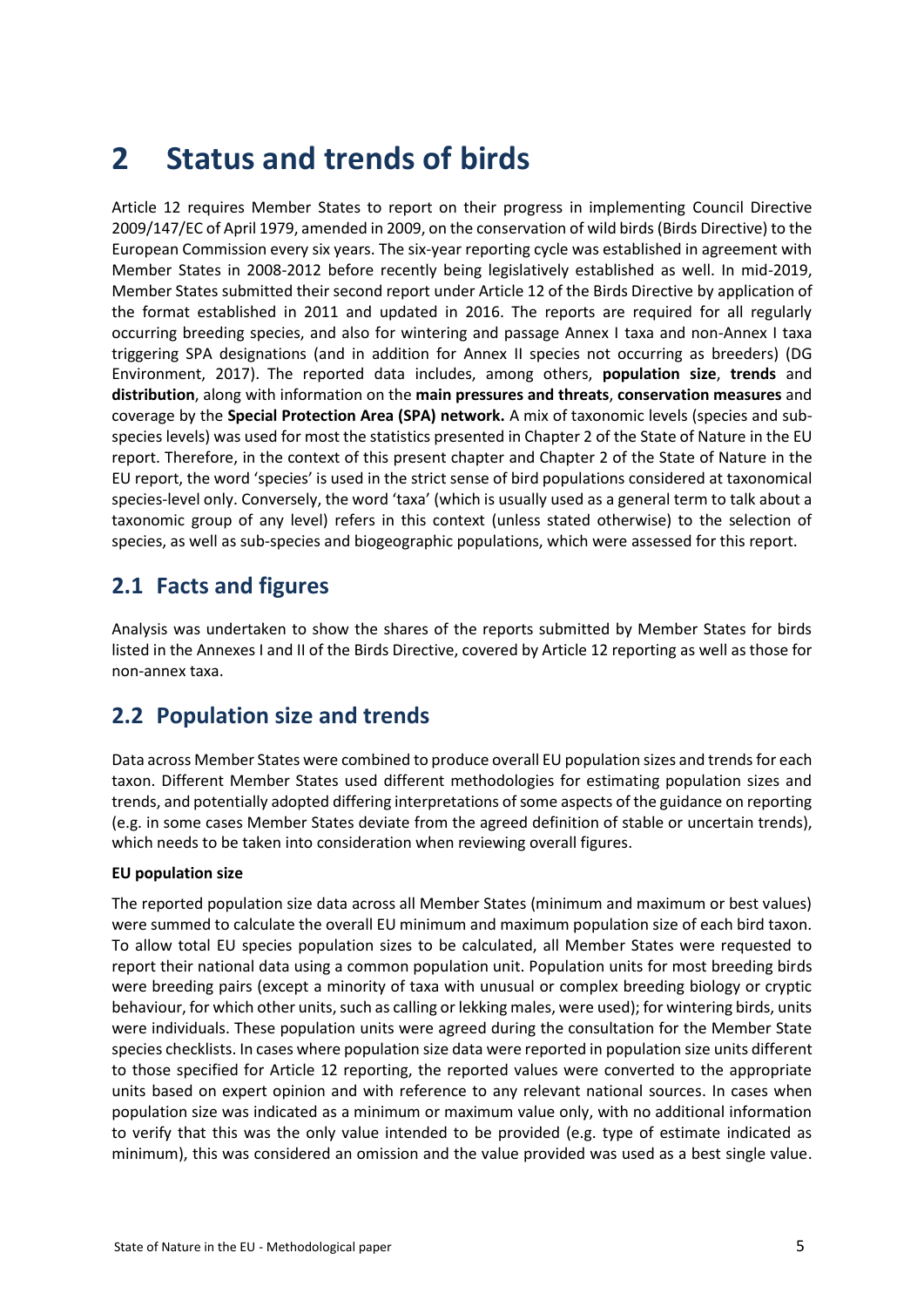# 2 Status and trends of birds

Article 12 requires Member States to report on their progress in implementing Council Directive 2009/147/EC of April 1979, amended in 2009, on the conservation of wild birds (Birds Directive) to the European Commission every six years. The six-year reporting cycle was established in agreement with Member States in 2008-2012 before recently being legislatively established as well. In mid-2019, Member States submitted their second report under Article 12 of the Birds Directive by application of the format established in 2011 and updated in 2016. The reports are required for all regularly occurring breeding species, and also for wintering and passage Annex I taxa and non-Annex I taxa triggering SPA designations (and in addition for Annex II species not occurring as breeders) (DG Environment, 2017). The reported data includes, among others, **population size**, **trends** and **distribution**, along with information on the **main pressures and threats**, **conservation measures** and coverage by the **Special Protection Area (SPA) network.** A mix of taxonomic levels (species and sub-species levels) was used for most the statistics presented in Chapter 2 of the State of Nature in the EU report. Therefore, in the context of this present chapter and Chapter 2 of the State of Nature in the EU report, the word 'species' is used in the strict sense of bird populations considered at taxonomical species-level only. Conversely, the word 'taxa' (which is usually used as a general term to talk about a taxonomic group of any level) refers in this context (unless stated otherwise) to the selection of species, as well as sub-species and biogeographic populations, which were assessed for this report.

## 2.1 Facts and figures

Analysis was undertaken to show the shares of the reports submitted by Member States for birds listed in the Annexes I and II of the Birds Directive, covered by Article 12 reporting as well as those for non-annex taxa.

## 2.2 Population size and trends

Data across Member States were combined to produce overall EU population sizes and trends for each taxon. Different Member States used different methodologies for estimating population sizes and trends, and potentially adopted differing interpretations of some aspects of the guidance on reporting (e.g. in some cases Member States deviate from the agreed definition of stable or uncertain trends), which needs to be taken into consideration when reviewing overall figures.

**EU population size**

The reported population size data across all Member States (minimum and maximum or best values) were summed to calculate the overall EU minimum and maximum population size of each bird taxon. To allow total EU species population sizes to be calculated, all Member States were requested to report their national data using a common population unit. Population units for most breeding birds were breeding pairs (except a minority of taxa with unusual or complex breeding biology or cryptic behaviour, for which other units, such as calling or lekking males, were used); for wintering birds, units were individuals. These population units were agreed during the consultation for the Member State species checklists. In cases where population size data were reported in population size units different to those specified for Article 12 reporting, the reported values were converted to the appropriate units based on expert opinion and with reference to any relevant national sources. In cases when population size was indicated as a minimum or maximum value only, with no additional information to verify that this was the only value intended to be provided (e.g. type of estimate indicated as minimum), this was considered an omission and the value provided was used as a best single value.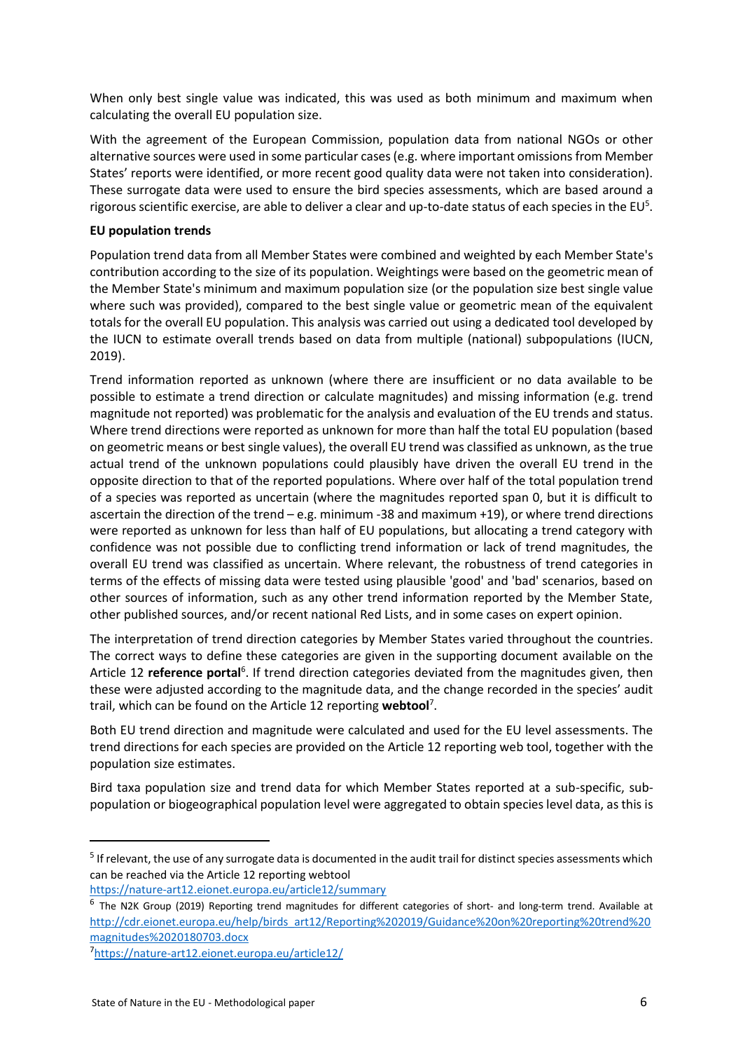When only best single value was indicated, this was used as both minimum and maximum when calculating the overall EU population size.

With the agreement of the European Commission, population data from national NGOs or other alternative sources were used in some particular cases (e.g. where important omissions from Member States' reports were identified, or more recent good quality data were not taken into consideration). These surrogate data were used to ensure the bird species assessments, which are based around a rigorous scientific exercise, are able to deliver a clear and up-to-date status of each species in the EU[5].

**EU population trends**

Population trend data from all Member States were combined and weighted by each Member State's contribution according to the size of its population. Weightings were based on the geometric mean of the Member State's minimum and maximum population size (or the population size best single value where such was provided), compared to the best single value or geometric mean of the equivalent totals for the overall EU population. This analysis was carried out using a dedicated tool developed by the IUCN to estimate overall trends based on data from multiple (national) subpopulations (IUCN, 2019).

Trend information reported as unknown (where there are insufficient or no data available to be possible to estimate a trend direction or calculate magnitudes) and missing information (e.g. trend magnitude not reported) was problematic for the analysis and evaluation of the EU trends and status. Where trend directions were reported as unknown for more than half the total EU population (based on geometric means or best single values), the overall EU trend was classified as unknown, as the true actual trend of the unknown populations could plausibly have driven the overall EU trend in the opposite direction to that of the reported populations. Where over half of the total population trend of a species was reported as uncertain (where the magnitudes reported span 0, but it is difficult to ascertain the direction of the trend – e.g. minimum -38 and maximum +19), or where trend directions were reported as unknown for less than half of EU populations, but allocating a trend category with confidence was not possible due to conflicting trend information or lack of trend magnitudes, the overall EU trend was classified as uncertain. Where relevant, the robustness of trend categories in terms of the effects of missing data were tested using plausible 'good' and 'bad' scenarios, based on other sources of information, such as any other trend information reported by the Member State, other published sources, and/or recent national Red Lists, and in some cases on expert opinion.

The interpretation of trend direction categories by Member States varied throughout the countries. The correct ways to define these categories are given in the supporting document available on the Article 12 **reference portal**[6]. If trend direction categories deviated from the magnitudes given, then these were adjusted according to the magnitude data, and the change recorded in the species' audit trail, which can be found on the Article 12 reporting **webtool**[7].

Both EU trend direction and magnitude were calculated and used for the EU level assessments. The trend directions for each species are provided on the Article 12 reporting web tool, together with the population size estimates.

Bird taxa population size and trend data for which Member States reported at a sub-specific, sub-population or biogeographical population level were aggregated to obtain species level data, as this is

---

[5] If relevant, the use of any surrogate data is documented in the audit trail for distinct species assessments which can be reached via the Article 12 reporting webtool https://nature-art12.eionet.europa.eu/article12/summary

[6] The N2K Group (2019) Reporting trend magnitudes for different categories of short- and long-term trend. Available at http://cdr.eionet.europa.eu/help/birds_art12/Reporting%202019/Guidance%20on%20reporting%20trend%20magnitudes%2020180703.docx

[7] https://nature-art12.eionet.europa.eu/article12/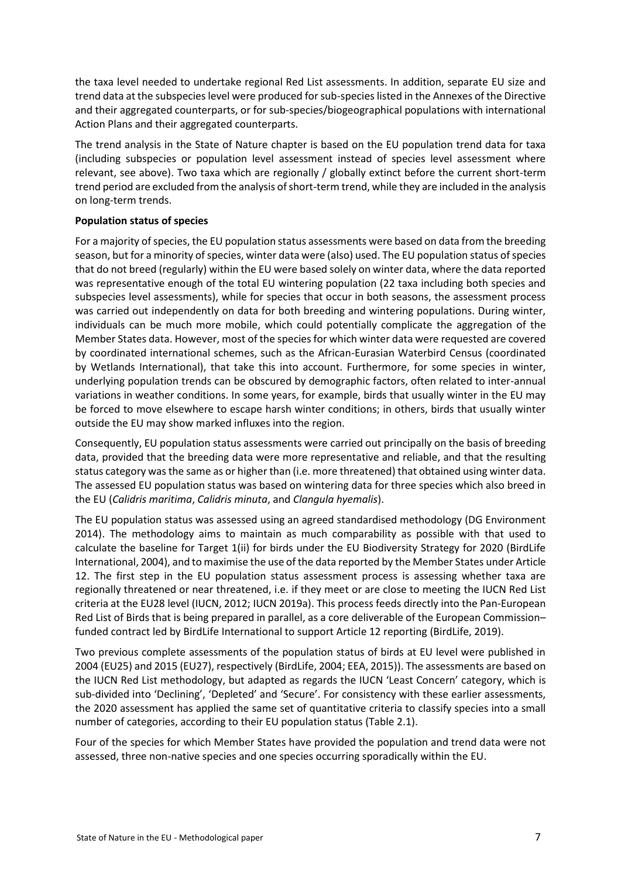the taxa level needed to undertake regional Red List assessments. In addition, separate EU size and trend data at the subspecies level were produced for sub-species listed in the Annexes of the Directive and their aggregated counterparts, or for sub-species/biogeographical populations with international Action Plans and their aggregated counterparts.

The trend analysis in the State of Nature chapter is based on the EU population trend data for taxa (including subspecies or population level assessment instead of species level assessment where relevant, see above). Two taxa which are regionally / globally extinct before the current short-term trend period are excluded from the analysis of short-term trend, while they are included in the analysis on long-term trends.

**Population status of species**

For a majority of species, the EU population status assessments were based on data from the breeding season, but for a minority of species, winter data were (also) used. The EU population status of species that do not breed (regularly) within the EU were based solely on winter data, where the data reported was representative enough of the total EU wintering population (22 taxa including both species and subspecies level assessments), while for species that occur in both seasons, the assessment process was carried out independently on data for both breeding and wintering populations. During winter, individuals can be much more mobile, which could potentially complicate the aggregation of the Member States data. However, most of the species for which winter data were requested are covered by coordinated international schemes, such as the African-Eurasian Waterbird Census (coordinated by Wetlands International), that take this into account. Furthermore, for some species in winter, underlying population trends can be obscured by demographic factors, often related to inter-annual variations in weather conditions. In some years, for example, birds that usually winter in the EU may be forced to move elsewhere to escape harsh winter conditions; in others, birds that usually winter outside the EU may show marked influxes into the region.

Consequently, EU population status assessments were carried out principally on the basis of breeding data, provided that the breeding data were more representative and reliable, and that the resulting status category was the same as or higher than (i.e. more threatened) that obtained using winter data. The assessed EU population status was based on wintering data for three species which also breed in the EU (*Calidris maritima*, *Calidris minuta*, and *Clangula hyemalis*).

The EU population status was assessed using an agreed standardised methodology (DG Environment 2014). The methodology aims to maintain as much comparability as possible with that used to calculate the baseline for Target 1(ii) for birds under the EU Biodiversity Strategy for 2020 (BirdLife International, 2004), and to maximise the use of the data reported by the Member States under Article 12. The first step in the EU population status assessment process is assessing whether taxa are regionally threatened or near threatened, i.e. if they meet or are close to meeting the IUCN Red List criteria at the EU28 level (IUCN, 2012; IUCN 2019a). This process feeds directly into the Pan-European Red List of Birds that is being prepared in parallel, as a core deliverable of the European Commission–funded contract led by BirdLife International to support Article 12 reporting (BirdLife, 2019).

Two previous complete assessments of the population status of birds at EU level were published in 2004 (EU25) and 2015 (EU27), respectively (BirdLife, 2004; EEA, 2015)). The assessments are based on the IUCN Red List methodology, but adapted as regards the IUCN 'Least Concern' category, which is sub-divided into 'Declining', 'Depleted' and 'Secure'. For consistency with these earlier assessments, the 2020 assessment has applied the same set of quantitative criteria to classify species into a small number of categories, according to their EU population status (Table 2.1).

Four of the species for which Member States have provided the population and trend data were not assessed, three non-native species and one species occurring sporadically within the EU.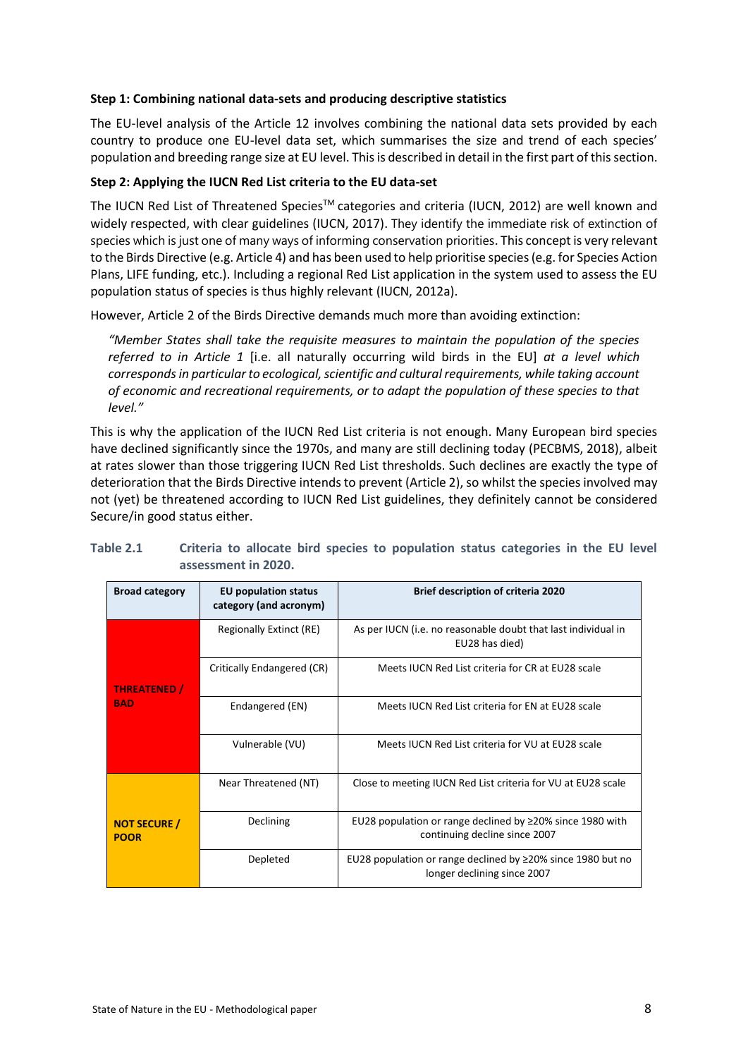**Step 1: Combining national data-sets and producing descriptive statistics**

The EU-level analysis of the Article 12 involves combining the national data sets provided by each country to produce one EU-level data set, which summarises the size and trend of each species' population and breeding range size at EU level. This is described in detail in the first part of this section.

**Step 2: Applying the IUCN Red List criteria to the EU data-set**

The IUCN Red List of Threatened Species™ categories and criteria (IUCN, 2012) are well known and widely respected, with clear guidelines (IUCN, 2017). They identify the immediate risk of extinction of species which is just one of many ways of informing conservation priorities. This concept is very relevant to the Birds Directive (e.g. Article 4) and has been used to help prioritise species (e.g. for Species Action Plans, LIFE funding, etc.). Including a regional Red List application in the system used to assess the EU population status of species is thus highly relevant (IUCN, 2012a).

However, Article 2 of the Birds Directive demands much more than avoiding extinction:

> *"Member States shall take the requisite measures to maintain the population of the species referred to in Article 1* [i.e. all naturally occurring wild birds in the EU] *at a level which corresponds in particular to ecological, scientific and cultural requirements, while taking account of economic and recreational requirements, or to adapt the population of these species to that level."*

This is why the application of the IUCN Red List criteria is not enough. Many European bird species have declined significantly since the 1970s, and many are still declining today (PECBMS, 2018), albeit at rates slower than those triggering IUCN Red List thresholds. Such declines are exactly the type of deterioration that the Birds Directive intends to prevent (Article 2), so whilst the species involved may not (yet) be threatened according to IUCN Red List guidelines, they definitely cannot be considered Secure/in good status either.

**Table 2.1 Criteria to allocate bird species to population status categories in the EU level assessment in 2020.**

| Broad category | EU population status category (and acronym) | Brief description of criteria 2020 |
|---|---|---|
| THREATENED / BAD | Regionally Extinct (RE) | As per IUCN (i.e. no reasonable doubt that last individual in EU28 has died) |
| | Critically Endangered (CR) | Meets IUCN Red List criteria for CR at EU28 scale |
| | Endangered (EN) | Meets IUCN Red List criteria for EN at EU28 scale |
| | Vulnerable (VU) | Meets IUCN Red List criteria for VU at EU28 scale |
| NOT SECURE / POOR | Near Threatened (NT) | Close to meeting IUCN Red List criteria for VU at EU28 scale |
| | Declining | EU28 population or range declined by ≥20% since 1980 with continuing decline since 2007 |
| | Depleted | EU28 population or range declined by ≥20% since 1980 but no longer declining since 2007 |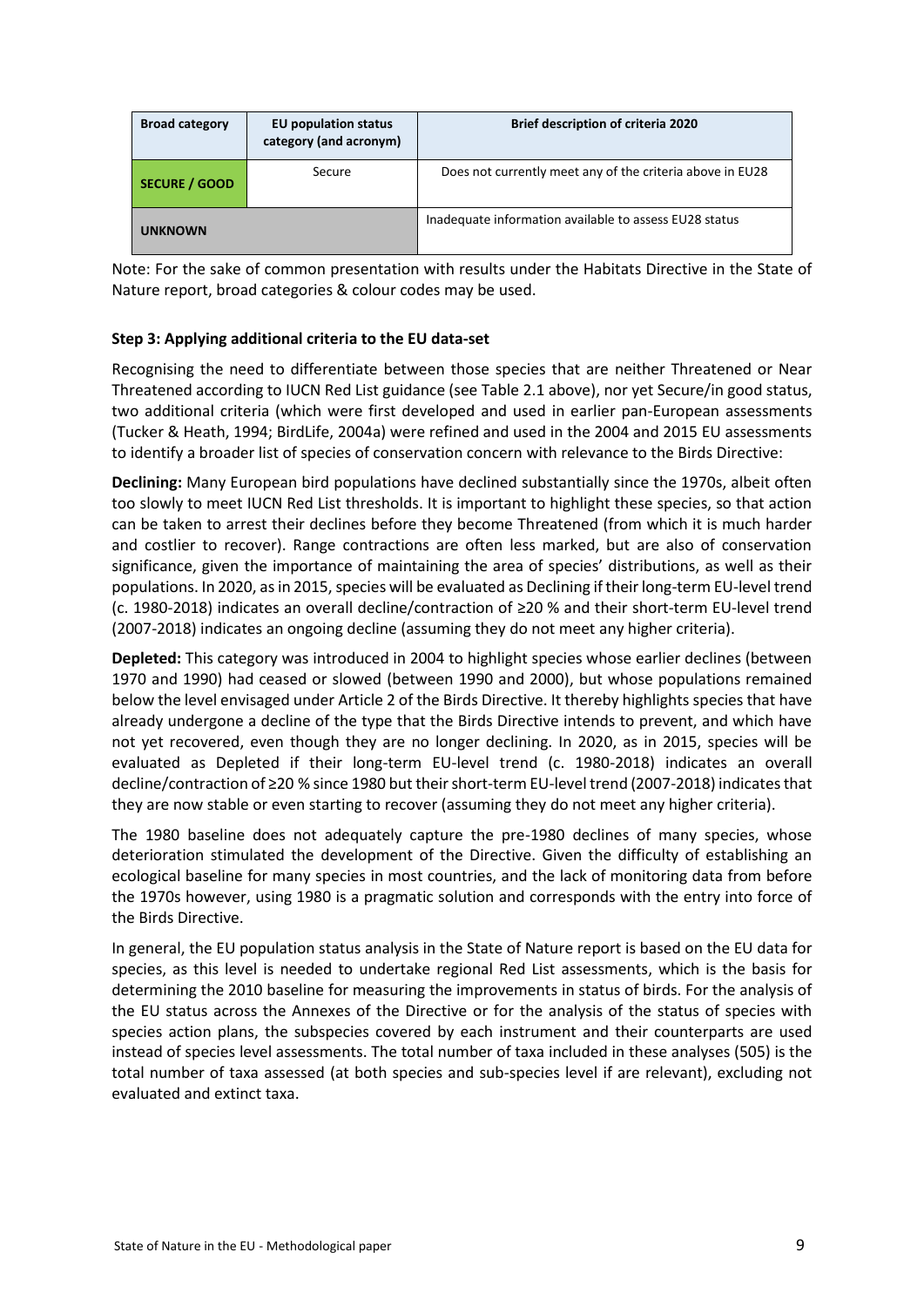| Broad category | EU population status category (and acronym) | Brief description of criteria 2020 |
| --- | --- | --- |
| SECURE / GOOD | Secure | Does not currently meet any of the criteria above in EU28 |
| UNKNOWN | | Inadequate information available to assess EU28 status |

Note: For the sake of common presentation with results under the Habitats Directive in the State of Nature report, broad categories & colour codes may be used.

**Step 3: Applying additional criteria to the EU data-set**

Recognising the need to differentiate between those species that are neither Threatened or Near Threatened according to IUCN Red List guidance (see Table 2.1 above), nor yet Secure/in good status, two additional criteria (which were first developed and used in earlier pan-European assessments (Tucker & Heath, 1994; BirdLife, 2004a) were refined and used in the 2004 and 2015 EU assessments to identify a broader list of species of conservation concern with relevance to the Birds Directive:

**Declining:** Many European bird populations have declined substantially since the 1970s, albeit often too slowly to meet IUCN Red List thresholds. It is important to highlight these species, so that action can be taken to arrest their declines before they become Threatened (from which it is much harder and costlier to recover). Range contractions are often less marked, but are also of conservation significance, given the importance of maintaining the area of species' distributions, as well as their populations. In 2020, as in 2015, species will be evaluated as Declining if their long-term EU-level trend (c. 1980-2018) indicates an overall decline/contraction of ≥20 % and their short-term EU-level trend (2007-2018) indicates an ongoing decline (assuming they do not meet any higher criteria).

**Depleted:** This category was introduced in 2004 to highlight species whose earlier declines (between 1970 and 1990) had ceased or slowed (between 1990 and 2000), but whose populations remained below the level envisaged under Article 2 of the Birds Directive. It thereby highlights species that have already undergone a decline of the type that the Birds Directive intends to prevent, and which have not yet recovered, even though they are no longer declining. In 2020, as in 2015, species will be evaluated as Depleted if their long-term EU-level trend (c. 1980-2018) indicates an overall decline/contraction of ≥20 % since 1980 but their short-term EU-level trend (2007-2018) indicates that they are now stable or even starting to recover (assuming they do not meet any higher criteria).

The 1980 baseline does not adequately capture the pre-1980 declines of many species, whose deterioration stimulated the development of the Directive. Given the difficulty of establishing an ecological baseline for many species in most countries, and the lack of monitoring data from before the 1970s however, using 1980 is a pragmatic solution and corresponds with the entry into force of the Birds Directive.

In general, the EU population status analysis in the State of Nature report is based on the EU data for species, as this level is needed to undertake regional Red List assessments, which is the basis for determining the 2010 baseline for measuring the improvements in status of birds. For the analysis of the EU status across the Annexes of the Directive or for the analysis of the status of species with species action plans, the subspecies covered by each instrument and their counterparts are used instead of species level assessments. The total number of taxa included in these analyses (505) is the total number of taxa assessed (at both species and sub-species level if are relevant), excluding not evaluated and extinct taxa.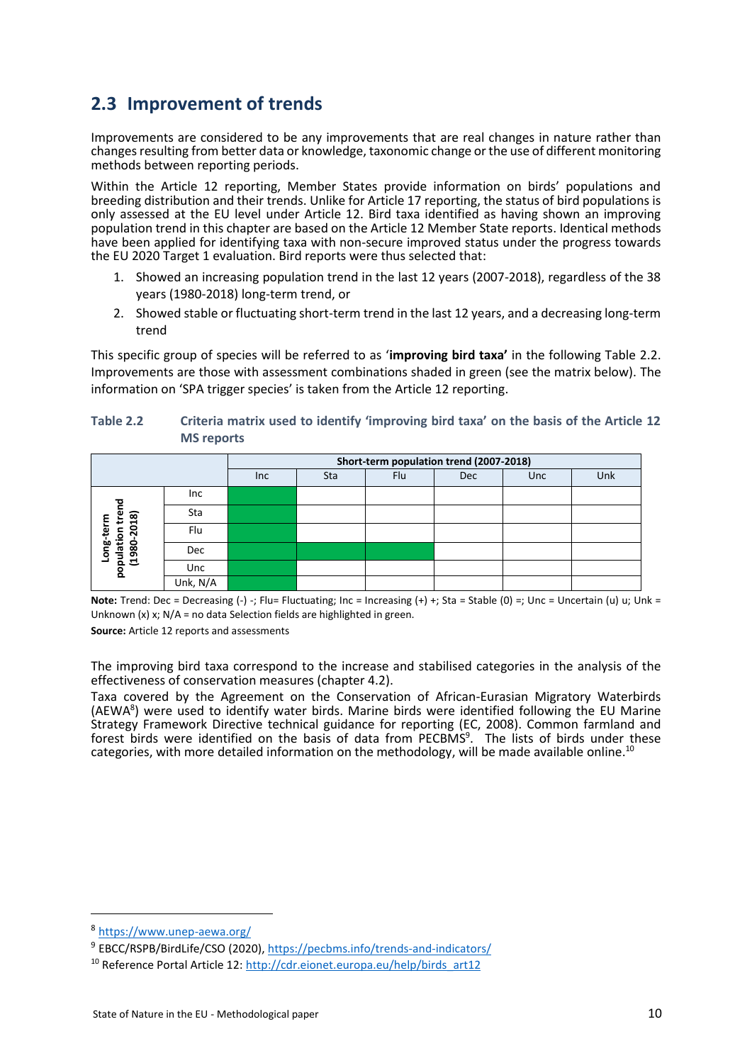## 2.3 Improvement of trends

Improvements are considered to be any improvements that are real changes in nature rather than changes resulting from better data or knowledge, taxonomic change or the use of different monitoring methods between reporting periods.

Within the Article 12 reporting, Member States provide information on birds' populations and breeding distribution and their trends. Unlike for Article 17 reporting, the status of bird populations is only assessed at the EU level under Article 12. Bird taxa identified as having shown an improving population trend in this chapter are based on the Article 12 Member State reports. Identical methods have been applied for identifying taxa with non-secure improved status under the progress towards the EU 2020 Target 1 evaluation. Bird reports were thus selected that:

1. Showed an increasing population trend in the last 12 years (2007-2018), regardless of the 38 years (1980-2018) long-term trend, or
2. Showed stable or fluctuating short-term trend in the last 12 years, and a decreasing long-term trend

This specific group of species will be referred to as '**improving bird taxa**' in the following Table 2.2. Improvements are those with assessment combinations shaded in green (see the matrix below). The information on 'SPA trigger species' is taken from the Article 12 reporting.

**Table 2.2 Criteria matrix used to identify 'improving bird taxa' on the basis of the Article 12 MS reports**

| | | Short-term population trend (2007-2018) | | | | | |
|---|---|---|---|---|---|---|---|
| | | Inc | Sta | Flu | Dec | Unc | Unk |
| Long-term population trend (1980-2018) | Inc | | | | | | |
| | Sta | | | | | | |
| | Flu | | | | | | |
| | Dec | | | | | | |
| | Unc | | | | | | |
| | Unk, N/A | | | | | | |

**Note:** Trend: Dec = Decreasing (-) -; Flu= Fluctuating; Inc = Increasing (+) +; Sta = Stable (0) =; Unc = Uncertain (u) u; Unk = Unknown (x) x; N/A = no data Selection fields are highlighted in green.

**Source:** Article 12 reports and assessments

The improving bird taxa correspond to the increase and stabilised categories in the analysis of the effectiveness of conservation measures (chapter 4.2).

Taxa covered by the Agreement on the Conservation of African-Eurasian Migratory Waterbirds (AEWA[8]) were used to identify water birds. Marine birds were identified following the EU Marine Strategy Framework Directive technical guidance for reporting (EC, 2008). Common farmland and forest birds were identified on the basis of data from PECBMS[9]. The lists of birds under these categories, with more detailed information on the methodology, will be made available online.[10]

---

[8] https://www.unep-aewa.org/

[9] EBCC/RSPB/BirdLife/CSO (2020), https://pecbms.info/trends-and-indicators/

[10] Reference Portal Article 12: http://cdr.eionet.europa.eu/help/birds_art12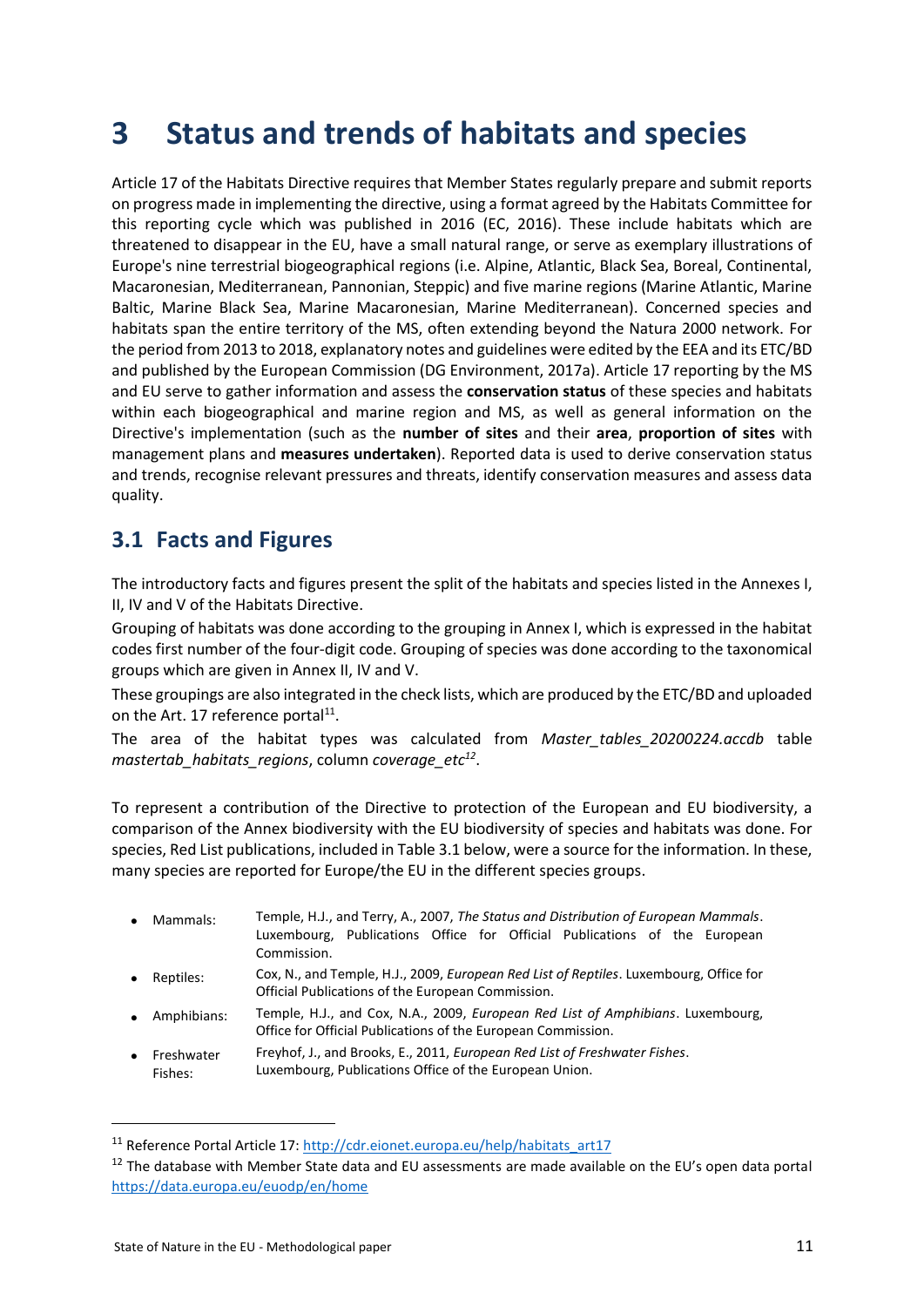# 3 Status and trends of habitats and species

Article 17 of the Habitats Directive requires that Member States regularly prepare and submit reports on progress made in implementing the directive, using a format agreed by the Habitats Committee for this reporting cycle which was published in 2016 (EC, 2016). These include habitats which are threatened to disappear in the EU, have a small natural range, or serve as exemplary illustrations of Europe's nine terrestrial biogeographical regions (i.e. Alpine, Atlantic, Black Sea, Boreal, Continental, Macaronesian, Mediterranean, Pannonian, Steppic) and five marine regions (Marine Atlantic, Marine Baltic, Marine Black Sea, Marine Macaronesian, Marine Mediterranean). Concerned species and habitats span the entire territory of the MS, often extending beyond the Natura 2000 network. For the period from 2013 to 2018, explanatory notes and guidelines were edited by the EEA and its ETC/BD and published by the European Commission (DG Environment, 2017a). Article 17 reporting by the MS and EU serve to gather information and assess the **conservation status** of these species and habitats within each biogeographical and marine region and MS, as well as general information on the Directive's implementation (such as the **number of sites** and their **area**, **proportion of sites** with management plans and **measures undertaken**). Reported data is used to derive conservation status and trends, recognise relevant pressures and threats, identify conservation measures and assess data quality.

## 3.1 Facts and Figures

The introductory facts and figures present the split of the habitats and species listed in the Annexes I, II, IV and V of the Habitats Directive.

Grouping of habitats was done according to the grouping in Annex I, which is expressed in the habitat codes first number of the four-digit code. Grouping of species was done according to the taxonomical groups which are given in Annex II, IV and V.

These groupings are also integrated in the check lists, which are produced by the ETC/BD and uploaded on the Art. 17 reference portal[11].

The area of the habitat types was calculated from *Master_tables_20200224.accdb* table *mastertab_habitats_regions*, column *coverage_etc*[12].

To represent a contribution of the Directive to protection of the European and EU biodiversity, a comparison of the Annex biodiversity with the EU biodiversity of species and habitats was done. For species, Red List publications, included in Table 3.1 below, were a source for the information. In these, many species are reported for Europe/the EU in the different species groups.

- Mammals: Temple, H.J., and Terry, A., 2007, *The Status and Distribution of European Mammals*. Luxembourg, Publications Office for Official Publications of the European Commission.
- Reptiles: Cox, N., and Temple, H.J., 2009, *European Red List of Reptiles*. Luxembourg, Office for Official Publications of the European Commission.
- Amphibians: Temple, H.J., and Cox, N.A., 2009, *European Red List of Amphibians*. Luxembourg, Office for Official Publications of the European Commission.
- Freshwater Fishes: Freyhof, J., and Brooks, E., 2011, *European Red List of Freshwater Fishes*. Luxembourg, Publications Office of the European Union.

[11] Reference Portal Article 17: http://cdr.eionet.europa.eu/help/habitats_art17

[12] The database with Member State data and EU assessments are made available on the EU's open data portal https://data.europa.eu/euodp/en/home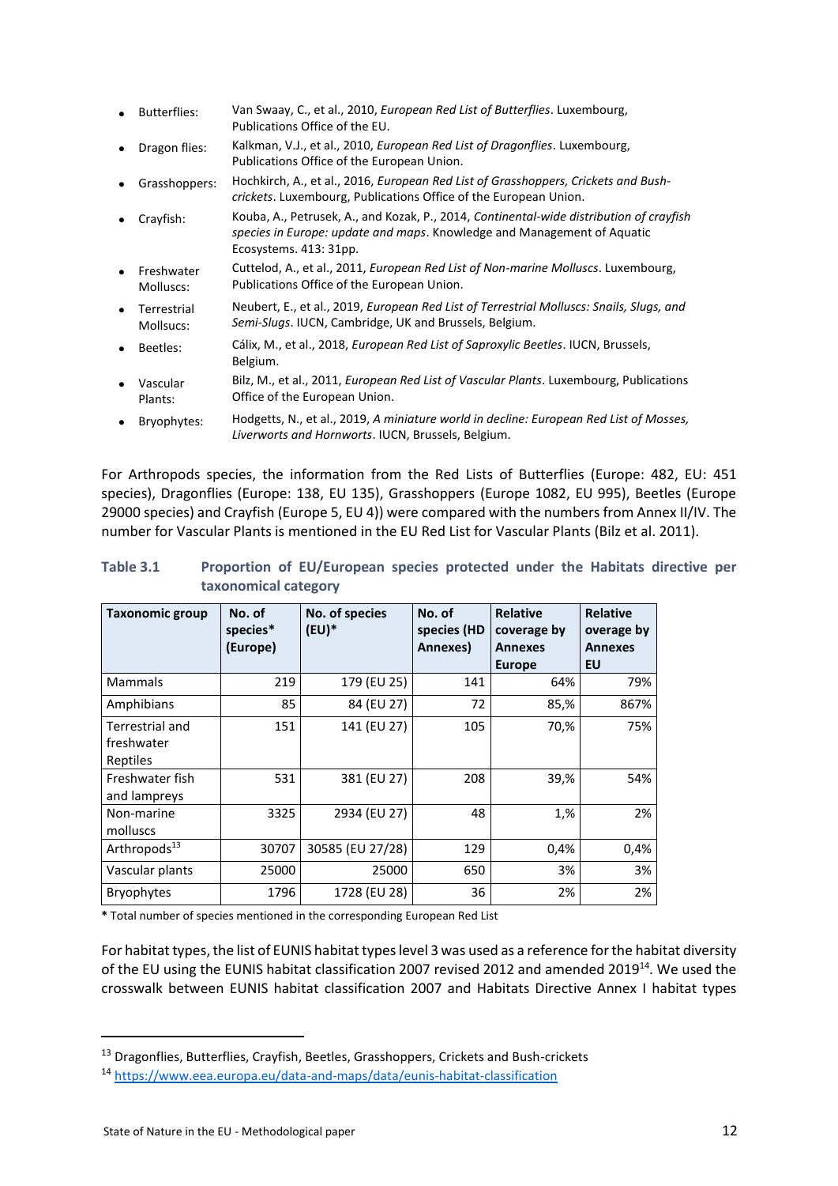- Butterflies: Van Swaay, C., et al., 2010, *European Red List of Butterflies*. Luxembourg, Publications Office of the EU.
- Dragon flies: Kalkman, V.J., et al., 2010, *European Red List of Dragonflies*. Luxembourg, Publications Office of the European Union.
- Grasshoppers: Hochkirch, A., et al., 2016, *European Red List of Grasshoppers, Crickets and Bush-crickets*. Luxembourg, Publications Office of the European Union.
- Crayfish: Kouba, A., Petrusek, A., and Kozak, P., 2014, *Continental-wide distribution of crayfish species in Europe: update and maps*. Knowledge and Management of Aquatic Ecosystems. 413: 31pp.
- Freshwater Molluscs: Cuttelod, A., et al., 2011, *European Red List of Non-marine Molluscs*. Luxembourg, Publications Office of the European Union.
- Terrestrial Mollsucs: Neubert, E., et al., 2019, *European Red List of Terrestrial Molluscs: Snails, Slugs, and Semi-Slugs*. IUCN, Cambridge, UK and Brussels, Belgium.
- Beetles: Cálix, M., et al., 2018, *European Red List of Saproxylic Beetles*. IUCN, Brussels, Belgium.
- Vascular Plants: Bilz, M., et al., 2011, *European Red List of Vascular Plants*. Luxembourg, Publications Office of the European Union.
- Bryophytes: Hodgetts, N., et al., 2019, *A miniature world in decline: European Red List of Mosses, Liverworts and Hornworts*. IUCN, Brussels, Belgium.

For Arthropods species, the information from the Red Lists of Butterflies (Europe: 482, EU: 451 species), Dragonflies (Europe: 138, EU 135), Grasshoppers (Europe 1082, EU 995), Beetles (Europe 29000 species) and Crayfish (Europe 5, EU 4)) were compared with the numbers from Annex II/IV. The number for Vascular Plants is mentioned in the EU Red List for Vascular Plants (Bilz et al. 2011).

**Table 3.1 Proportion of EU/European species protected under the Habitats directive per taxonomical category**

| Taxonomic group | No. of species* (Europe) | No. of species (EU)* | No. of species (HD Annexes) | Relative coverage by Annexes Europe | Relative overage by Annexes EU |
|---|---|---|---|---|---|
| Mammals | 219 | 179 (EU 25) | 141 | 64% | 79% |
| Amphibians | 85 | 84 (EU 27) | 72 | 85,% | 867% |
| Terrestrial and freshwater Reptiles | 151 | 141 (EU 27) | 105 | 70,% | 75% |
| Freshwater fish and lampreys | 531 | 381 (EU 27) | 208 | 39,% | 54% |
| Non-marine molluscs | 3325 | 2934 (EU 27) | 48 | 1,% | 2% |
| Arthropods[13] | 30707 | 30585 (EU 27/28) | 129 | 0,4% | 0,4% |
| Vascular plants | 25000 | 25000 | 650 | 3% | 3% |
| Bryophytes | 1796 | 1728 (EU 28) | 36 | 2% | 2% |

**\*** Total number of species mentioned in the corresponding European Red List

For habitat types, the list of EUNIS habitat types level 3 was used as a reference for the habitat diversity of the EU using the EUNIS habitat classification 2007 revised 2012 and amended 2019[14]. We used the crosswalk between EUNIS habitat classification 2007 and Habitats Directive Annex I habitat types

[13] Dragonflies, Butterflies, Crayfish, Beetles, Grasshoppers, Crickets and Bush-crickets

[14] https://www.eea.europa.eu/data-and-maps/data/eunis-habitat-classification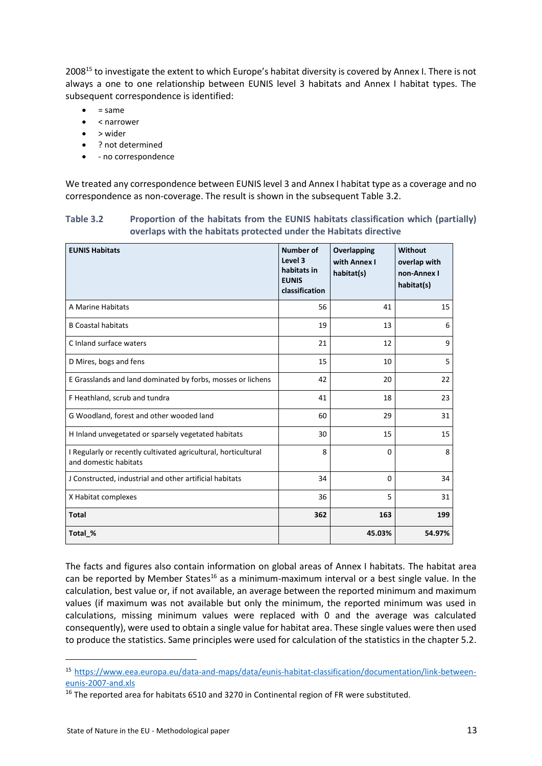2008[15] to investigate the extent to which Europe's habitat diversity is covered by Annex I. There is not always a one to one relationship between EUNIS level 3 habitats and Annex I habitat types. The subsequent correspondence is identified:

- = same
- < narrower
- > wider
- ? not determined
- - no correspondence

We treated any correspondence between EUNIS level 3 and Annex I habitat type as a coverage and no correspondence as non-coverage. The result is shown in the subsequent Table 3.2.

**Table 3.2 Proportion of the habitats from the EUNIS habitats classification which (partially) overlaps with the habitats protected under the Habitats directive**

| EUNIS Habitats | Number of Level 3 habitats in EUNIS classification | Overlapping with Annex I habitat(s) | Without overlap with non-Annex I habitat(s) |
|---|---|---|---|
| A Marine Habitats | 56 | 41 | 15 |
| B Coastal habitats | 19 | 13 | 6 |
| C Inland surface waters | 21 | 12 | 9 |
| D Mires, bogs and fens | 15 | 10 | 5 |
| E Grasslands and land dominated by forbs, mosses or lichens | 42 | 20 | 22 |
| F Heathland, scrub and tundra | 41 | 18 | 23 |
| G Woodland, forest and other wooded land | 60 | 29 | 31 |
| H Inland unvegetated or sparsely vegetated habitats | 30 | 15 | 15 |
| I Regularly or recently cultivated agricultural, horticultural and domestic habitats | 8 | 0 | 8 |
| J Constructed, industrial and other artificial habitats | 34 | 0 | 34 |
| X Habitat complexes | 36 | 5 | 31 |
| **Total** | **362** | **163** | **199** |
| **Total_%** | | **45.03%** | **54.97%** |

The facts and figures also contain information on global areas of Annex I habitats. The habitat area can be reported by Member States[16] as a minimum-maximum interval or a best single value. In the calculation, best value or, if not available, an average between the reported minimum and maximum values (if maximum was not available but only the minimum, the reported minimum was used in calculations, missing minimum values were replaced with 0 and the average was calculated consequently), were used to obtain a single value for habitat area. These single values were then used to produce the statistics. Same principles were used for calculation of the statistics in the chapter 5.2.

---

[15] https://www.eea.europa.eu/data-and-maps/data/eunis-habitat-classification/documentation/link-between-eunis-2007-and.xls

[16] The reported area for habitats 6510 and 3270 in Continental region of FR were substituted.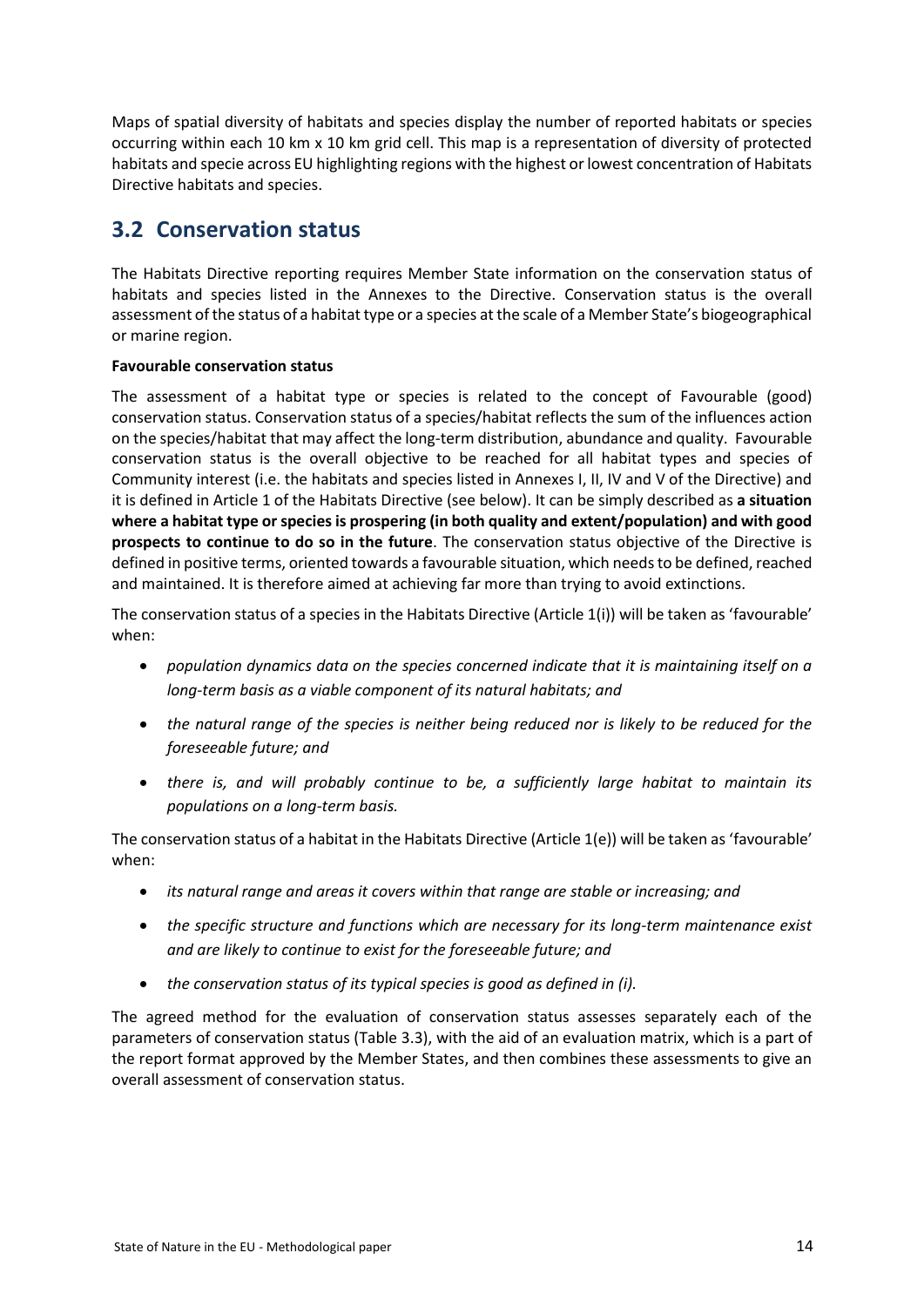Maps of spatial diversity of habitats and species display the number of reported habitats or species occurring within each 10 km x 10 km grid cell. This map is a representation of diversity of protected habitats and specie across EU highlighting regions with the highest or lowest concentration of Habitats Directive habitats and species.

## 3.2 Conservation status

The Habitats Directive reporting requires Member State information on the conservation status of habitats and species listed in the Annexes to the Directive. Conservation status is the overall assessment of the status of a habitat type or a species at the scale of a Member State's biogeographical or marine region.

**Favourable conservation status**

The assessment of a habitat type or species is related to the concept of Favourable (good) conservation status. Conservation status of a species/habitat reflects the sum of the influences action on the species/habitat that may affect the long-term distribution, abundance and quality. Favourable conservation status is the overall objective to be reached for all habitat types and species of Community interest (i.e. the habitats and species listed in Annexes I, II, IV and V of the Directive) and it is defined in Article 1 of the Habitats Directive (see below). It can be simply described as **a situation where a habitat type or species is prospering (in both quality and extent/population) and with good prospects to continue to do so in the future**. The conservation status objective of the Directive is defined in positive terms, oriented towards a favourable situation, which needs to be defined, reached and maintained. It is therefore aimed at achieving far more than trying to avoid extinctions.

The conservation status of a species in the Habitats Directive (Article 1(i)) will be taken as 'favourable' when:

- *population dynamics data on the species concerned indicate that it is maintaining itself on a long-term basis as a viable component of its natural habitats; and*
- *the natural range of the species is neither being reduced nor is likely to be reduced for the foreseeable future; and*
- *there is, and will probably continue to be, a sufficiently large habitat to maintain its populations on a long-term basis.*

The conservation status of a habitat in the Habitats Directive (Article 1(e)) will be taken as 'favourable' when:

- *its natural range and areas it covers within that range are stable or increasing; and*
- *the specific structure and functions which are necessary for its long-term maintenance exist and are likely to continue to exist for the foreseeable future; and*
- *the conservation status of its typical species is good as defined in (i).*

The agreed method for the evaluation of conservation status assesses separately each of the parameters of conservation status (Table 3.3), with the aid of an evaluation matrix, which is a part of the report format approved by the Member States, and then combines these assessments to give an overall assessment of conservation status.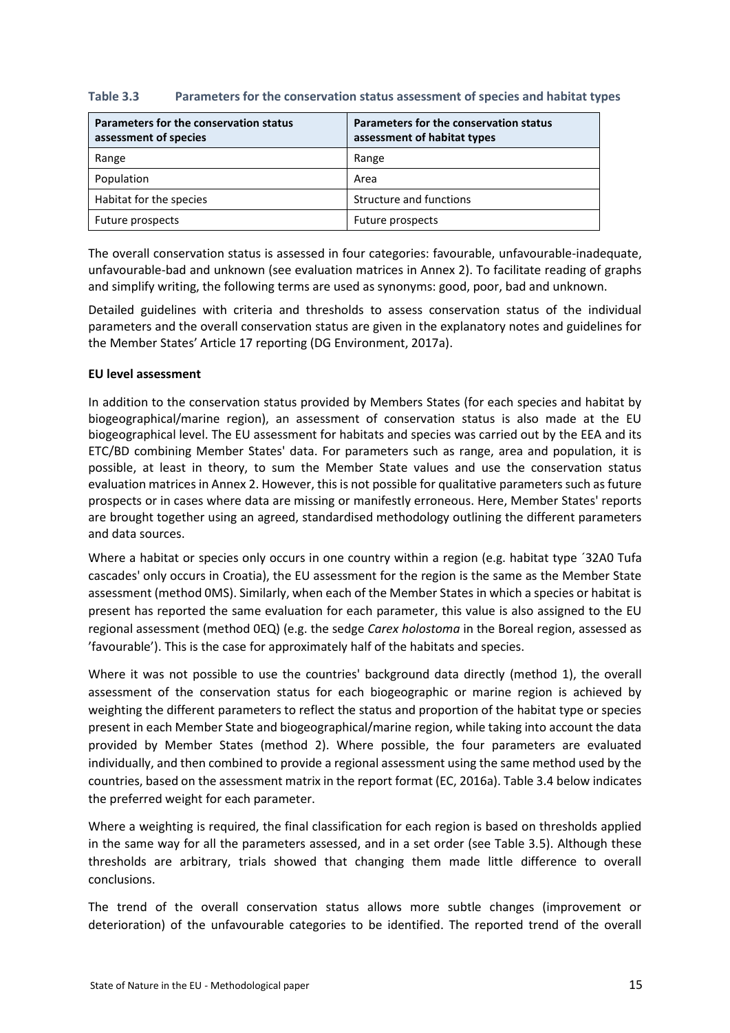**Table 3.3 Parameters for the conservation status assessment of species and habitat types**

| Parameters for the conservation status assessment of species | Parameters for the conservation status assessment of habitat types |
|---|---|
| Range | Range |
| Population | Area |
| Habitat for the species | Structure and functions |
| Future prospects | Future prospects |

The overall conservation status is assessed in four categories: favourable, unfavourable-inadequate, unfavourable-bad and unknown (see evaluation matrices in Annex 2). To facilitate reading of graphs and simplify writing, the following terms are used as synonyms: good, poor, bad and unknown.

Detailed guidelines with criteria and thresholds to assess conservation status of the individual parameters and the overall conservation status are given in the explanatory notes and guidelines for the Member States' Article 17 reporting (DG Environment, 2017a).

**EU level assessment**

In addition to the conservation status provided by Members States (for each species and habitat by biogeographical/marine region), an assessment of conservation status is also made at the EU biogeographical level. The EU assessment for habitats and species was carried out by the EEA and its ETC/BD combining Member States' data. For parameters such as range, area and population, it is possible, at least in theory, to sum the Member State values and use the conservation status evaluation matrices in Annex 2. However, this is not possible for qualitative parameters such as future prospects or in cases where data are missing or manifestly erroneous. Here, Member States' reports are brought together using an agreed, standardised methodology outlining the different parameters and data sources.

Where a habitat or species only occurs in one country within a region (e.g. habitat type ´32A0 Tufa cascades' only occurs in Croatia), the EU assessment for the region is the same as the Member State assessment (method 0MS). Similarly, when each of the Member States in which a species or habitat is present has reported the same evaluation for each parameter, this value is also assigned to the EU regional assessment (method 0EQ) (e.g. the sedge *Carex holostoma* in the Boreal region, assessed as 'favourable'). This is the case for approximately half of the habitats and species.

Where it was not possible to use the countries' background data directly (method 1), the overall assessment of the conservation status for each biogeographic or marine region is achieved by weighting the different parameters to reflect the status and proportion of the habitat type or species present in each Member State and biogeographical/marine region, while taking into account the data provided by Member States (method 2). Where possible, the four parameters are evaluated individually, and then combined to provide a regional assessment using the same method used by the countries, based on the assessment matrix in the report format (EC, 2016a). Table 3.4 below indicates the preferred weight for each parameter.

Where a weighting is required, the final classification for each region is based on thresholds applied in the same way for all the parameters assessed, and in a set order (see Table 3.5). Although these thresholds are arbitrary, trials showed that changing them made little difference to overall conclusions.

The trend of the overall conservation status allows more subtle changes (improvement or deterioration) of the unfavourable categories to be identified. The reported trend of the overall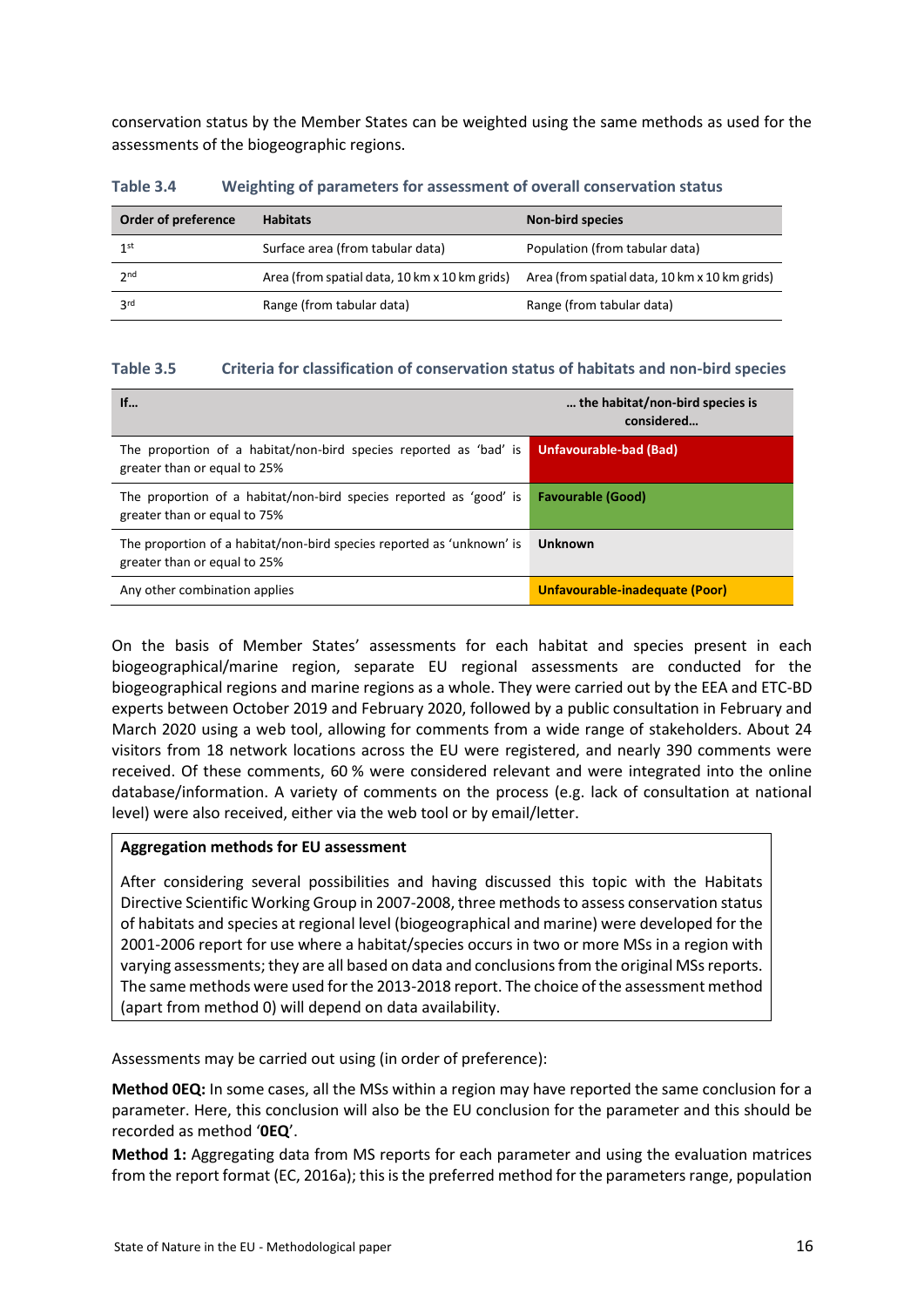conservation status by the Member States can be weighted using the same methods as used for the assessments of the biogeographic regions.

**Table 3.4 Weighting of parameters for assessment of overall conservation status**

| Order of preference | Habitats | Non-bird species |
|---|---|---|
| 1st | Surface area (from tabular data) | Population (from tabular data) |
| 2nd | Area (from spatial data, 10 km x 10 km grids) | Area (from spatial data, 10 km x 10 km grids) |
| 3rd | Range (from tabular data) | Range (from tabular data) |

**Table 3.5 Criteria for classification of conservation status of habitats and non-bird species**

| If… | … the habitat/non-bird species is considered… |
|---|---|
| The proportion of a habitat/non-bird species reported as 'bad' is greater than or equal to 25% | **Unfavourable-bad (Bad)** |
| The proportion of a habitat/non-bird species reported as 'good' is greater than or equal to 75% | **Favourable (Good)** |
| The proportion of a habitat/non-bird species reported as 'unknown' is greater than or equal to 25% | **Unknown** |
| Any other combination applies | **Unfavourable-inadequate (Poor)** |

On the basis of Member States' assessments for each habitat and species present in each biogeographical/marine region, separate EU regional assessments are conducted for the biogeographical regions and marine regions as a whole. They were carried out by the EEA and ETC-BD experts between October 2019 and February 2020, followed by a public consultation in February and March 2020 using a web tool, allowing for comments from a wide range of stakeholders. About 24 visitors from 18 network locations across the EU were registered, and nearly 390 comments were received. Of these comments, 60 % were considered relevant and were integrated into the online database/information. A variety of comments on the process (e.g. lack of consultation at national level) were also received, either via the web tool or by email/letter.

**Aggregation methods for EU assessment**

After considering several possibilities and having discussed this topic with the Habitats Directive Scientific Working Group in 2007-2008, three methods to assess conservation status of habitats and species at regional level (biogeographical and marine) were developed for the 2001-2006 report for use where a habitat/species occurs in two or more MSs in a region with varying assessments; they are all based on data and conclusions from the original MSs reports. The same methods were used for the 2013-2018 report. The choice of the assessment method (apart from method 0) will depend on data availability.

Assessments may be carried out using (in order of preference):

**Method 0EQ:** In some cases, all the MSs within a region may have reported the same conclusion for a parameter. Here, this conclusion will also be the EU conclusion for the parameter and this should be recorded as method '**0EQ**'.

**Method 1:** Aggregating data from MS reports for each parameter and using the evaluation matrices from the report format (EC, 2016a); this is the preferred method for the parameters range, population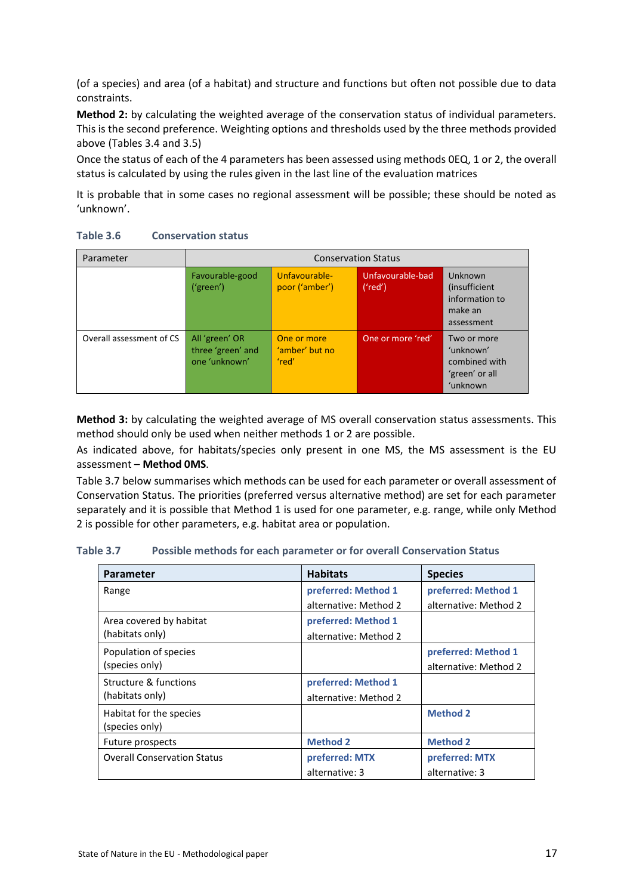(of a species) and area (of a habitat) and structure and functions but often not possible due to data constraints.

**Method 2:** by calculating the weighted average of the conservation status of individual parameters. This is the second preference. Weighting options and thresholds used by the three methods provided above (Tables 3.4 and 3.5)

Once the status of each of the 4 parameters has been assessed using methods 0EQ, 1 or 2, the overall status is calculated by using the rules given in the last line of the evaluation matrices

It is probable that in some cases no regional assessment will be possible; these should be noted as 'unknown'.

**Table 3.6 Conservation status**

| Parameter | Conservation Status | | | |
|---|---|---|---|---|
| | Favourable-good ('green') | Unfavourable-poor ('amber') | Unfavourable-bad ('red') | Unknown (insufficient information to make an assessment |
| Overall assessment of CS | All 'green' OR three 'green' and one 'unknown' | One or more 'amber' but no 'red' | One or more 'red' | Two or more 'unknown' combined with 'green' or all 'unknown |

**Method 3:** by calculating the weighted average of MS overall conservation status assessments. This method should only be used when neither methods 1 or 2 are possible.

As indicated above, for habitats/species only present in one MS, the MS assessment is the EU assessment – **Method 0MS**.

Table 3.7 below summarises which methods can be used for each parameter or overall assessment of Conservation Status. The priorities (preferred versus alternative method) are set for each parameter separately and it is possible that Method 1 is used for one parameter, e.g. range, while only Method 2 is possible for other parameters, e.g. habitat area or population.

**Table 3.7 Possible methods for each parameter or for overall Conservation Status**

| Parameter | Habitats | Species |
|---|---|---|
| Range | **preferred: Method 1** alternative: Method 2 | **preferred: Method 1** alternative: Method 2 |
| Area covered by habitat (habitats only) | **preferred: Method 1** alternative: Method 2 | |
| Population of species (species only) | | **preferred: Method 1** alternative: Method 2 |
| Structure & functions (habitats only) | **preferred: Method 1** alternative: Method 2 | |
| Habitat for the species (species only) | | **Method 2** |
| Future prospects | **Method 2** | **Method 2** |
| Overall Conservation Status | **preferred: MTX** alternative: 3 | **preferred: MTX** alternative: 3 |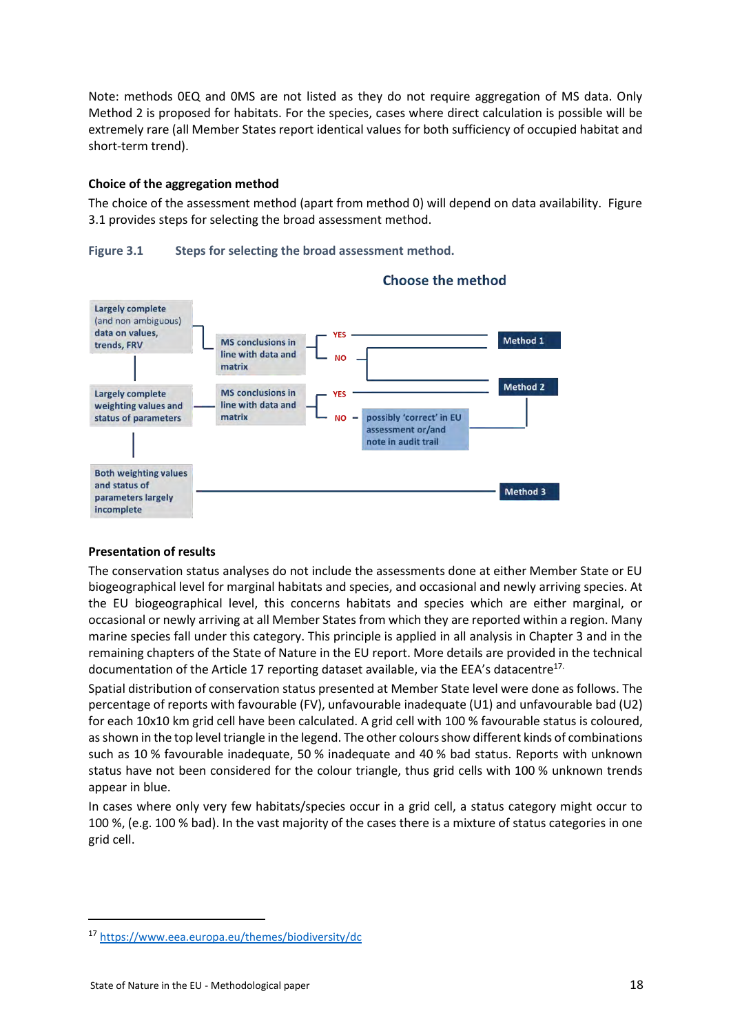Note: methods 0EQ and 0MS are not listed as they do not require aggregation of MS data. Only Method 2 is proposed for habitats. For the species, cases where direct calculation is possible will be extremely rare (all Member States report identical values for both sufficiency of occupied habitat and short-term trend).

**Choice of the aggregation method**

The choice of the assessment method (apart from method 0) will depend on data availability. Figure 3.1 provides steps for selecting the broad assessment method.

**Figure 3.1 Steps for selecting the broad assessment method.**

Choose the method

Largely complete (and non ambiguous) data on values, trends, FRV

MS conclusions in line with data and matrix

YES

NO

Method 1

Method 2

Largely complete weighting values and status of parameters

MS conclusions in line with data and matrix

YES

NO

possibly 'correct' in EU assessment or/and note in audit trail

Both weighting values and status of parameters largely incomplete

Method 3

**Presentation of results**

The conservation status analyses do not include the assessments done at either Member State or EU biogeographical level for marginal habitats and species, and occasional and newly arriving species. At the EU biogeographical level, this concerns habitats and species which are either marginal, or occasional or newly arriving at all Member States from which they are reported within a region. Many marine species fall under this category. This principle is applied in all analysis in Chapter 3 and in the remaining chapters of the State of Nature in the EU report. More details are provided in the technical documentation of the Article 17 reporting dataset available, via the EEA's datacentre[17].

Spatial distribution of conservation status presented at Member State level were done as follows. The percentage of reports with favourable (FV), unfavourable inadequate (U1) and unfavourable bad (U2) for each 10x10 km grid cell have been calculated. A grid cell with 100 % favourable status is coloured, as shown in the top level triangle in the legend. The other colours show different kinds of combinations such as 10 % favourable inadequate, 50 % inadequate and 40 % bad status. Reports with unknown status have not been considered for the colour triangle, thus grid cells with 100 % unknown trends appear in blue.

In cases where only very few habitats/species occur in a grid cell, a status category might occur to 100 %, (e.g. 100 % bad). In the vast majority of the cases there is a mixture of status categories in one grid cell.

[17] https://www.eea.europa.eu/themes/biodiversity/dc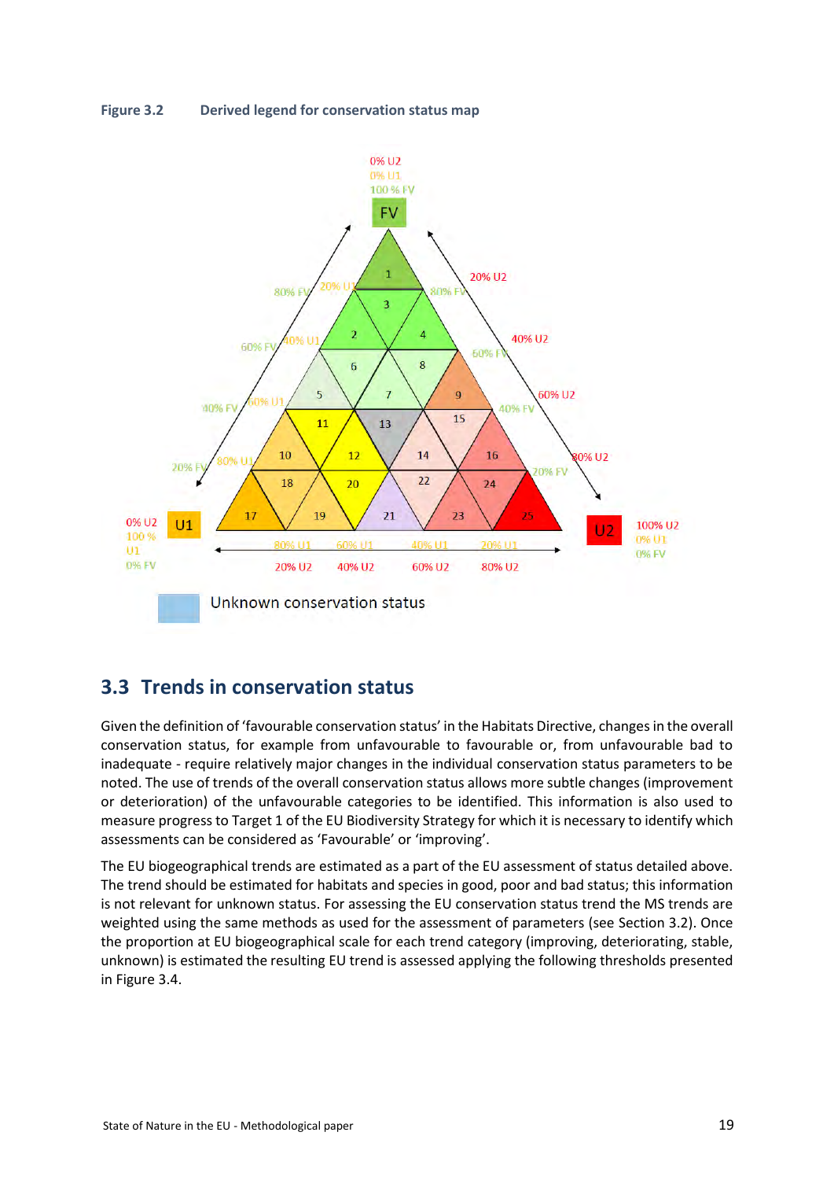**Figure 3.2 Derived legend for conservation status map**

## 3.3 Trends in conservation status

Given the definition of 'favourable conservation status' in the Habitats Directive, changes in the overall conservation status, for example from unfavourable to favourable or, from unfavourable bad to inadequate - require relatively major changes in the individual conservation status parameters to be noted. The use of trends of the overall conservation status allows more subtle changes (improvement or deterioration) of the unfavourable categories to be identified. This information is also used to measure progress to Target 1 of the EU Biodiversity Strategy for which it is necessary to identify which assessments can be considered as 'Favourable' or 'improving'.

The EU biogeographical trends are estimated as a part of the EU assessment of status detailed above. The trend should be estimated for habitats and species in good, poor and bad status; this information is not relevant for unknown status. For assessing the EU conservation status trend the MS trends are weighted using the same methods as used for the assessment of parameters (see Section 3.2). Once the proportion at EU biogeographical scale for each trend category (improving, deteriorating, stable, unknown) is estimated the resulting EU trend is assessed applying the following thresholds presented in Figure 3.4.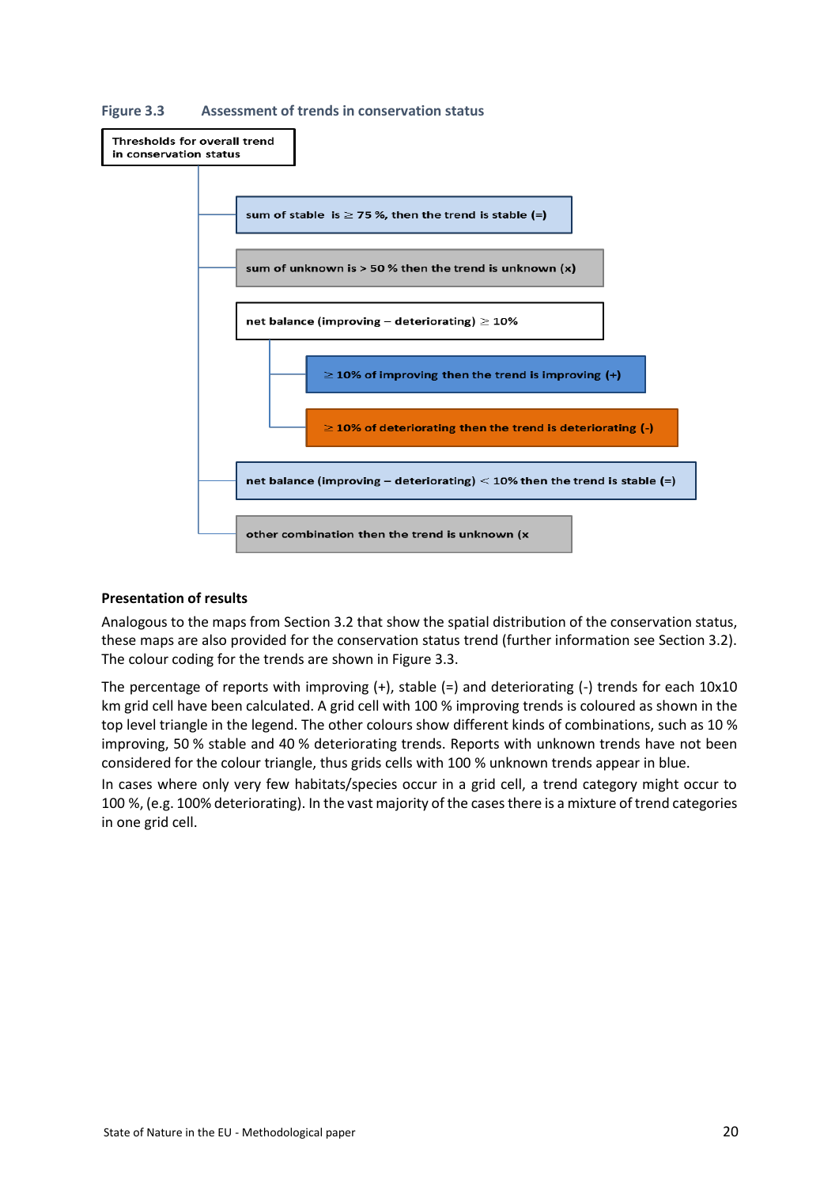**Figure 3.3 Assessment of trends in conservation status**

- Thresholds for overall trend in conservation status
  - sum of stable is ≥ 75 %, then the trend is stable (=)
  - sum of unknown is > 50 % then the trend is unknown (x)
  - net balance (improving – deteriorating) ≥ 10%
    - ≥ 10% of improving then the trend is improving (+)
    - ≥ 10% of deteriorating then the trend is deteriorating (-)
  - net balance (improving – deteriorating) < 10% then the trend is stable (=)
  - other combination then the trend is unknown (x

**Presentation of results**

Analogous to the maps from Section 3.2 that show the spatial distribution of the conservation status, these maps are also provided for the conservation status trend (further information see Section 3.2). The colour coding for the trends are shown in Figure 3.3.

The percentage of reports with improving (+), stable (=) and deteriorating (-) trends for each 10x10 km grid cell have been calculated. A grid cell with 100 % improving trends is coloured as shown in the top level triangle in the legend. The other colours show different kinds of combinations, such as 10 % improving, 50 % stable and 40 % deteriorating trends. Reports with unknown trends have not been considered for the colour triangle, thus grids cells with 100 % unknown trends appear in blue.

In cases where only very few habitats/species occur in a grid cell, a trend category might occur to 100 %, (e.g. 100% deteriorating). In the vast majority of the cases there is a mixture of trend categories in one grid cell.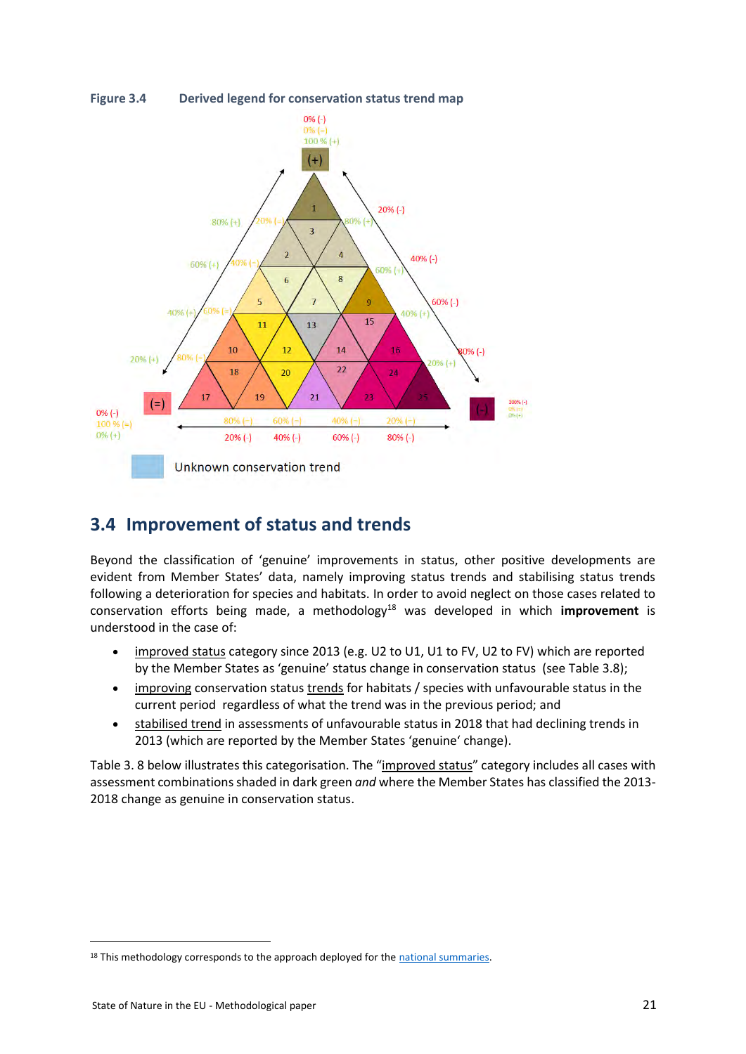Figure 3.4 Derived legend for conservation status trend map

## 3.4 Improvement of status and trends

Beyond the classification of 'genuine' improvements in status, other positive developments are evident from Member States' data, namely improving status trends and stabilising status trends following a deterioration for species and habitats. In order to avoid neglect on those cases related to conservation efforts being made, a methodology[18] was developed in which **improvement** is understood in the case of:

- improved status category since 2013 (e.g. U2 to U1, U1 to FV, U2 to FV) which are reported by the Member States as 'genuine' status change in conservation status (see Table 3.8);
- improving conservation status trends for habitats / species with unfavourable status in the current period regardless of what the trend was in the previous period; and
- stabilised trend in assessments of unfavourable status in 2018 that had declining trends in 2013 (which are reported by the Member States 'genuine' change).

Table 3. 8 below illustrates this categorisation. The "improved status" category includes all cases with assessment combinations shaded in dark green *and* where the Member States has classified the 2013-2018 change as genuine in conservation status.

[18] This methodology corresponds to the approach deployed for the national summaries.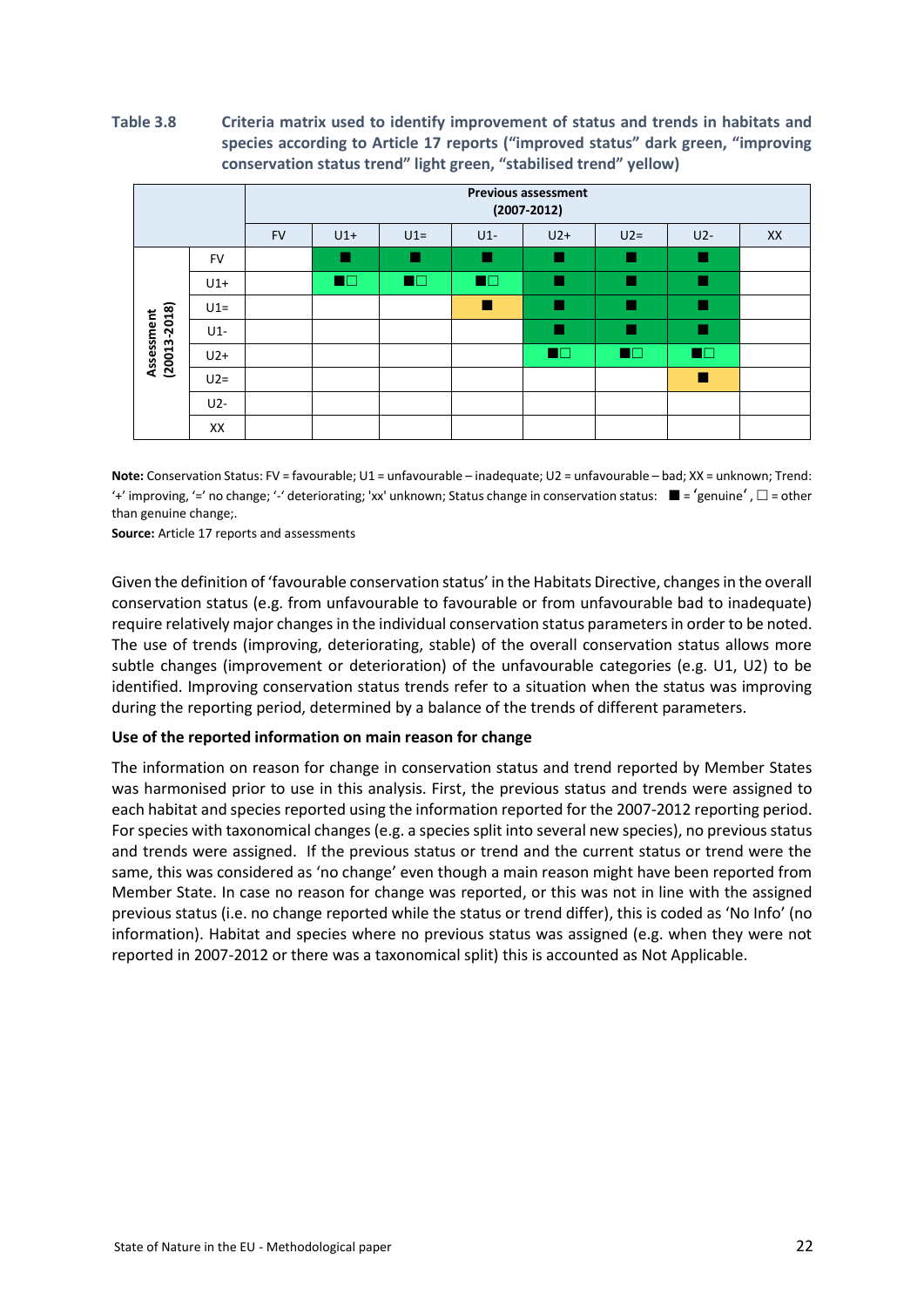**Table 3.8** **Criteria matrix used to identify improvement of status and trends in habitats and species according to Article 17 reports ("improved status" dark green, "improving conservation status trend" light green, "stabilised trend" yellow)**

| | | Previous assessment (2007-2012) | | | | | | | |
|---|---|---|---|---|---|---|---|---|---|
| | | FV | U1+ | U1= | U1- | U2+ | U2= | U2- | XX |
| Assessment (20013-2018) | FV | | ■ | ■ | ■ | ■ | ■ | ■ | |
| | U1+ | | ■□ | ■□ | ■□ | ■ | ■ | ■ | |
| | U1= | | | | ■ | ■ | ■ | ■ | |
| | U1- | | | | | ■ | ■ | ■ | |
| | U2+ | | | | | ■□ | ■□ | ■□ | |
| | U2= | | | | | | | ■ | |
| | U2- | | | | | | | | |
| | XX | | | | | | | | |

**Note:** Conservation Status: FV = favourable; U1 = unfavourable – inadequate; U2 = unfavourable – bad; XX = unknown; Trend: '+' improving, '=' no change; '-' deteriorating; 'xx' unknown; Status change in conservation status: ■ = 'genuine', □ = other than genuine change;.

**Source:** Article 17 reports and assessments

Given the definition of 'favourable conservation status' in the Habitats Directive, changes in the overall conservation status (e.g. from unfavourable to favourable or from unfavourable bad to inadequate) require relatively major changes in the individual conservation status parameters in order to be noted. The use of trends (improving, deteriorating, stable) of the overall conservation status allows more subtle changes (improvement or deterioration) of the unfavourable categories (e.g. U1, U2) to be identified. Improving conservation status trends refer to a situation when the status was improving during the reporting period, determined by a balance of the trends of different parameters.

**Use of the reported information on main reason for change**

The information on reason for change in conservation status and trend reported by Member States was harmonised prior to use in this analysis. First, the previous status and trends were assigned to each habitat and species reported using the information reported for the 2007-2012 reporting period. For species with taxonomical changes (e.g. a species split into several new species), no previous status and trends were assigned. If the previous status or trend and the current status or trend were the same, this was considered as 'no change' even though a main reason might have been reported from Member State. In case no reason for change was reported, or this was not in line with the assigned previous status (i.e. no change reported while the status or trend differ), this is coded as 'No Info' (no information). Habitat and species where no previous status was assigned (e.g. when they were not reported in 2007-2012 or there was a taxonomical split) this is accounted as Not Applicable.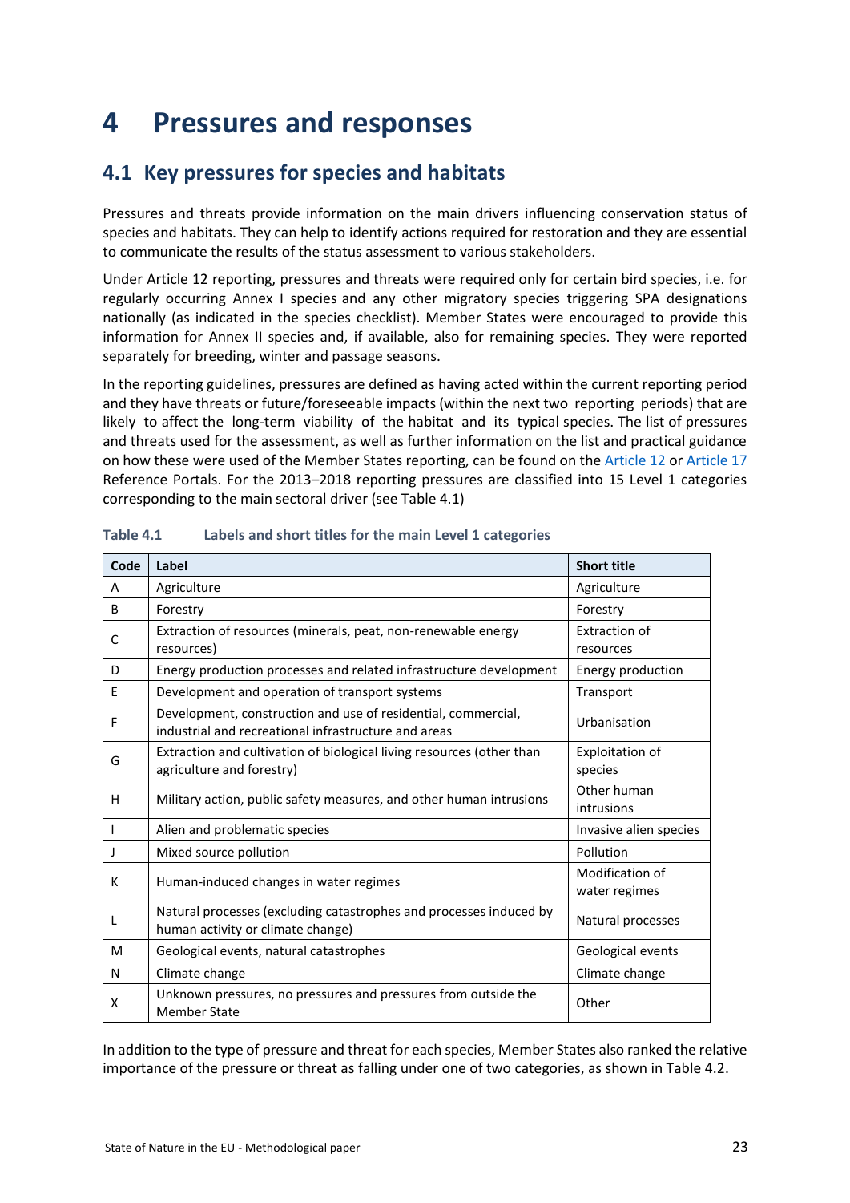# 4 Pressures and responses

## 4.1 Key pressures for species and habitats

Pressures and threats provide information on the main drivers influencing conservation status of species and habitats. They can help to identify actions required for restoration and they are essential to communicate the results of the status assessment to various stakeholders.

Under Article 12 reporting, pressures and threats were required only for certain bird species, i.e. for regularly occurring Annex I species and any other migratory species triggering SPA designations nationally (as indicated in the species checklist). Member States were encouraged to provide this information for Annex II species and, if available, also for remaining species. They were reported separately for breeding, winter and passage seasons.

In the reporting guidelines, pressures are defined as having acted within the current reporting period and they have threats or future/foreseeable impacts (within the next two reporting periods) that are likely to affect the long-term viability of the habitat and its typical species. The list of pressures and threats used for the assessment, as well as further information on the list and practical guidance on how these were used of the Member States reporting, can be found on the Article 12 or Article 17 Reference Portals. For the 2013–2018 reporting pressures are classified into 15 Level 1 categories corresponding to the main sectoral driver (see Table 4.1)

**Table 4.1 Labels and short titles for the main Level 1 categories**

| Code | Label | Short title |
|---|---|---|
| A | Agriculture | Agriculture |
| B | Forestry | Forestry |
| C | Extraction of resources (minerals, peat, non-renewable energy resources) | Extraction of resources |
| D | Energy production processes and related infrastructure development | Energy production |
| E | Development and operation of transport systems | Transport |
| F | Development, construction and use of residential, commercial, industrial and recreational infrastructure and areas | Urbanisation |
| G | Extraction and cultivation of biological living resources (other than agriculture and forestry) | Exploitation of species |
| H | Military action, public safety measures, and other human intrusions | Other human intrusions |
| I | Alien and problematic species | Invasive alien species |
| J | Mixed source pollution | Pollution |
| K | Human-induced changes in water regimes | Modification of water regimes |
| L | Natural processes (excluding catastrophes and processes induced by human activity or climate change) | Natural processes |
| M | Geological events, natural catastrophes | Geological events |
| N | Climate change | Climate change |
| X | Unknown pressures, no pressures and pressures from outside the Member State | Other |

In addition to the type of pressure and threat for each species, Member States also ranked the relative importance of the pressure or threat as falling under one of two categories, as shown in Table 4.2.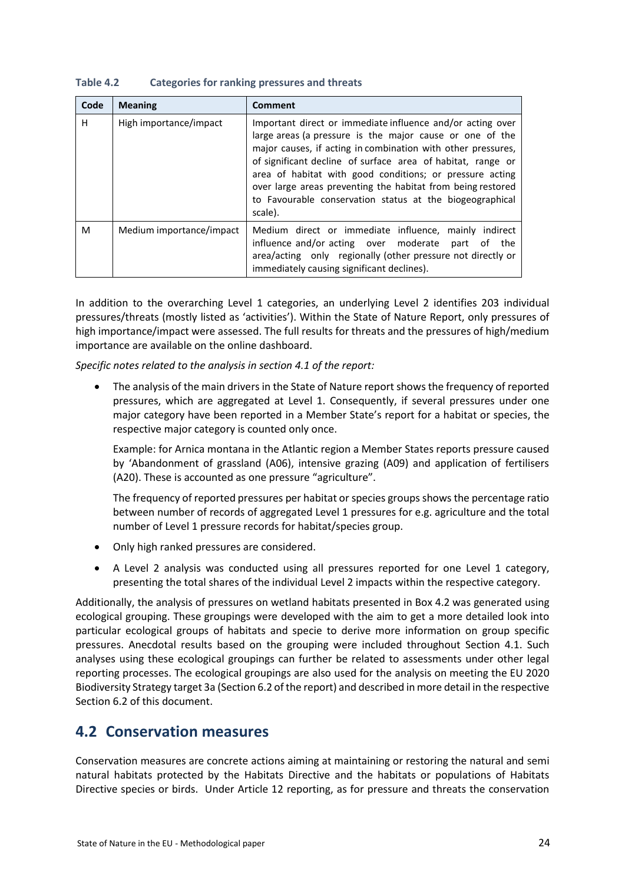**Table 4.2 Categories for ranking pressures and threats**

| Code | Meaning | Comment |
|---|---|---|
| H | High importance/impact | Important direct or immediate influence and/or acting over large areas (a pressure is the major cause or one of the major causes, if acting in combination with other pressures, of significant decline of surface area of habitat, range or area of habitat with good conditions; or pressure acting over large areas preventing the habitat from being restored to Favourable conservation status at the biogeographical scale). |
| M | Medium importance/impact | Medium direct or immediate influence, mainly indirect influence and/or acting over moderate part of the area/acting only regionally (other pressure not directly or immediately causing significant declines). |

In addition to the overarching Level 1 categories, an underlying Level 2 identifies 203 individual pressures/threats (mostly listed as 'activities'). Within the State of Nature Report, only pressures of high importance/impact were assessed. The full results for threats and the pressures of high/medium importance are available on the online dashboard.

*Specific notes related to the analysis in section 4.1 of the report:*

- The analysis of the main drivers in the State of Nature report shows the frequency of reported pressures, which are aggregated at Level 1. Consequently, if several pressures under one major category have been reported in a Member State's report for a habitat or species, the respective major category is counted only once.

  Example: for Arnica montana in the Atlantic region a Member States reports pressure caused by 'Abandonment of grassland (A06), intensive grazing (A09) and application of fertilisers (A20). These is accounted as one pressure "agriculture".

  The frequency of reported pressures per habitat or species groups shows the percentage ratio between number of records of aggregated Level 1 pressures for e.g. agriculture and the total number of Level 1 pressure records for habitat/species group.

- Only high ranked pressures are considered.
- A Level 2 analysis was conducted using all pressures reported for one Level 1 category, presenting the total shares of the individual Level 2 impacts within the respective category.

Additionally, the analysis of pressures on wetland habitats presented in Box 4.2 was generated using ecological grouping. These groupings were developed with the aim to get a more detailed look into particular ecological groups of habitats and specie to derive more information on group specific pressures. Anecdotal results based on the grouping were included throughout Section 4.1. Such analyses using these ecological groupings can further be related to assessments under other legal reporting processes. The ecological groupings are also used for the analysis on meeting the EU 2020 Biodiversity Strategy target 3a (Section 6.2 of the report) and described in more detail in the respective Section 6.2 of this document.

## 4.2 Conservation measures

Conservation measures are concrete actions aiming at maintaining or restoring the natural and semi natural habitats protected by the Habitats Directive and the habitats or populations of Habitats Directive species or birds. Under Article 12 reporting, as for pressure and threats the conservation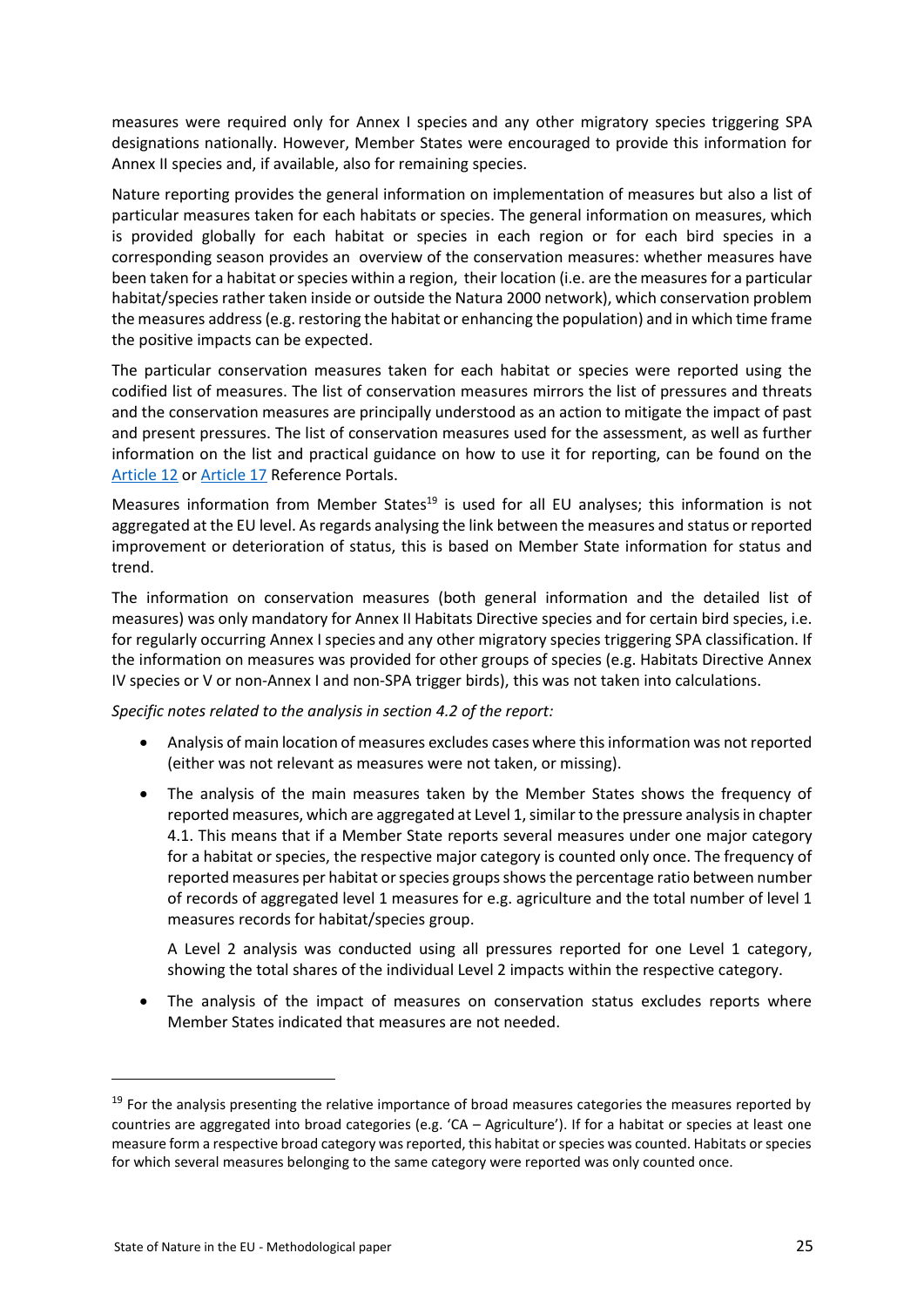measures were required only for Annex I species and any other migratory species triggering SPA designations nationally. However, Member States were encouraged to provide this information for Annex II species and, if available, also for remaining species.

Nature reporting provides the general information on implementation of measures but also a list of particular measures taken for each habitats or species. The general information on measures, which is provided globally for each habitat or species in each region or for each bird species in a corresponding season provides an overview of the conservation measures: whether measures have been taken for a habitat or species within a region, their location (i.e. are the measures for a particular habitat/species rather taken inside or outside the Natura 2000 network), which conservation problem the measures address (e.g. restoring the habitat or enhancing the population) and in which time frame the positive impacts can be expected.

The particular conservation measures taken for each habitat or species were reported using the codified list of measures. The list of conservation measures mirrors the list of pressures and threats and the conservation measures are principally understood as an action to mitigate the impact of past and present pressures. The list of conservation measures used for the assessment, as well as further information on the list and practical guidance on how to use it for reporting, can be found on the Article 12 or Article 17 Reference Portals.

Measures information from Member States[19] is used for all EU analyses; this information is not aggregated at the EU level. As regards analysing the link between the measures and status or reported improvement or deterioration of status, this is based on Member State information for status and trend.

The information on conservation measures (both general information and the detailed list of measures) was only mandatory for Annex II Habitats Directive species and for certain bird species, i.e. for regularly occurring Annex I species and any other migratory species triggering SPA classification. If the information on measures was provided for other groups of species (e.g. Habitats Directive Annex IV species or V or non-Annex I and non-SPA trigger birds), this was not taken into calculations.

*Specific notes related to the analysis in section 4.2 of the report:*

- Analysis of main location of measures excludes cases where this information was not reported (either was not relevant as measures were not taken, or missing).
- The analysis of the main measures taken by the Member States shows the frequency of reported measures, which are aggregated at Level 1, similar to the pressure analysis in chapter 4.1. This means that if a Member State reports several measures under one major category for a habitat or species, the respective major category is counted only once. The frequency of reported measures per habitat or species groups shows the percentage ratio between number of records of aggregated level 1 measures for e.g. agriculture and the total number of level 1 measures records for habitat/species group.

  A Level 2 analysis was conducted using all pressures reported for one Level 1 category, showing the total shares of the individual Level 2 impacts within the respective category.
- The analysis of the impact of measures on conservation status excludes reports where Member States indicated that measures are not needed.

[19] For the analysis presenting the relative importance of broad measures categories the measures reported by countries are aggregated into broad categories (e.g. 'CA – Agriculture'). If for a habitat or species at least one measure form a respective broad category was reported, this habitat or species was counted. Habitats or species for which several measures belonging to the same category were reported was only counted once.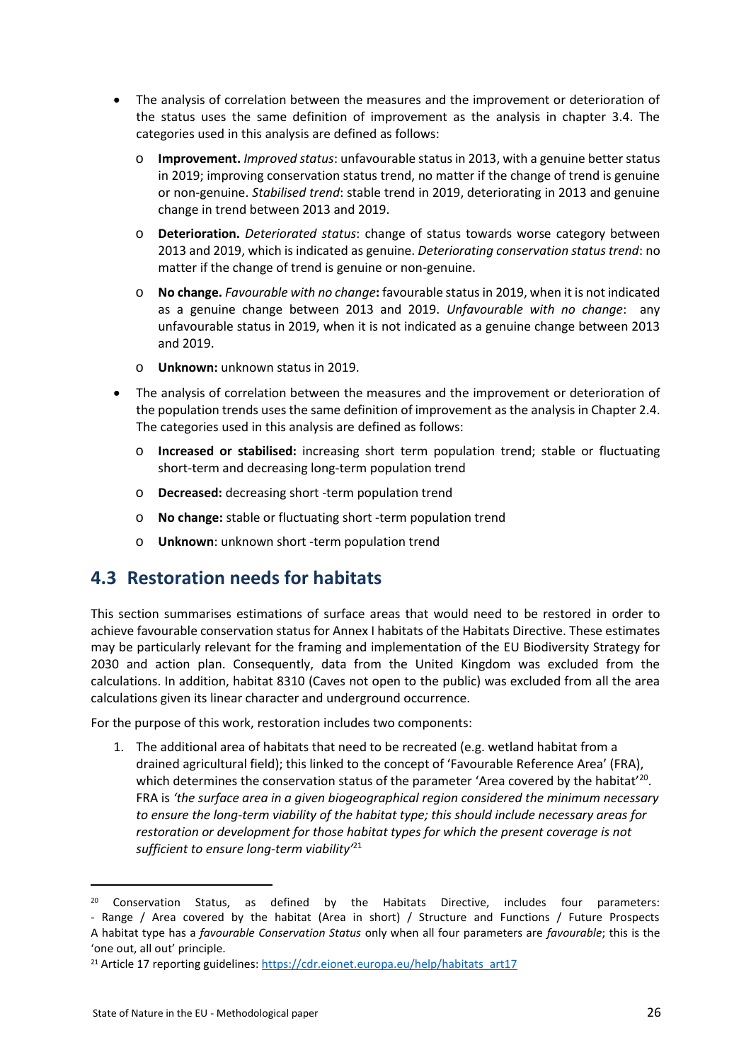- The analysis of correlation between the measures and the improvement or deterioration of the status uses the same definition of improvement as the analysis in chapter 3.4. The categories used in this analysis are defined as follows:
  - **Improvement.** *Improved status*: unfavourable status in 2013, with a genuine better status in 2019; improving conservation status trend, no matter if the change of trend is genuine or non-genuine. *Stabilised trend*: stable trend in 2019, deteriorating in 2013 and genuine change in trend between 2013 and 2019.
  - **Deterioration.** *Deteriorated status*: change of status towards worse category between 2013 and 2019, which is indicated as genuine. *Deteriorating conservation status trend*: no matter if the change of trend is genuine or non-genuine.
  - **No change.** *Favourable with no change***:** favourable status in 2019, when it is not indicated as a genuine change between 2013 and 2019. *Unfavourable with no change*: any unfavourable status in 2019, when it is not indicated as a genuine change between 2013 and 2019.
  - **Unknown:** unknown status in 2019.
- The analysis of correlation between the measures and the improvement or deterioration of the population trends uses the same definition of improvement as the analysis in Chapter 2.4. The categories used in this analysis are defined as follows:
  - **Increased or stabilised:** increasing short term population trend; stable or fluctuating short-term and decreasing long-term population trend
  - **Decreased:** decreasing short -term population trend
  - **No change:** stable or fluctuating short -term population trend
  - **Unknown**: unknown short -term population trend

## 4.3 Restoration needs for habitats

This section summarises estimations of surface areas that would need to be restored in order to achieve favourable conservation status for Annex I habitats of the Habitats Directive. These estimates may be particularly relevant for the framing and implementation of the EU Biodiversity Strategy for 2030 and action plan. Consequently, data from the United Kingdom was excluded from the calculations. In addition, habitat 8310 (Caves not open to the public) was excluded from all the area calculations given its linear character and underground occurrence.

For the purpose of this work, restoration includes two components:

1. The additional area of habitats that need to be recreated (e.g. wetland habitat from a drained agricultural field); this linked to the concept of 'Favourable Reference Area' (FRA), which determines the conservation status of the parameter 'Area covered by the habitat'[20]. FRA is *'the surface area in a given biogeographical region considered the minimum necessary to ensure the long-term viability of the habitat type; this should include necessary areas for restoration or development for those habitat types for which the present coverage is not sufficient to ensure long-term viability'*[21]

[20] Conservation Status, as defined by the Habitats Directive, includes four parameters: - Range / Area covered by the habitat (Area in short) / Structure and Functions / Future Prospects A habitat type has a *favourable Conservation Status* only when all four parameters are *favourable*; this is the 'one out, all out' principle.

[21] Article 17 reporting guidelines: https://cdr.eionet.europa.eu/help/habitats_art17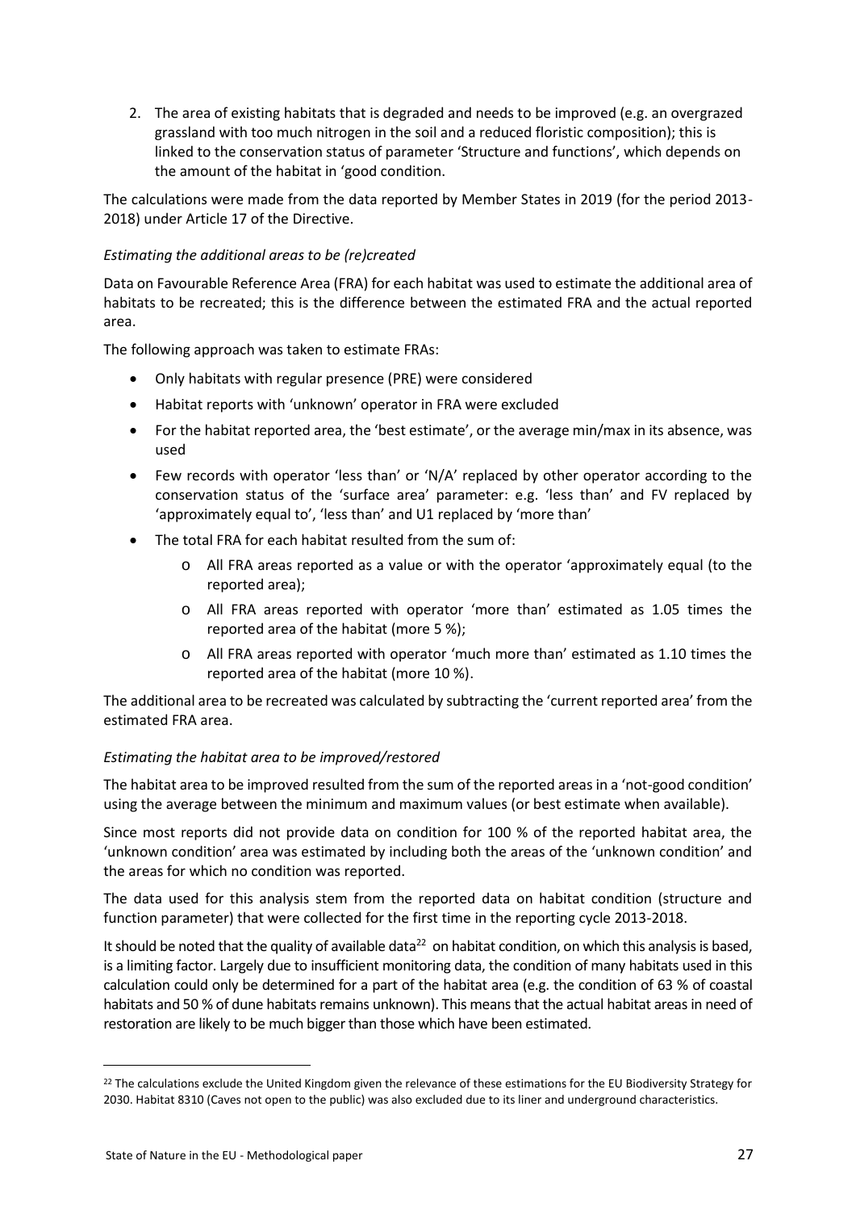2. The area of existing habitats that is degraded and needs to be improved (e.g. an overgrazed grassland with too much nitrogen in the soil and a reduced floristic composition); this is linked to the conservation status of parameter 'Structure and functions', which depends on the amount of the habitat in 'good condition.

The calculations were made from the data reported by Member States in 2019 (for the period 2013-2018) under Article 17 of the Directive.

*Estimating the additional areas to be (re)created*

Data on Favourable Reference Area (FRA) for each habitat was used to estimate the additional area of habitats to be recreated; this is the difference between the estimated FRA and the actual reported area.

The following approach was taken to estimate FRAs:

- Only habitats with regular presence (PRE) were considered
- Habitat reports with 'unknown' operator in FRA were excluded
- For the habitat reported area, the 'best estimate', or the average min/max in its absence, was used
- Few records with operator 'less than' or 'N/A' replaced by other operator according to the conservation status of the 'surface area' parameter: e.g. 'less than' and FV replaced by 'approximately equal to', 'less than' and U1 replaced by 'more than'
- The total FRA for each habitat resulted from the sum of:
  - All FRA areas reported as a value or with the operator 'approximately equal (to the reported area);
  - All FRA areas reported with operator 'more than' estimated as 1.05 times the reported area of the habitat (more 5 %);
  - All FRA areas reported with operator 'much more than' estimated as 1.10 times the reported area of the habitat (more 10 %).

The additional area to be recreated was calculated by subtracting the 'current reported area' from the estimated FRA area.

*Estimating the habitat area to be improved/restored*

The habitat area to be improved resulted from the sum of the reported areas in a 'not-good condition' using the average between the minimum and maximum values (or best estimate when available).

Since most reports did not provide data on condition for 100 % of the reported habitat area, the 'unknown condition' area was estimated by including both the areas of the 'unknown condition' and the areas for which no condition was reported.

The data used for this analysis stem from the reported data on habitat condition (structure and function parameter) that were collected for the first time in the reporting cycle 2013-2018.

It should be noted that the quality of available data[22] on habitat condition, on which this analysis is based, is a limiting factor. Largely due to insufficient monitoring data, the condition of many habitats used in this calculation could only be determined for a part of the habitat area (e.g. the condition of 63 % of coastal habitats and 50 % of dune habitats remains unknown). This means that the actual habitat areas in need of restoration are likely to be much bigger than those which have been estimated.

---

[22] The calculations exclude the United Kingdom given the relevance of these estimations for the EU Biodiversity Strategy for 2030. Habitat 8310 (Caves not open to the public) was also excluded due to its liner and underground characteristics.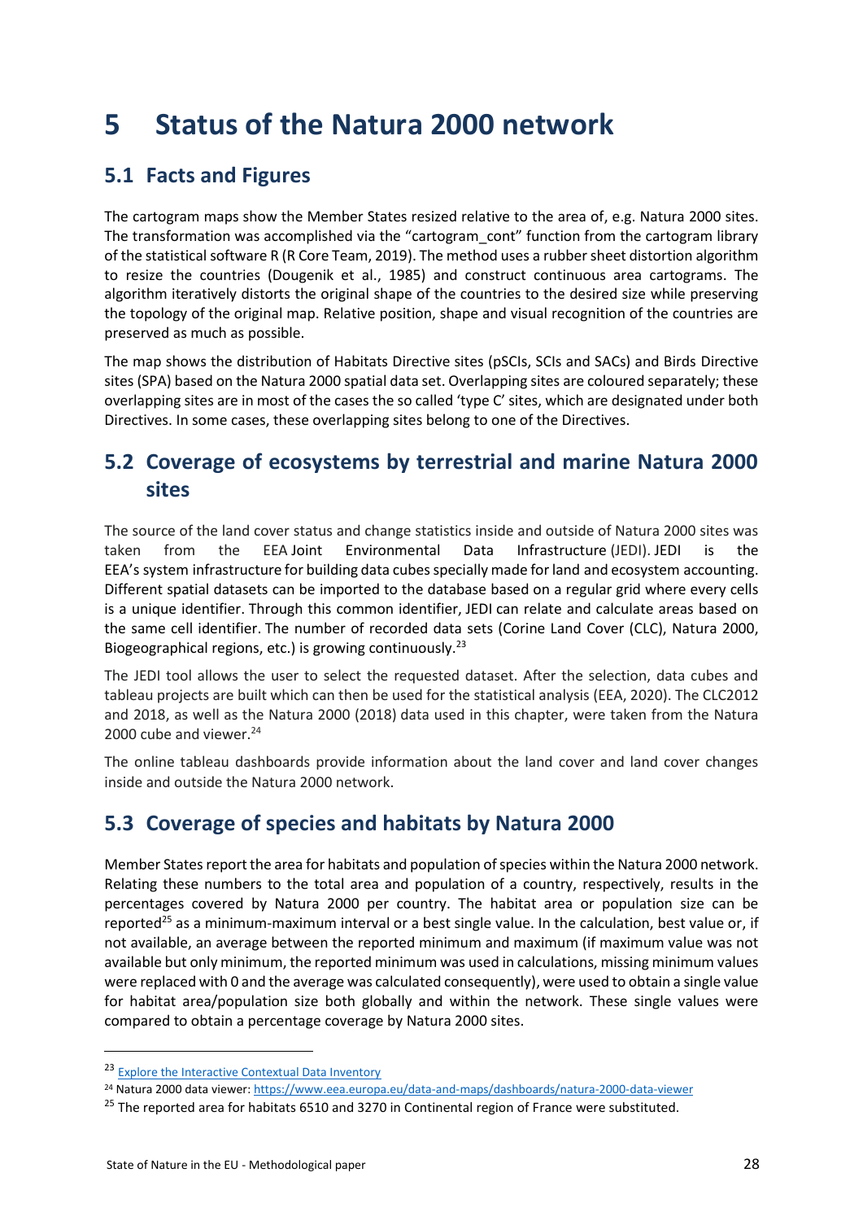# 5 Status of the Natura 2000 network

## 5.1 Facts and Figures

The cartogram maps show the Member States resized relative to the area of, e.g. Natura 2000 sites. The transformation was accomplished via the "cartogram_cont" function from the cartogram library of the statistical software R (R Core Team, 2019). The method uses a rubber sheet distortion algorithm to resize the countries (Dougenik et al., 1985) and construct continuous area cartograms. The algorithm iteratively distorts the original shape of the countries to the desired size while preserving the topology of the original map. Relative position, shape and visual recognition of the countries are preserved as much as possible.

The map shows the distribution of Habitats Directive sites (pSCIs, SCIs and SACs) and Birds Directive sites (SPA) based on the Natura 2000 spatial data set. Overlapping sites are coloured separately; these overlapping sites are in most of the cases the so called 'type C' sites, which are designated under both Directives. In some cases, these overlapping sites belong to one of the Directives.

## 5.2 Coverage of ecosystems by terrestrial and marine Natura 2000 sites

The source of the land cover status and change statistics inside and outside of Natura 2000 sites was taken from the EEA Joint Environmental Data Infrastructure (JEDI). JEDI is the EEA's system infrastructure for building data cubes specially made for land and ecosystem accounting. Different spatial datasets can be imported to the database based on a regular grid where every cells is a unique identifier. Through this common identifier, JEDI can relate and calculate areas based on the same cell identifier. The number of recorded data sets (Corine Land Cover (CLC), Natura 2000, Biogeographical regions, etc.) is growing continuously.[23]

The JEDI tool allows the user to select the requested dataset. After the selection, data cubes and tableau projects are built which can then be used for the statistical analysis (EEA, 2020). The CLC2012 and 2018, as well as the Natura 2000 (2018) data used in this chapter, were taken from the Natura 2000 cube and viewer.[24]

The online tableau dashboards provide information about the land cover and land cover changes inside and outside the Natura 2000 network.

## 5.3 Coverage of species and habitats by Natura 2000

Member States report the area for habitats and population of species within the Natura 2000 network. Relating these numbers to the total area and population of a country, respectively, results in the percentages covered by Natura 2000 per country. The habitat area or population size can be reported[25] as a minimum-maximum interval or a best single value. In the calculation, best value or, if not available, an average between the reported minimum and maximum (if maximum value was not available but only minimum, the reported minimum was used in calculations, missing minimum values were replaced with 0 and the average was calculated consequently), were used to obtain a single value for habitat area/population size both globally and within the network. These single values were compared to obtain a percentage coverage by Natura 2000 sites.

---

[23] Explore the Interactive Contextual Data Inventory

[24] Natura 2000 data viewer: https://www.eea.europa.eu/data-and-maps/dashboards/natura-2000-data-viewer

[25] The reported area for habitats 6510 and 3270 in Continental region of France were substituted.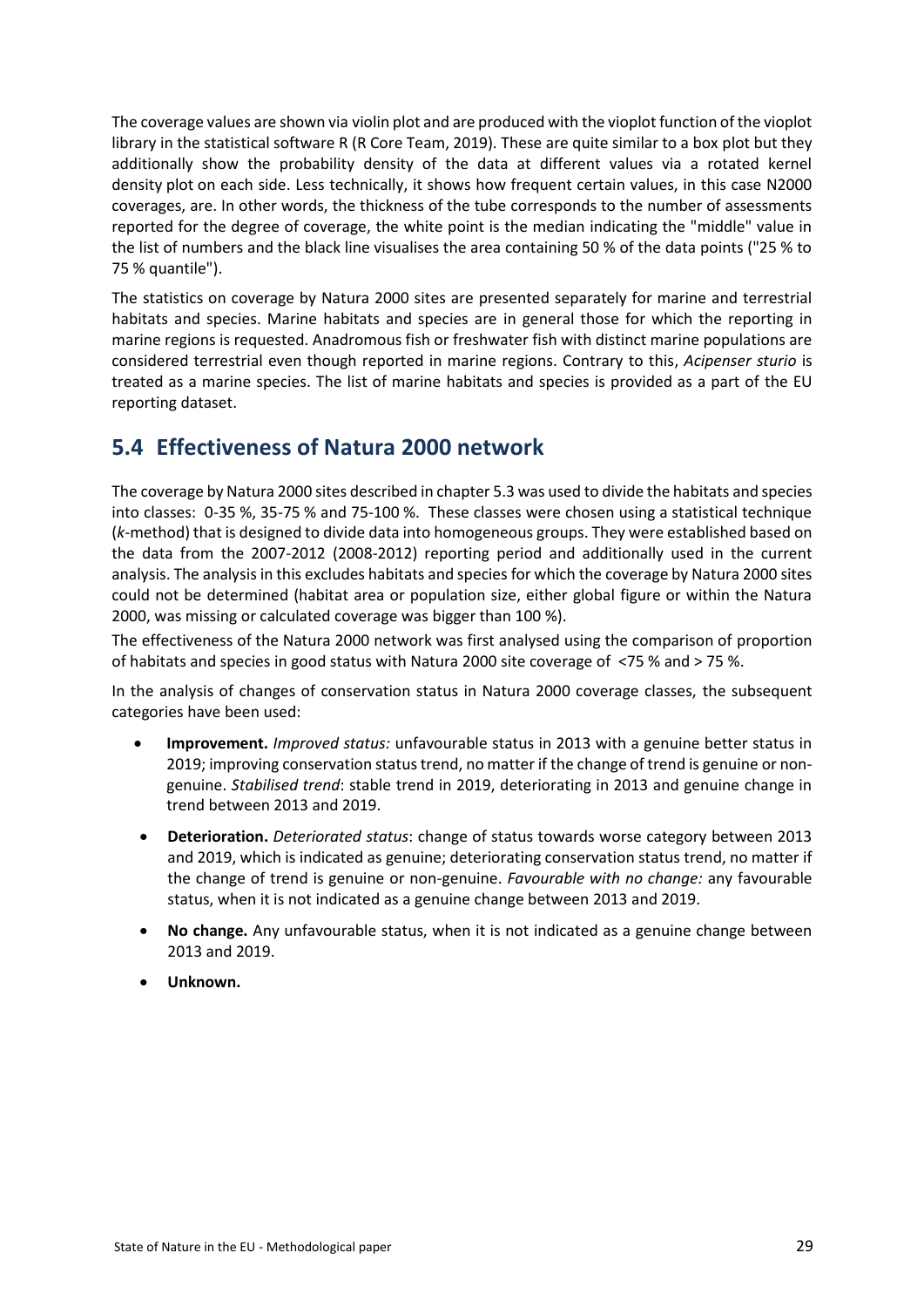The coverage values are shown via violin plot and are produced with the vioplot function of the vioplot library in the statistical software R (R Core Team, 2019). These are quite similar to a box plot but they additionally show the probability density of the data at different values via a rotated kernel density plot on each side. Less technically, it shows how frequent certain values, in this case N2000 coverages, are. In other words, the thickness of the tube corresponds to the number of assessments reported for the degree of coverage, the white point is the median indicating the "middle" value in the list of numbers and the black line visualises the area containing 50 % of the data points ("25 % to 75 % quantile").

The statistics on coverage by Natura 2000 sites are presented separately for marine and terrestrial habitats and species. Marine habitats and species are in general those for which the reporting in marine regions is requested. Anadromous fish or freshwater fish with distinct marine populations are considered terrestrial even though reported in marine regions. Contrary to this, *Acipenser sturio* is treated as a marine species. The list of marine habitats and species is provided as a part of the EU reporting dataset.

## 5.4 Effectiveness of Natura 2000 network

The coverage by Natura 2000 sites described in chapter 5.3 was used to divide the habitats and species into classes: 0-35 %, 35-75 % and 75-100 %. These classes were chosen using a statistical technique (*k*-method) that is designed to divide data into homogeneous groups. They were established based on the data from the 2007-2012 (2008-2012) reporting period and additionally used in the current analysis. The analysis in this excludes habitats and species for which the coverage by Natura 2000 sites could not be determined (habitat area or population size, either global figure or within the Natura 2000, was missing or calculated coverage was bigger than 100 %).

The effectiveness of the Natura 2000 network was first analysed using the comparison of proportion of habitats and species in good status with Natura 2000 site coverage of <75 % and > 75 %.

In the analysis of changes of conservation status in Natura 2000 coverage classes, the subsequent categories have been used:

- **Improvement.** *Improved status:* unfavourable status in 2013 with a genuine better status in 2019; improving conservation status trend, no matter if the change of trend is genuine or non-genuine. *Stabilised trend*: stable trend in 2019, deteriorating in 2013 and genuine change in trend between 2013 and 2019.
- **Deterioration.** *Deteriorated status*: change of status towards worse category between 2013 and 2019, which is indicated as genuine; deteriorating conservation status trend, no matter if the change of trend is genuine or non-genuine. *Favourable with no change:* any favourable status, when it is not indicated as a genuine change between 2013 and 2019.
- **No change.** Any unfavourable status, when it is not indicated as a genuine change between 2013 and 2019.
- **Unknown.**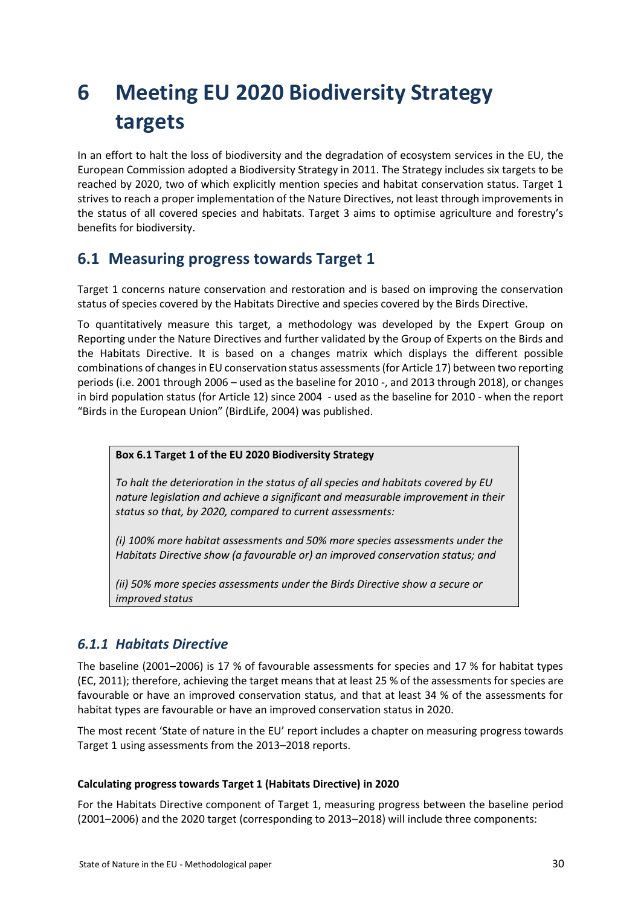# 6 Meeting EU 2020 Biodiversity Strategy targets

In an effort to halt the loss of biodiversity and the degradation of ecosystem services in the EU, the European Commission adopted a Biodiversity Strategy in 2011. The Strategy includes six targets to be reached by 2020, two of which explicitly mention species and habitat conservation status. Target 1 strives to reach a proper implementation of the Nature Directives, not least through improvements in the status of all covered species and habitats. Target 3 aims to optimise agriculture and forestry's benefits for biodiversity.

## 6.1 Measuring progress towards Target 1

Target 1 concerns nature conservation and restoration and is based on improving the conservation status of species covered by the Habitats Directive and species covered by the Birds Directive.

To quantitatively measure this target, a methodology was developed by the Expert Group on Reporting under the Nature Directives and further validated by the Group of Experts on the Birds and the Habitats Directive. It is based on a changes matrix which displays the different possible combinations of changes in EU conservation status assessments (for Article 17) between two reporting periods (i.e. 2001 through 2006 – used as the baseline for 2010 -, and 2013 through 2018), or changes in bird population status (for Article 12) since 2004 - used as the baseline for 2010 - when the report "Birds in the European Union" (BirdLife, 2004) was published.

> **Box 6.1 Target 1 of the EU 2020 Biodiversity Strategy**
>
> *To halt the deterioration in the status of all species and habitats covered by EU nature legislation and achieve a significant and measurable improvement in their status so that, by 2020, compared to current assessments:*
>
> *(i) 100% more habitat assessments and 50% more species assessments under the Habitats Directive show (a favourable or) an improved conservation status; and*
>
> *(ii) 50% more species assessments under the Birds Directive show a secure or improved status*

### *6.1.1 Habitats Directive*

The baseline (2001–2006) is 17 % of favourable assessments for species and 17 % for habitat types (EC, 2011); therefore, achieving the target means that at least 25 % of the assessments for species are favourable or have an improved conservation status, and that at least 34 % of the assessments for habitat types are favourable or have an improved conservation status in 2020.

The most recent 'State of nature in the EU' report includes a chapter on measuring progress towards Target 1 using assessments from the 2013–2018 reports.

**Calculating progress towards Target 1 (Habitats Directive) in 2020**

For the Habitats Directive component of Target 1, measuring progress between the baseline period (2001–2006) and the 2020 target (corresponding to 2013–2018) will include three components: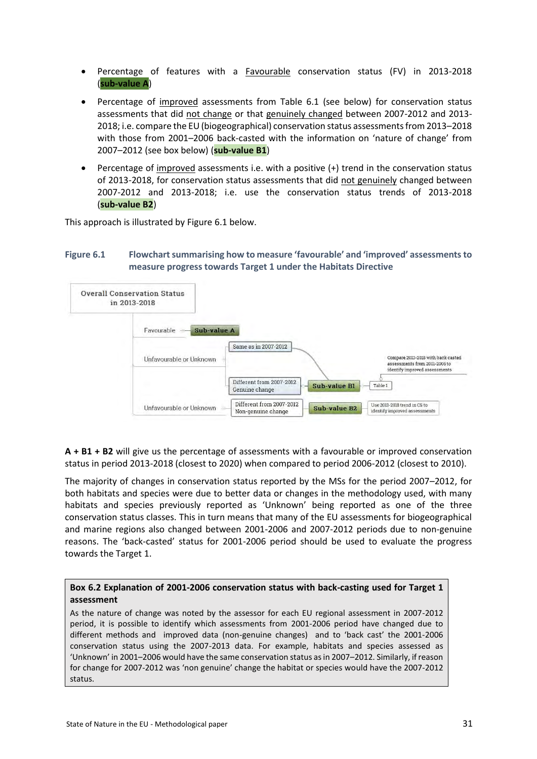- Percentage of features with a <u>Favourable</u> conservation status (FV) in 2013-2018 (**sub-value A**)
- Percentage of <u>improved</u> assessments from Table 6.1 (see below) for conservation status assessments that did <u>not change</u> or that <u>genuinely changed</u> between 2007-2012 and 2013-2018; i.e. compare the EU (biogeographical) conservation status assessments from 2013–2018 with those from 2001–2006 back-casted with the information on 'nature of change' from 2007–2012 (see box below) (**sub-value B1**)
- Percentage of <u>improved</u> assessments i.e. with a positive (+) trend in the conservation status of 2013-2018, for conservation status assessments that did <u>not genuinely</u> changed between 2007-2012 and 2013-2018; i.e. use the conservation status trends of 2013-2018 (**sub-value B2**)

This approach is illustrated by Figure 6.1 below.

**Figure 6.1 Flowchart summarising how to measure 'favourable' and 'improved' assessments to measure progress towards Target 1 under the Habitats Directive**

Overall Conservation Status in 2013-2018

- Favourable → **Sub-value A**
- Unfavourable or Unknown
  - Same as in 2007-2012 → **Sub-value B1**
  - Different from 2007-2012 Genuine change → **Sub-value B1** → Table 1 (Compare 2013-2018 with back casted assessments from 2001-2006 to identify improved assessments)
- Unfavourable or Unknown
  - Different from 2007-2012 Non-genuine change → **Sub-value B2** → Use 2013-2018 trend in CS to identify improved assessments

**A + B1 + B2** will give us the percentage of assessments with a favourable or improved conservation status in period 2013-2018 (closest to 2020) when compared to period 2006-2012 (closest to 2010).

The majority of changes in conservation status reported by the MSs for the period 2007–2012, for both habitats and species were due to better data or changes in the methodology used, with many habitats and species previously reported as 'Unknown' being reported as one of the three conservation status classes. This in turn means that many of the EU assessments for biogeographical and marine regions also changed between 2001-2006 and 2007-2012 periods due to non-genuine reasons. The 'back-casted' status for 2001-2006 period should be used to evaluate the progress towards the Target 1.

**Box 6.2 Explanation of 2001-2006 conservation status with back-casting used for Target 1 assessment**

As the nature of change was noted by the assessor for each EU regional assessment in 2007-2012 period, it is possible to identify which assessments from 2001-2006 period have changed due to different methods and improved data (non-genuine changes) and to 'back cast' the 2001-2006 conservation status using the 2007-2013 data. For example, habitats and species assessed as 'Unknown' in 2001–2006 would have the same conservation status as in 2007–2012. Similarly, if reason for change for 2007-2012 was 'non genuine' change the habitat or species would have the 2007-2012 status.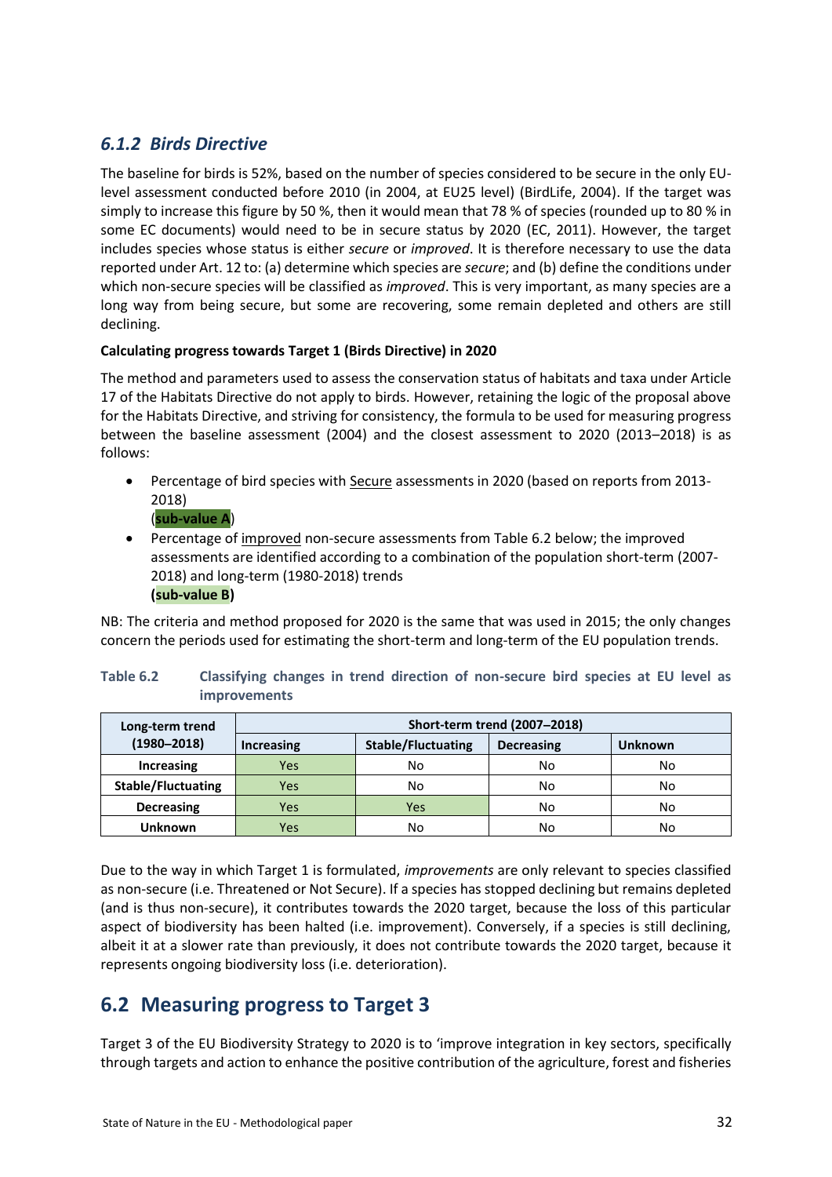### *6.1.2 Birds Directive*

The baseline for birds is 52%, based on the number of species considered to be secure in the only EU-level assessment conducted before 2010 (in 2004, at EU25 level) (BirdLife, 2004). If the target was simply to increase this figure by 50 %, then it would mean that 78 % of species (rounded up to 80 % in some EC documents) would need to be in secure status by 2020 (EC, 2011). However, the target includes species whose status is either *secure* or *improved*. It is therefore necessary to use the data reported under Art. 12 to: (a) determine which species are *secure*; and (b) define the conditions under which non-secure species will be classified as *improved*. This is very important, as many species are a long way from being secure, but some are recovering, some remain depleted and others are still declining.

**Calculating progress towards Target 1 (Birds Directive) in 2020**

The method and parameters used to assess the conservation status of habitats and taxa under Article 17 of the Habitats Directive do not apply to birds. However, retaining the logic of the proposal above for the Habitats Directive, and striving for consistency, the formula to be used for measuring progress between the baseline assessment (2004) and the closest assessment to 2020 (2013–2018) is as follows:

- Percentage of bird species with Secure assessments in 2020 (based on reports from 2013-2018)
  (**sub-value A**)
- Percentage of improved non-secure assessments from Table 6.2 below; the improved assessments are identified according to a combination of the population short-term (2007-2018) and long-term (1980-2018) trends
  **(sub-value B)**

NB: The criteria and method proposed for 2020 is the same that was used in 2015; the only changes concern the periods used for estimating the short-term and long-term of the EU population trends.

**Table 6.2 Classifying changes in trend direction of non-secure bird species at EU level as improvements**

| Long-term trend (1980–2018) | Short-term trend (2007–2018) | | | |
|---|---|---|---|---|
| | **Increasing** | **Stable/Fluctuating** | **Decreasing** | **Unknown** |
| **Increasing** | Yes | No | No | No |
| **Stable/Fluctuating** | Yes | No | No | No |
| **Decreasing** | Yes | Yes | No | No |
| **Unknown** | Yes | No | No | No |

Due to the way in which Target 1 is formulated, *improvements* are only relevant to species classified as non-secure (i.e. Threatened or Not Secure). If a species has stopped declining but remains depleted (and is thus non-secure), it contributes towards the 2020 target, because the loss of this particular aspect of biodiversity has been halted (i.e. improvement). Conversely, if a species is still declining, albeit it at a slower rate than previously, it does not contribute towards the 2020 target, because it represents ongoing biodiversity loss (i.e. deterioration).

## 6.2 Measuring progress to Target 3

Target 3 of the EU Biodiversity Strategy to 2020 is to 'improve integration in key sectors, specifically through targets and action to enhance the positive contribution of the agriculture, forest and fisheries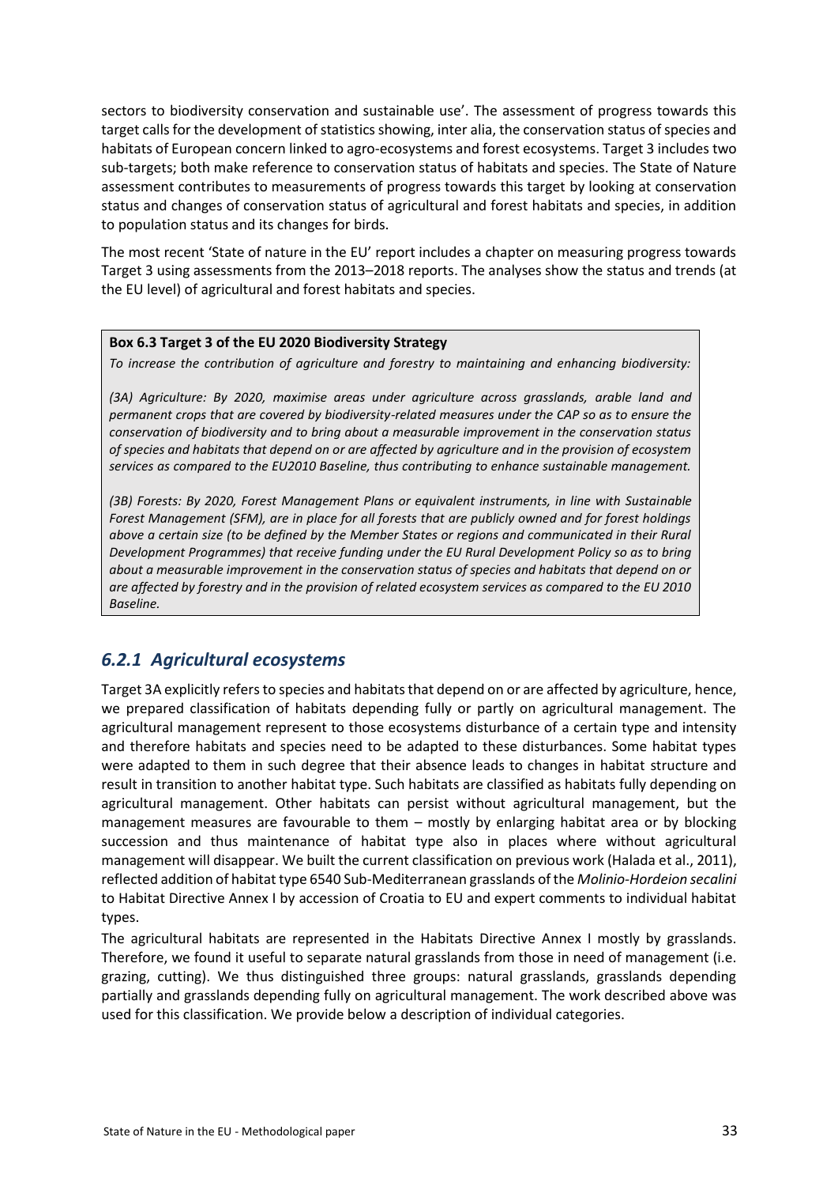sectors to biodiversity conservation and sustainable use'. The assessment of progress towards this target calls for the development of statistics showing, inter alia, the conservation status of species and habitats of European concern linked to agro-ecosystems and forest ecosystems. Target 3 includes two sub-targets; both make reference to conservation status of habitats and species. The State of Nature assessment contributes to measurements of progress towards this target by looking at conservation status and changes of conservation status of agricultural and forest habitats and species, in addition to population status and its changes for birds.

The most recent 'State of nature in the EU' report includes a chapter on measuring progress towards Target 3 using assessments from the 2013–2018 reports. The analyses show the status and trends (at the EU level) of agricultural and forest habitats and species.

> **Box 6.3 Target 3 of the EU 2020 Biodiversity Strategy**
>
> *To increase the contribution of agriculture and forestry to maintaining and enhancing biodiversity:*
>
> *(3A) Agriculture: By 2020, maximise areas under agriculture across grasslands, arable land and permanent crops that are covered by biodiversity-related measures under the CAP so as to ensure the conservation of biodiversity and to bring about a measurable improvement in the conservation status of species and habitats that depend on or are affected by agriculture and in the provision of ecosystem services as compared to the EU2010 Baseline, thus contributing to enhance sustainable management.*
>
> *(3B) Forests: By 2020, Forest Management Plans or equivalent instruments, in line with Sustainable Forest Management (SFM), are in place for all forests that are publicly owned and for forest holdings above a certain size (to be defined by the Member States or regions and communicated in their Rural Development Programmes) that receive funding under the EU Rural Development Policy so as to bring about a measurable improvement in the conservation status of species and habitats that depend on or are affected by forestry and in the provision of related ecosystem services as compared to the EU 2010 Baseline.*

### *6.2.1 Agricultural ecosystems*

Target 3A explicitly refers to species and habitats that depend on or are affected by agriculture, hence, we prepared classification of habitats depending fully or partly on agricultural management. The agricultural management represent to those ecosystems disturbance of a certain type and intensity and therefore habitats and species need to be adapted to these disturbances. Some habitat types were adapted to them in such degree that their absence leads to changes in habitat structure and result in transition to another habitat type. Such habitats are classified as habitats fully depending on agricultural management. Other habitats can persist without agricultural management, but the management measures are favourable to them – mostly by enlarging habitat area or by blocking succession and thus maintenance of habitat type also in places where without agricultural management will disappear. We built the current classification on previous work (Halada et al., 2011), reflected addition of habitat type 6540 Sub-Mediterranean grasslands of the *Molinio-Hordeion secalini* to Habitat Directive Annex I by accession of Croatia to EU and expert comments to individual habitat types.

The agricultural habitats are represented in the Habitats Directive Annex I mostly by grasslands. Therefore, we found it useful to separate natural grasslands from those in need of management (i.e. grazing, cutting). We thus distinguished three groups: natural grasslands, grasslands depending partially and grasslands depending fully on agricultural management. The work described above was used for this classification. We provide below a description of individual categories.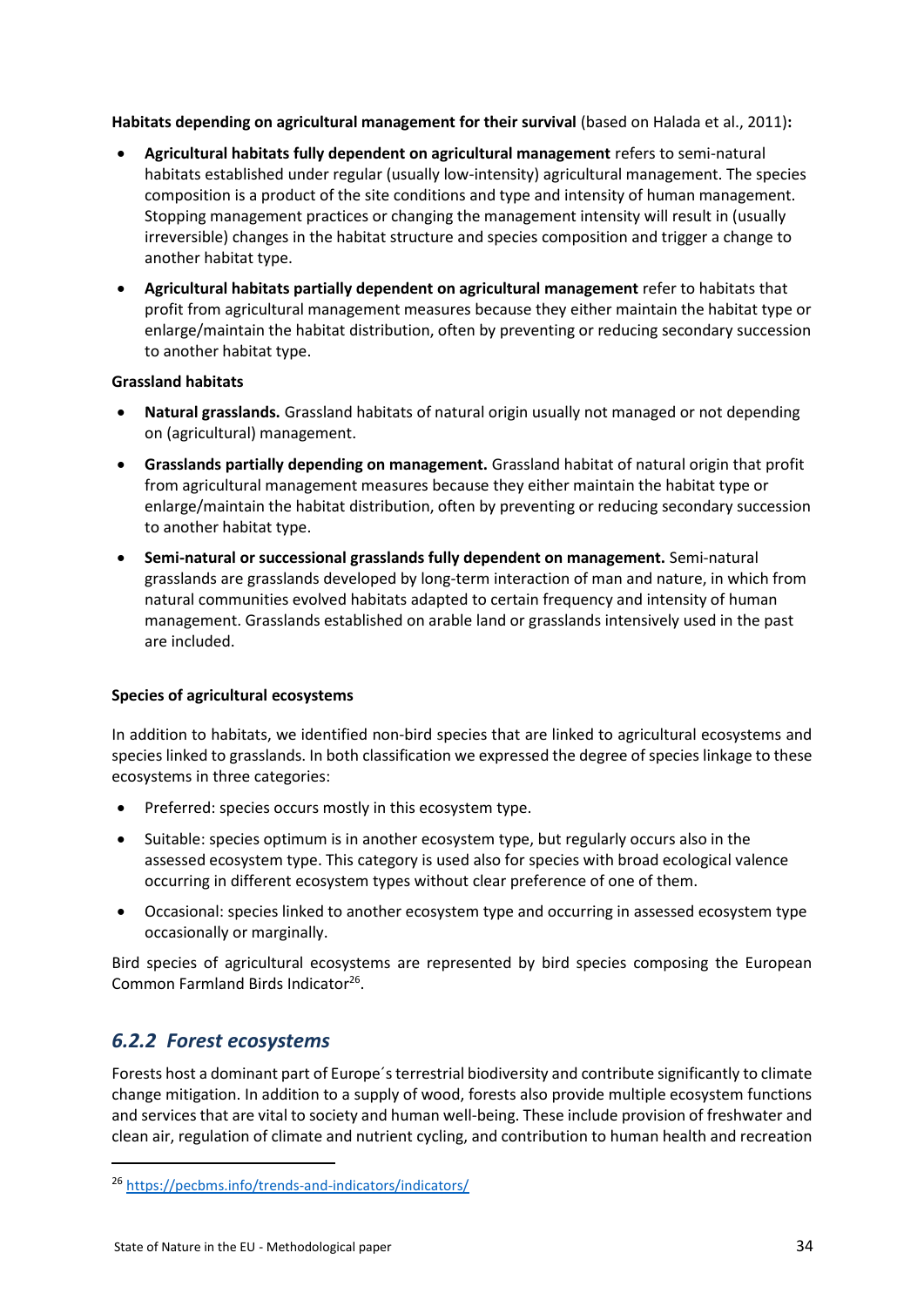**Habitats depending on agricultural management for their survival** (based on Halada et al., 2011)**:**

- **Agricultural habitats fully dependent on agricultural management** refers to semi-natural habitats established under regular (usually low-intensity) agricultural management. The species composition is a product of the site conditions and type and intensity of human management. Stopping management practices or changing the management intensity will result in (usually irreversible) changes in the habitat structure and species composition and trigger a change to another habitat type.
- **Agricultural habitats partially dependent on agricultural management** refer to habitats that profit from agricultural management measures because they either maintain the habitat type or enlarge/maintain the habitat distribution, often by preventing or reducing secondary succession to another habitat type.

**Grassland habitats**

- **Natural grasslands.** Grassland habitats of natural origin usually not managed or not depending on (agricultural) management.
- **Grasslands partially depending on management.** Grassland habitat of natural origin that profit from agricultural management measures because they either maintain the habitat type or enlarge/maintain the habitat distribution, often by preventing or reducing secondary succession to another habitat type.
- **Semi-natural or successional grasslands fully dependent on management.** Semi-natural grasslands are grasslands developed by long-term interaction of man and nature, in which from natural communities evolved habitats adapted to certain frequency and intensity of human management. Grasslands established on arable land or grasslands intensively used in the past are included.

**Species of agricultural ecosystems**

In addition to habitats, we identified non-bird species that are linked to agricultural ecosystems and species linked to grasslands. In both classification we expressed the degree of species linkage to these ecosystems in three categories:

- Preferred: species occurs mostly in this ecosystem type.
- Suitable: species optimum is in another ecosystem type, but regularly occurs also in the assessed ecosystem type. This category is used also for species with broad ecological valence occurring in different ecosystem types without clear preference of one of them.
- Occasional: species linked to another ecosystem type and occurring in assessed ecosystem type occasionally or marginally.

Bird species of agricultural ecosystems are represented by bird species composing the European Common Farmland Birds Indicator[26].

### *6.2.2 Forest ecosystems*

Forests host a dominant part of Europe´s terrestrial biodiversity and contribute significantly to climate change mitigation. In addition to a supply of wood, forests also provide multiple ecosystem functions and services that are vital to society and human well-being. These include provision of freshwater and clean air, regulation of climate and nutrient cycling, and contribution to human health and recreation

[26] https://pecbms.info/trends-and-indicators/indicators/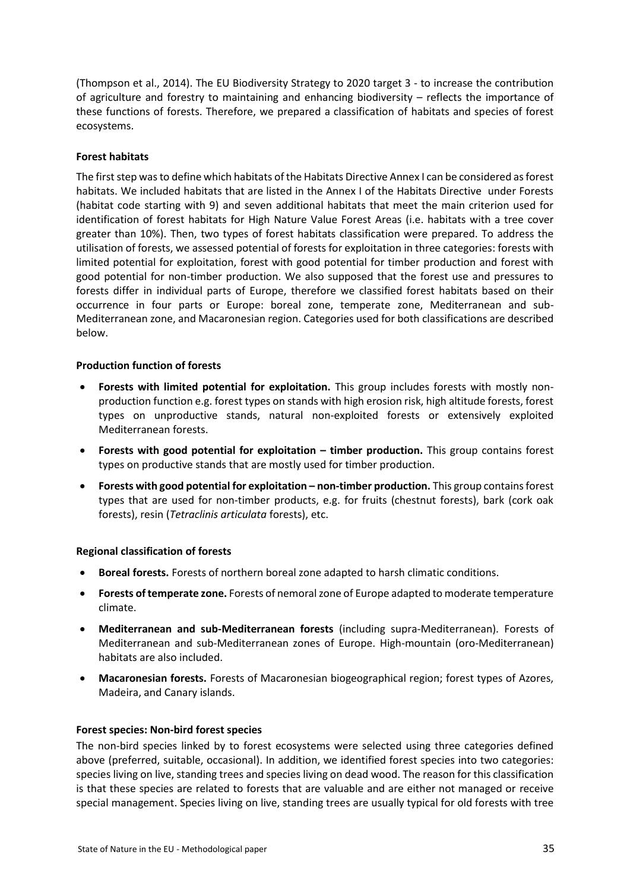(Thompson et al., 2014). The EU Biodiversity Strategy to 2020 target 3 - to increase the contribution of agriculture and forestry to maintaining and enhancing biodiversity – reflects the importance of these functions of forests. Therefore, we prepared a classification of habitats and species of forest ecosystems.

**Forest habitats**

The first step was to define which habitats of the Habitats Directive Annex I can be considered as forest habitats. We included habitats that are listed in the Annex I of the Habitats Directive under Forests (habitat code starting with 9) and seven additional habitats that meet the main criterion used for identification of forest habitats for High Nature Value Forest Areas (i.e. habitats with a tree cover greater than 10%). Then, two types of forest habitats classification were prepared. To address the utilisation of forests, we assessed potential of forests for exploitation in three categories: forests with limited potential for exploitation, forest with good potential for timber production and forest with good potential for non-timber production. We also supposed that the forest use and pressures to forests differ in individual parts of Europe, therefore we classified forest habitats based on their occurrence in four parts or Europe: boreal zone, temperate zone, Mediterranean and sub-Mediterranean zone, and Macaronesian region. Categories used for both classifications are described below.

**Production function of forests**

- **Forests with limited potential for exploitation.** This group includes forests with mostly non-production function e.g. forest types on stands with high erosion risk, high altitude forests, forest types on unproductive stands, natural non-exploited forests or extensively exploited Mediterranean forests.
- **Forests with good potential for exploitation – timber production.** This group contains forest types on productive stands that are mostly used for timber production.
- **Forests with good potential for exploitation – non-timber production.** This group contains forest types that are used for non-timber products, e.g. for fruits (chestnut forests), bark (cork oak forests), resin (*Tetraclinis articulata* forests), etc.

**Regional classification of forests**

- **Boreal forests.** Forests of northern boreal zone adapted to harsh climatic conditions.
- **Forests of temperate zone.** Forests of nemoral zone of Europe adapted to moderate temperature climate.
- **Mediterranean and sub-Mediterranean forests** (including supra-Mediterranean). Forests of Mediterranean and sub-Mediterranean zones of Europe. High-mountain (oro-Mediterranean) habitats are also included.
- **Macaronesian forests.** Forests of Macaronesian biogeographical region; forest types of Azores, Madeira, and Canary islands.

**Forest species: Non-bird forest species**

The non-bird species linked by to forest ecosystems were selected using three categories defined above (preferred, suitable, occasional). In addition, we identified forest species into two categories: species living on live, standing trees and species living on dead wood. The reason for this classification is that these species are related to forests that are valuable and are either not managed or receive special management. Species living on live, standing trees are usually typical for old forests with tree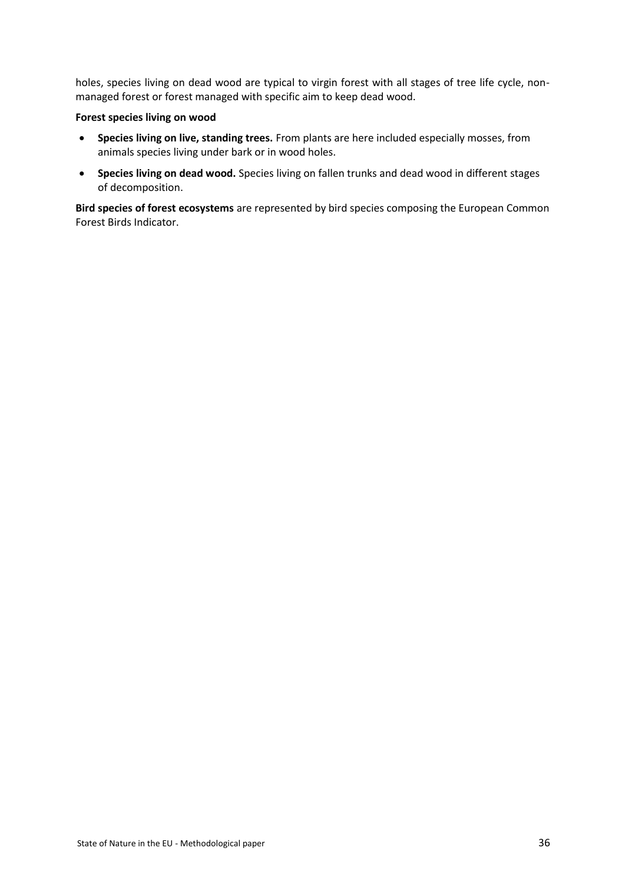holes, species living on dead wood are typical to virgin forest with all stages of tree life cycle, non-managed forest or forest managed with specific aim to keep dead wood.

**Forest species living on wood**

- **Species living on live, standing trees.** From plants are here included especially mosses, from animals species living under bark or in wood holes.
- **Species living on dead wood.** Species living on fallen trunks and dead wood in different stages of decomposition.

**Bird species of forest ecosystems** are represented by bird species composing the European Common Forest Birds Indicator.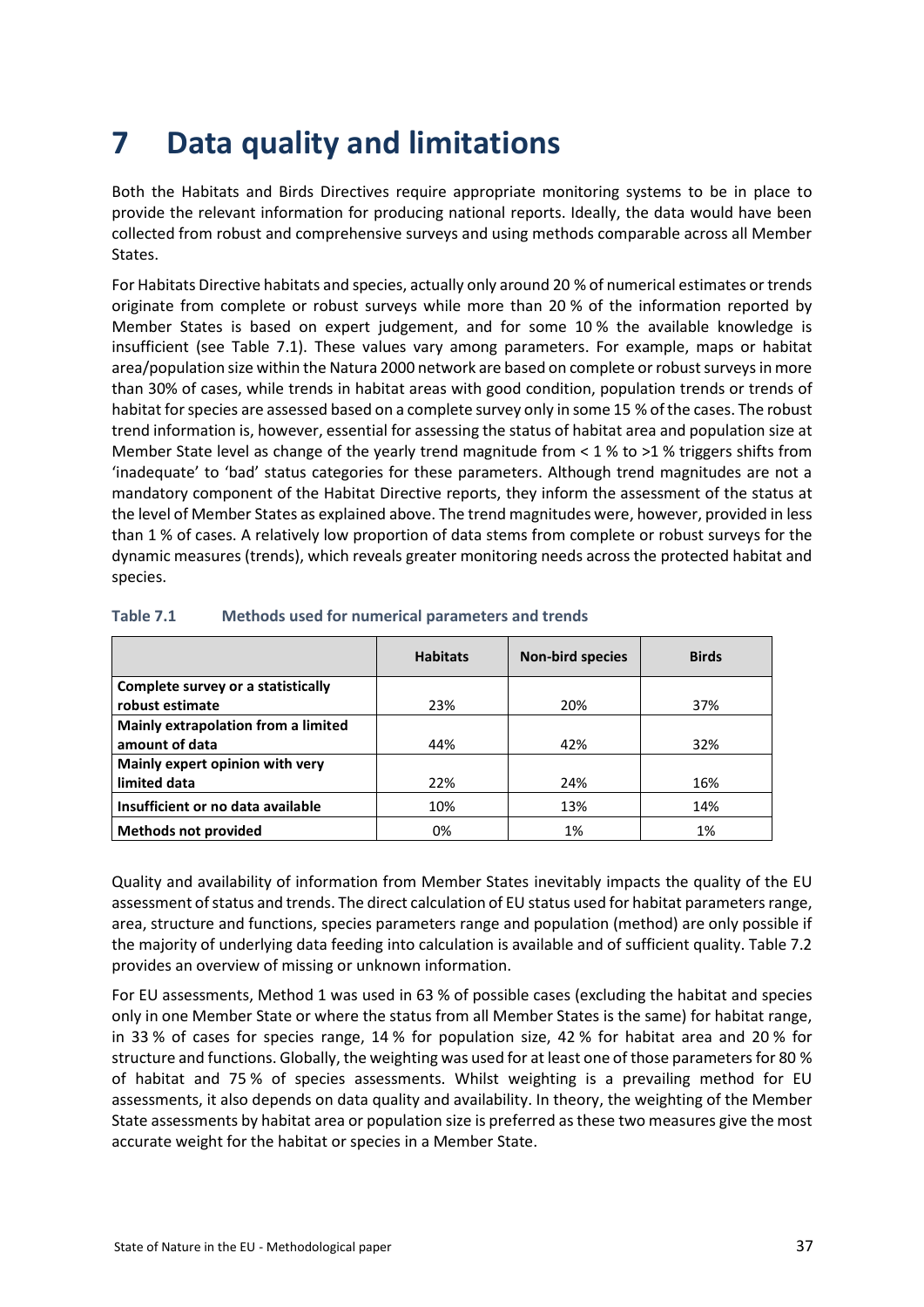# 7 Data quality and limitations

Both the Habitats and Birds Directives require appropriate monitoring systems to be in place to provide the relevant information for producing national reports. Ideally, the data would have been collected from robust and comprehensive surveys and using methods comparable across all Member States.

For Habitats Directive habitats and species, actually only around 20 % of numerical estimates or trends originate from complete or robust surveys while more than 20 % of the information reported by Member States is based on expert judgement, and for some 10 % the available knowledge is insufficient (see Table 7.1). These values vary among parameters. For example, maps or habitat area/population size within the Natura 2000 network are based on complete or robust surveys in more than 30% of cases, while trends in habitat areas with good condition, population trends or trends of habitat for species are assessed based on a complete survey only in some 15 % of the cases. The robust trend information is, however, essential for assessing the status of habitat area and population size at Member State level as change of the yearly trend magnitude from < 1 % to >1 % triggers shifts from 'inadequate' to 'bad' status categories for these parameters. Although trend magnitudes are not a mandatory component of the Habitat Directive reports, they inform the assessment of the status at the level of Member States as explained above. The trend magnitudes were, however, provided in less than 1 % of cases. A relatively low proportion of data stems from complete or robust surveys for the dynamic measures (trends), which reveals greater monitoring needs across the protected habitat and species.

**Table 7.1 Methods used for numerical parameters and trends**

| | Habitats | Non-bird species | Birds |
|---|---|---|---|
| **Complete survey or a statistically robust estimate** | 23% | 20% | 37% |
| **Mainly extrapolation from a limited amount of data** | 44% | 42% | 32% |
| **Mainly expert opinion with very limited data** | 22% | 24% | 16% |
| **Insufficient or no data available** | 10% | 13% | 14% |
| **Methods not provided** | 0% | 1% | 1% |

Quality and availability of information from Member States inevitably impacts the quality of the EU assessment of status and trends. The direct calculation of EU status used for habitat parameters range, area, structure and functions, species parameters range and population (method) are only possible if the majority of underlying data feeding into calculation is available and of sufficient quality. Table 7.2 provides an overview of missing or unknown information.

For EU assessments, Method 1 was used in 63 % of possible cases (excluding the habitat and species only in one Member State or where the status from all Member States is the same) for habitat range, in 33 % of cases for species range, 14 % for population size, 42 % for habitat area and 20 % for structure and functions. Globally, the weighting was used for at least one of those parameters for 80 % of habitat and 75 % of species assessments. Whilst weighting is a prevailing method for EU assessments, it also depends on data quality and availability. In theory, the weighting of the Member State assessments by habitat area or population size is preferred as these two measures give the most accurate weight for the habitat or species in a Member State.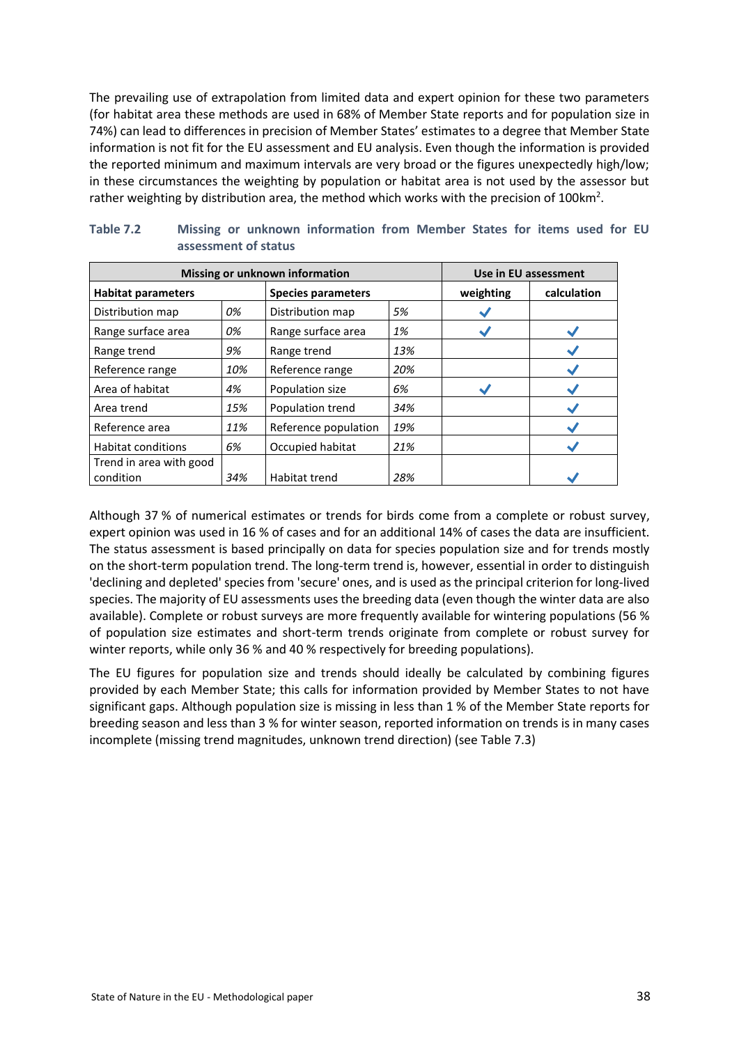The prevailing use of extrapolation from limited data and expert opinion for these two parameters (for habitat area these methods are used in 68% of Member State reports and for population size in 74%) can lead to differences in precision of Member States' estimates to a degree that Member State information is not fit for the EU assessment and EU analysis. Even though the information is provided the reported minimum and maximum intervals are very broad or the figures unexpectedly high/low; in these circumstances the weighting by population or habitat area is not used by the assessor but rather weighting by distribution area, the method which works with the precision of 100km$^2$.

**Table 7.2 Missing or unknown information from Member States for items used for EU assessment of status**

| Missing or unknown information | | | | Use in EU assessment | |
|---|---|---|---|---|---|
| **Habitat parameters** | | **Species parameters** | | **weighting** | **calculation** |
| Distribution map | *0%* | Distribution map | *5%* | ✓ | |
| Range surface area | *0%* | Range surface area | *1%* | ✓ | ✓ |
| Range trend | *9%* | Range trend | *13%* | | ✓ |
| Reference range | *10%* | Reference range | *20%* | | ✓ |
| Area of habitat | *4%* | Population size | *6%* | ✓ | ✓ |
| Area trend | *15%* | Population trend | *34%* | | ✓ |
| Reference area | *11%* | Reference population | *19%* | | ✓ |
| Habitat conditions | *6%* | Occupied habitat | *21%* | | ✓ |
| Trend in area with good condition | *34%* | Habitat trend | *28%* | | ✓ |

Although 37 % of numerical estimates or trends for birds come from a complete or robust survey, expert opinion was used in 16 % of cases and for an additional 14% of cases the data are insufficient. The status assessment is based principally on data for species population size and for trends mostly on the short-term population trend. The long-term trend is, however, essential in order to distinguish 'declining and depleted' species from 'secure' ones, and is used as the principal criterion for long-lived species. The majority of EU assessments uses the breeding data (even though the winter data are also available). Complete or robust surveys are more frequently available for wintering populations (56 % of population size estimates and short-term trends originate from complete or robust survey for winter reports, while only 36 % and 40 % respectively for breeding populations).

The EU figures for population size and trends should ideally be calculated by combining figures provided by each Member State; this calls for information provided by Member States to not have significant gaps. Although population size is missing in less than 1 % of the Member State reports for breeding season and less than 3 % for winter season, reported information on trends is in many cases incomplete (missing trend magnitudes, unknown trend direction) (see Table 7.3)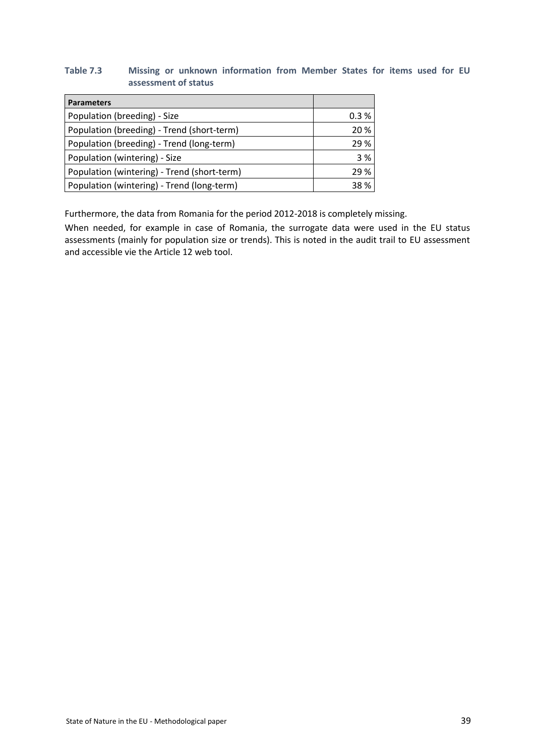**Table 7.3 Missing or unknown information from Member States for items used for EU assessment of status**

| Parameters | |
|---|---|
| Population (breeding) - Size | 0.3 % |
| Population (breeding) - Trend (short-term) | 20 % |
| Population (breeding) - Trend (long-term) | 29 % |
| Population (wintering) - Size | 3 % |
| Population (wintering) - Trend (short-term) | 29 % |
| Population (wintering) - Trend (long-term) | 38 % |

Furthermore, the data from Romania for the period 2012-2018 is completely missing.

When needed, for example in case of Romania, the surrogate data were used in the EU status assessments (mainly for population size or trends). This is noted in the audit trail to EU assessment and accessible vie the Article 12 web tool.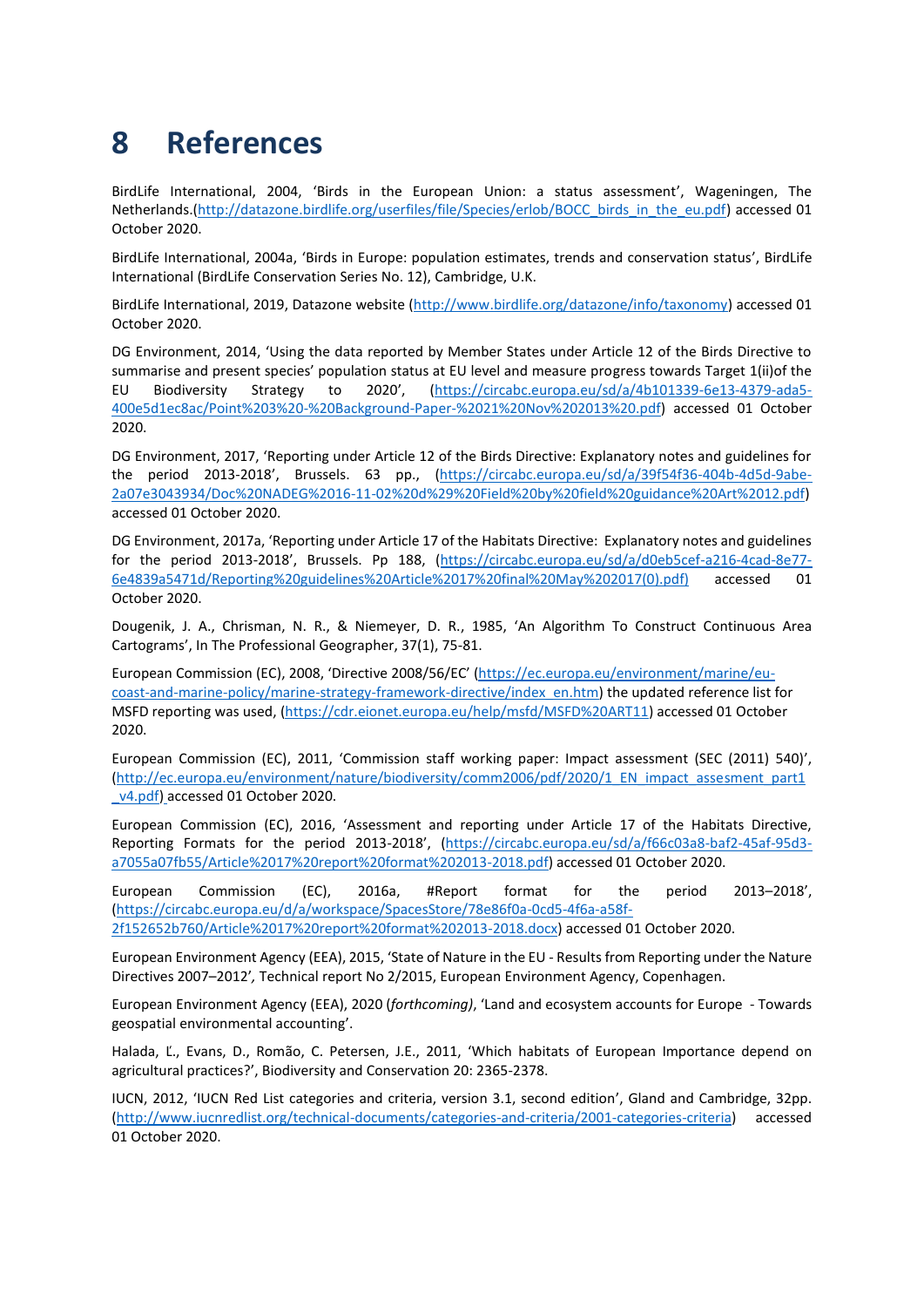# 8 References

BirdLife International, 2004, 'Birds in the European Union: a status assessment', Wageningen, The Netherlands.(http://datazone.birdlife.org/userfiles/file/Species/erlob/BOCC_birds_in_the_eu.pdf) accessed 01 October 2020.

BirdLife International, 2004a, 'Birds in Europe: population estimates, trends and conservation status', BirdLife International (BirdLife Conservation Series No. 12), Cambridge, U.K.

BirdLife International, 2019, Datazone website (http://www.birdlife.org/datazone/info/taxonomy) accessed 01 October 2020.

DG Environment, 2014, 'Using the data reported by Member States under Article 12 of the Birds Directive to summarise and present species' population status at EU level and measure progress towards Target 1(ii)of the EU Biodiversity Strategy to 2020', (https://circabc.europa.eu/sd/a/4b101339-6e13-4379-ada5-400e5d1ec8ac/Point%203%20-%20Background-Paper-%2021%20Nov%202013%20.pdf) accessed 01 October 2020.

DG Environment, 2017, 'Reporting under Article 12 of the Birds Directive: Explanatory notes and guidelines for the period 2013-2018', Brussels. 63 pp., (https://circabc.europa.eu/sd/a/39f54f36-404b-4d5d-9abe-2a07e3043934/Doc%20NADEG%2016-11-02%20d%29%20Field%20by%20field%20guidance%20Art%2012.pdf) accessed 01 October 2020.

DG Environment, 2017a, 'Reporting under Article 17 of the Habitats Directive: Explanatory notes and guidelines for the period 2013-2018', Brussels. Pp 188, (https://circabc.europa.eu/sd/a/d0eb5cef-a216-4cad-8e77-6e4839a5471d/Reporting%20guidelines%20Article%2017%20final%20May%202017(0).pdf) accessed 01 October 2020.

Dougenik, J. A., Chrisman, N. R., & Niemeyer, D. R., 1985, 'An Algorithm To Construct Continuous Area Cartograms', In The Professional Geographer, 37(1), 75-81.

European Commission (EC), 2008, 'Directive 2008/56/EC' (https://ec.europa.eu/environment/marine/eu-coast-and-marine-policy/marine-strategy-framework-directive/index_en.htm) the updated reference list for MSFD reporting was used, (https://cdr.eionet.europa.eu/help/msfd/MSFD%20ART11) accessed 01 October 2020.

European Commission (EC), 2011, 'Commission staff working paper: Impact assessment (SEC (2011) 540)', (http://ec.europa.eu/environment/nature/biodiversity/comm2006/pdf/2020/1_EN_impact_assesment_part1_v4.pdf) accessed 01 October 2020.

European Commission (EC), 2016, 'Assessment and reporting under Article 17 of the Habitats Directive, Reporting Formats for the period 2013-2018', (https://circabc.europa.eu/sd/a/f66c03a8-baf2-45af-95d3-a7055a07fb55/Article%2017%20report%20format%202013-2018.pdf) accessed 01 October 2020.

European Commission (EC), 2016a, #Report format for the period 2013–2018', (https://circabc.europa.eu/d/a/workspace/SpacesStore/78e86f0a-0cd5-4f6a-a58f-2f152652b760/Article%2017%20report%20format%202013-2018.docx) accessed 01 October 2020.

European Environment Agency (EEA), 2015, 'State of Nature in the EU - Results from Reporting under the Nature Directives 2007–2012', Technical report No 2/2015, European Environment Agency, Copenhagen.

European Environment Agency (EEA), 2020 (*forthcoming)*, 'Land and ecosystem accounts for Europe - Towards geospatial environmental accounting'.

Halada, Ľ., Evans, D., Romão, C. Petersen, J.E., 2011, 'Which habitats of European Importance depend on agricultural practices?', Biodiversity and Conservation 20: 2365-2378.

IUCN, 2012, 'IUCN Red List categories and criteria, version 3.1, second edition', Gland and Cambridge, 32pp. (http://www.iucnredlist.org/technical-documents/categories-and-criteria/2001-categories-criteria) accessed 01 October 2020.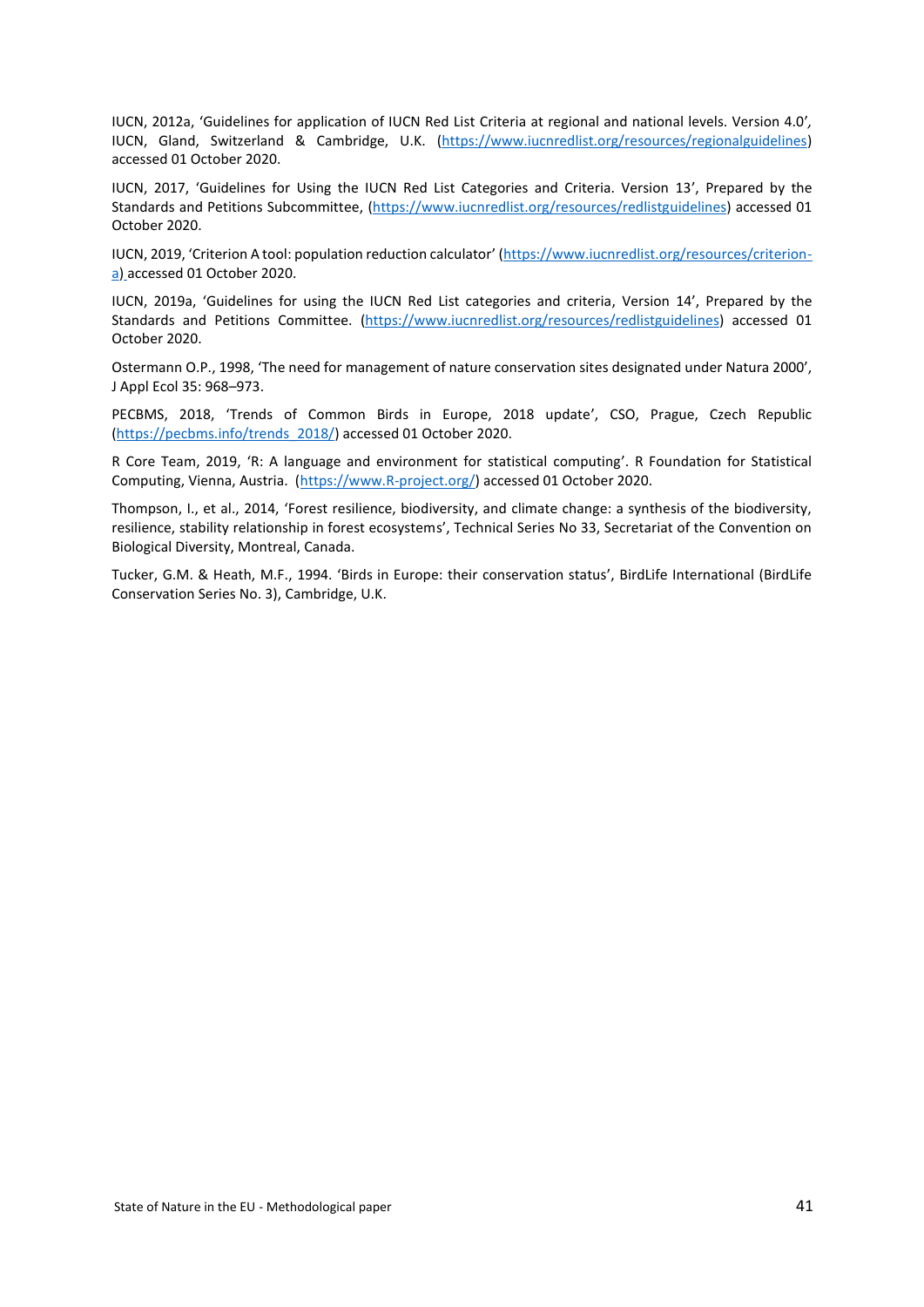IUCN, 2012a, 'Guidelines for application of IUCN Red List Criteria at regional and national levels. Version 4.0', IUCN, Gland, Switzerland & Cambridge, U.K. (https://www.iucnredlist.org/resources/regionalguidelines) accessed 01 October 2020.

IUCN, 2017, 'Guidelines for Using the IUCN Red List Categories and Criteria. Version 13', Prepared by the Standards and Petitions Subcommittee, (https://www.iucnredlist.org/resources/redlistguidelines) accessed 01 October 2020.

IUCN, 2019, 'Criterion A tool: population reduction calculator' (https://www.iucnredlist.org/resources/criterion-a) accessed 01 October 2020.

IUCN, 2019a, 'Guidelines for using the IUCN Red List categories and criteria, Version 14', Prepared by the Standards and Petitions Committee. (https://www.iucnredlist.org/resources/redlistguidelines) accessed 01 October 2020.

Ostermann O.P., 1998, 'The need for management of nature conservation sites designated under Natura 2000', J Appl Ecol 35: 968–973.

PECBMS, 2018, 'Trends of Common Birds in Europe, 2018 update', CSO, Prague, Czech Republic (https://pecbms.info/trends_2018/) accessed 01 October 2020.

R Core Team, 2019, 'R: A language and environment for statistical computing'. R Foundation for Statistical Computing, Vienna, Austria. (https://www.R-project.org/) accessed 01 October 2020.

Thompson, I., et al., 2014, 'Forest resilience, biodiversity, and climate change: a synthesis of the biodiversity, resilience, stability relationship in forest ecosystems', Technical Series No 33, Secretariat of the Convention on Biological Diversity, Montreal, Canada.

Tucker, G.M. & Heath, M.F., 1994. 'Birds in Europe: their conservation status', BirdLife International (BirdLife Conservation Series No. 3), Cambridge, U.K.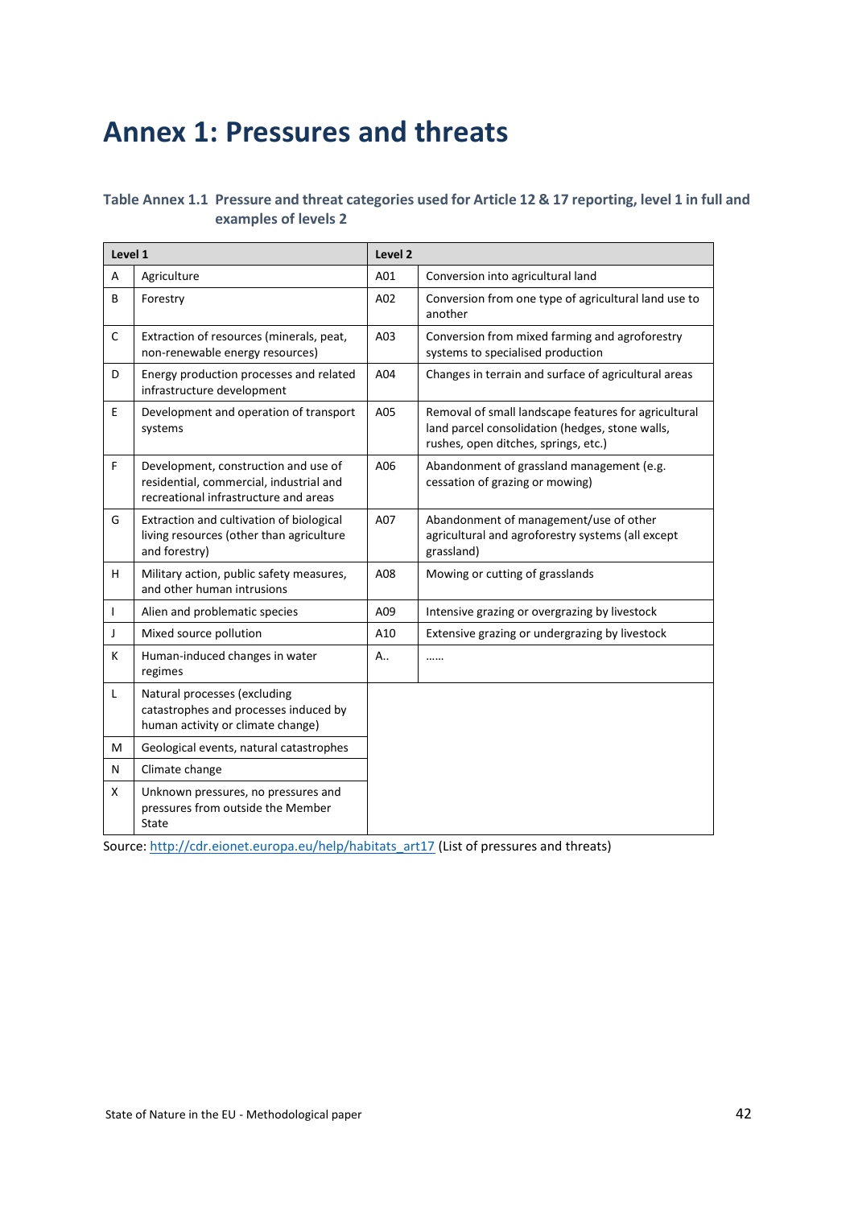# Annex 1: Pressures and threats

### Table Annex 1.1 Pressure and threat categories used for Article 12 & 17 reporting, level 1 in full and examples of levels 2

| Level 1 | | Level 2 | |
|---|---|---|---|
| A | Agriculture | A01 | Conversion into agricultural land |
| B | Forestry | A02 | Conversion from one type of agricultural land use to another |
| C | Extraction of resources (minerals, peat, non-renewable energy resources) | A03 | Conversion from mixed farming and agroforestry systems to specialised production |
| D | Energy production processes and related infrastructure development | A04 | Changes in terrain and surface of agricultural areas |
| E | Development and operation of transport systems | A05 | Removal of small landscape features for agricultural land parcel consolidation (hedges, stone walls, rushes, open ditches, springs, etc.) |
| F | Development, construction and use of residential, commercial, industrial and recreational infrastructure and areas | A06 | Abandonment of grassland management (e.g. cessation of grazing or mowing) |
| G | Extraction and cultivation of biological living resources (other than agriculture and forestry) | A07 | Abandonment of management/use of other agricultural and agroforestry systems (all except grassland) |
| H | Military action, public safety measures, and other human intrusions | A08 | Mowing or cutting of grasslands |
| I | Alien and problematic species | A09 | Intensive grazing or overgrazing by livestock |
| J | Mixed source pollution | A10 | Extensive grazing or undergrazing by livestock |
| K | Human-induced changes in water regimes | A.. | …… |
| L | Natural processes (excluding catastrophes and processes induced by human activity or climate change) | | |
| M | Geological events, natural catastrophes | | |
| N | Climate change | | |
| X | Unknown pressures, no pressures and pressures from outside the Member State | | |

Source: http://cdr.eionet.europa.eu/help/habitats_art17 (List of pressures and threats)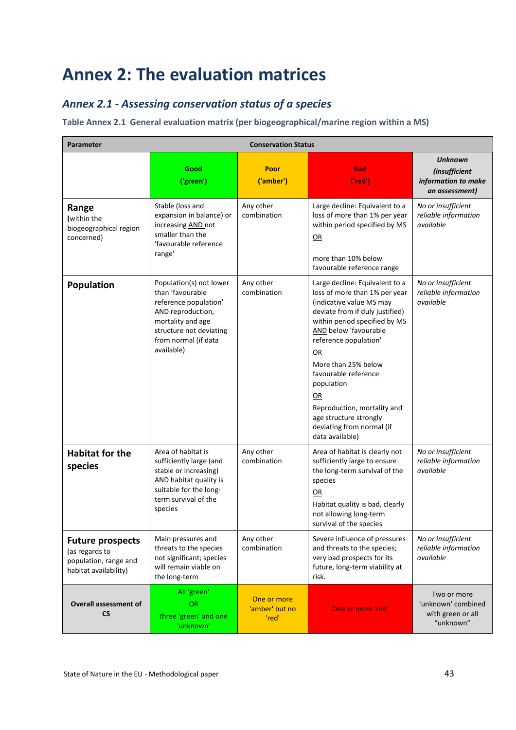# Annex 2: The evaluation matrices

## Annex 2.1 - Assessing conservation status of a species

**Table Annex 2.1 General evaluation matrix (per biogeographical/marine region within a MS)**

| Parameter | Conservation Status | | | |
|---|---|---|---|---|
| | **Good ('green')** | **Poor ('amber')** | **Bad ('red')** | ***Unknown (insufficient information to make an assessment)*** |
| **Range** (within the biogeographical region concerned) | Stable (loss and expansion in balance) or increasing AND not smaller than the 'favourable reference range' | Any other combination | Large decline: Equivalent to a loss of more than 1% per year within period specified by MS OR more than 10% below favourable reference range | *No or insufficient reliable information available* |
| **Population** | Population(s) not lower than 'favourable reference population' AND reproduction, mortality and age structure not deviating from normal (if data available) | Any other combination | Large decline: Equivalent to a loss of more than 1% per year (indicative value MS may deviate from if duly justified) within period specified by MS AND below 'favourable reference population' OR More than 25% below favourable reference population OR Reproduction, mortality and age structure strongly deviating from normal (if data available) | *No or insufficient reliable information available* |
| **Habitat for the species** | Area of habitat is sufficiently large (and stable or increasing) AND habitat quality is suitable for the long-term survival of the species | Any other combination | Area of habitat is clearly not sufficiently large to ensure the long-term survival of the species OR Habitat quality is bad, clearly not allowing long-term survival of the species | *No or insufficient reliable information available* |
| **Future prospects** (as regards to population, range and habitat availability) | Main pressures and threats to the species not significant; species will remain viable on the long-term | Any other combination | Severe influence of pressures and threats to the species; very bad prospects for its future, long-term viability at risk. | *No or insufficient reliable information available* |
| **Overall assessment of CS** | All 'green' OR three 'green' and one 'unknown' | One or more 'amber' but no 'red' | One or more 'red' | Two or more 'unknown' combined with green or all "unknown" |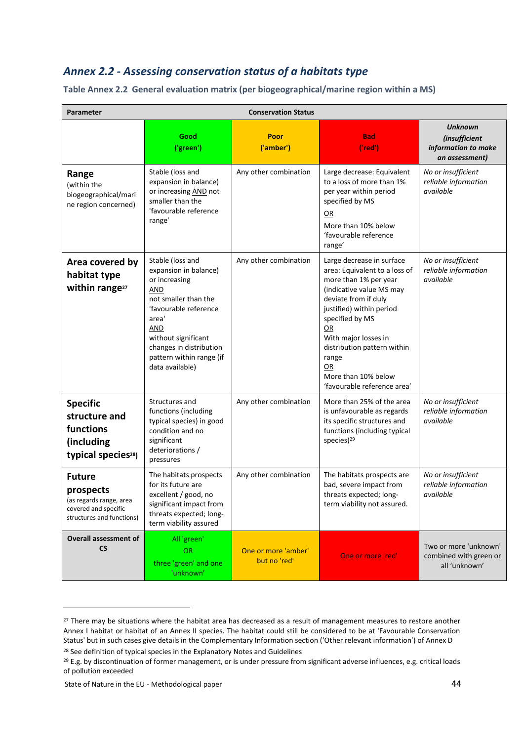## *Annex 2.2 - Assessing conservation status of a habitats type*

**Table Annex 2.2 General evaluation matrix (per biogeographical/marine region within a MS)**

| Parameter | Conservation Status | | | |
|---|---|---|---|---|
| | **Good ('green')** | **Poor ('amber')** | **Bad ('red')** | ***Unknown (insufficient information to make an assessment)*** |
| **Range** (within the biogeographical/marine region concerned) | Stable (loss and expansion in balance) or increasing AND not smaller than the 'favourable reference range' | Any other combination | Large decrease: Equivalent to a loss of more than 1% per year within period specified by MS OR More than 10% below 'favourable reference range' | *No or insufficient reliable information available* |
| **Area covered by habitat type within range**[27] | Stable (loss and expansion in balance) or increasing AND not smaller than the 'favourable reference area' AND without significant changes in distribution pattern within range (if data available) | Any other combination | Large decrease in surface area: Equivalent to a loss of more than 1% per year (indicative value MS may deviate from if duly justified) within period specified by MS OR With major losses in distribution pattern within range OR More than 10% below 'favourable reference area' | *No or insufficient reliable information available* |
| **Specific structure and functions (including typical species**[28]**)** | Structures and functions (including typical species) in good condition and no significant deteriorations / pressures | Any other combination | More than 25% of the area is unfavourable as regards its specific structures and functions (including typical species)[29] | *No or insufficient reliable information available* |
| **Future prospects** (as regards range, area covered and specific structures and functions) | The habitats prospects for its future are excellent / good, no significant impact from threats expected; long-term viability assured | Any other combination | The habitats prospects are bad, severe impact from threats expected; long-term viability not assured. | *No or insufficient reliable information available* |
| **Overall assessment of CS** | All 'green' OR three 'green' and one 'unknown' | One or more 'amber' but no 'red' | One or more 'red' | Two or more 'unknown' combined with green or all 'unknown' |

[27] There may be situations where the habitat area has decreased as a result of management measures to restore another Annex I habitat or habitat of an Annex II species. The habitat could still be considered to be at 'Favourable Conservation Status' but in such cases give details in the Complementary Information section ('Other relevant information') of Annex D

[28] See definition of typical species in the Explanatory Notes and Guidelines

[29] E.g. by discontinuation of former management, or is under pressure from significant adverse influences, e.g. critical loads of pollution exceeded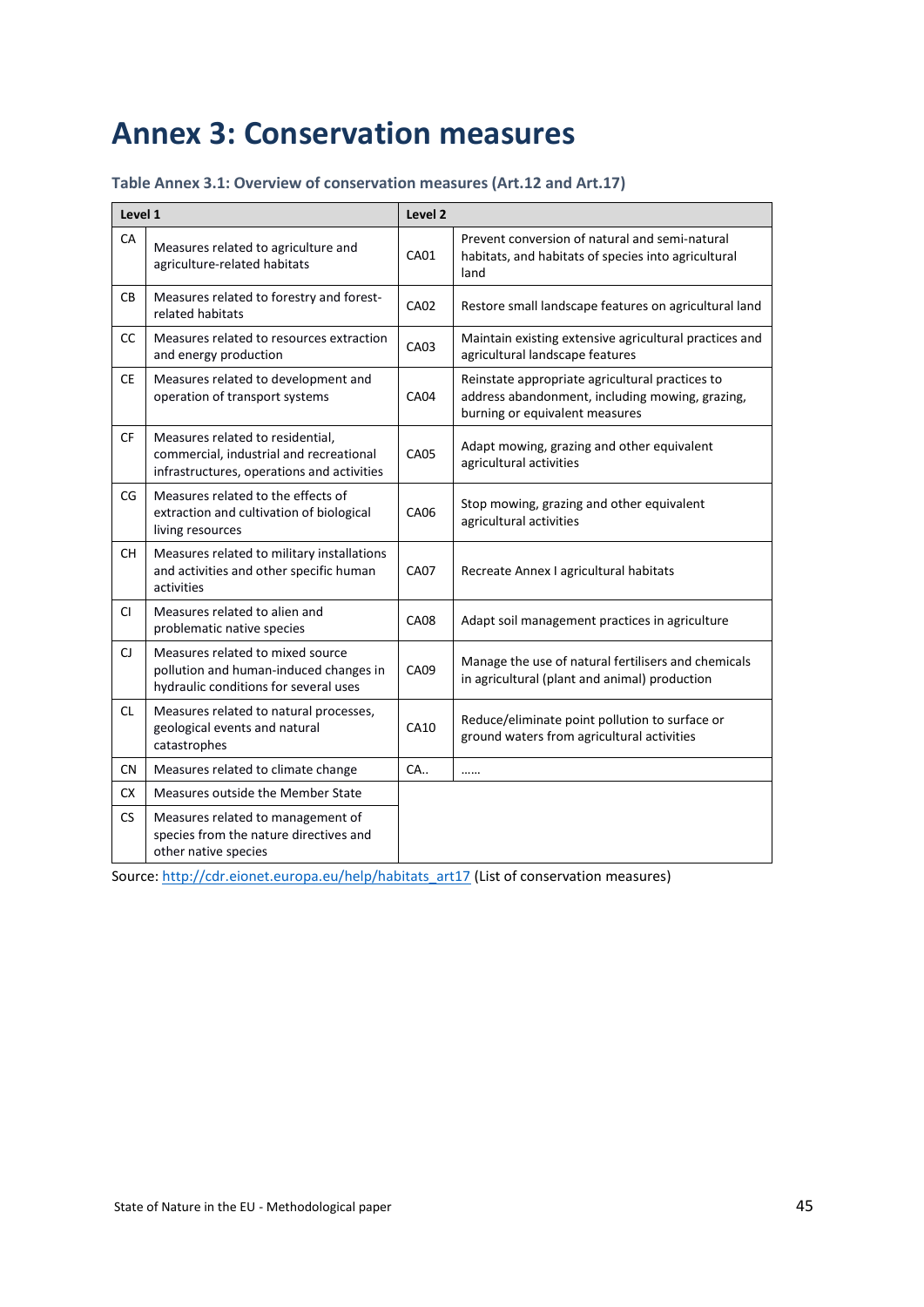# Annex 3: Conservation measures

### Table Annex 3.1: Overview of conservation measures (Art.12 and Art.17)

| Level 1 | | Level 2 | |
|---|---|---|---|
| CA | Measures related to agriculture and agriculture-related habitats | CA01 | Prevent conversion of natural and semi-natural habitats, and habitats of species into agricultural land |
| CB | Measures related to forestry and forest-related habitats | CA02 | Restore small landscape features on agricultural land |
| CC | Measures related to resources extraction and energy production | CA03 | Maintain existing extensive agricultural practices and agricultural landscape features |
| CE | Measures related to development and operation of transport systems | CA04 | Reinstate appropriate agricultural practices to address abandonment, including mowing, grazing, burning or equivalent measures |
| CF | Measures related to residential, commercial, industrial and recreational infrastructures, operations and activities | CA05 | Adapt mowing, grazing and other equivalent agricultural activities |
| CG | Measures related to the effects of extraction and cultivation of biological living resources | CA06 | Stop mowing, grazing and other equivalent agricultural activities |
| CH | Measures related to military installations and activities and other specific human activities | CA07 | Recreate Annex I agricultural habitats |
| CI | Measures related to alien and problematic native species | CA08 | Adapt soil management practices in agriculture |
| CJ | Measures related to mixed source pollution and human-induced changes in hydraulic conditions for several uses | CA09 | Manage the use of natural fertilisers and chemicals in agricultural (plant and animal) production |
| CL | Measures related to natural processes, geological events and natural catastrophes | CA10 | Reduce/eliminate point pollution to surface or ground waters from agricultural activities |
| CN | Measures related to climate change | CA.. | …… |
| CX | Measures outside the Member State | | |
| CS | Measures related to management of species from the nature directives and other native species | | |

Source: http://cdr.eionet.europa.eu/help/habitats_art17 (List of conservation measures)